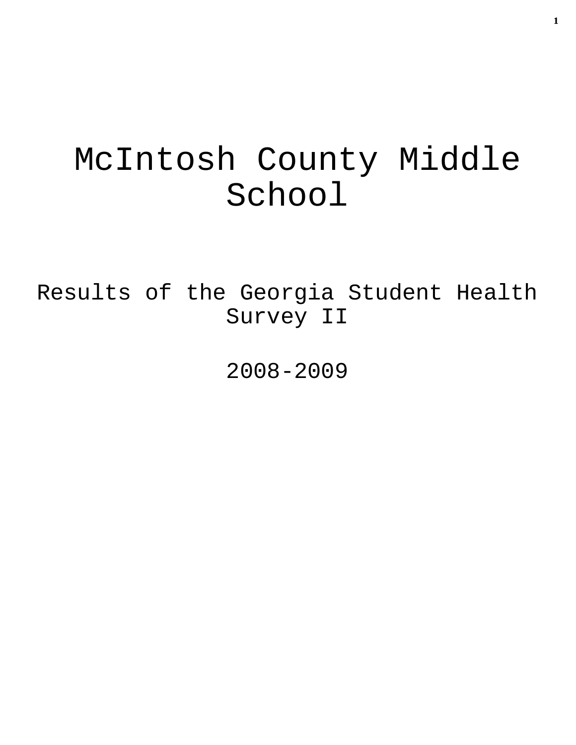# McIntosh County Middle School

## Results of the Georgia Student Health Survey II

## 2008-2009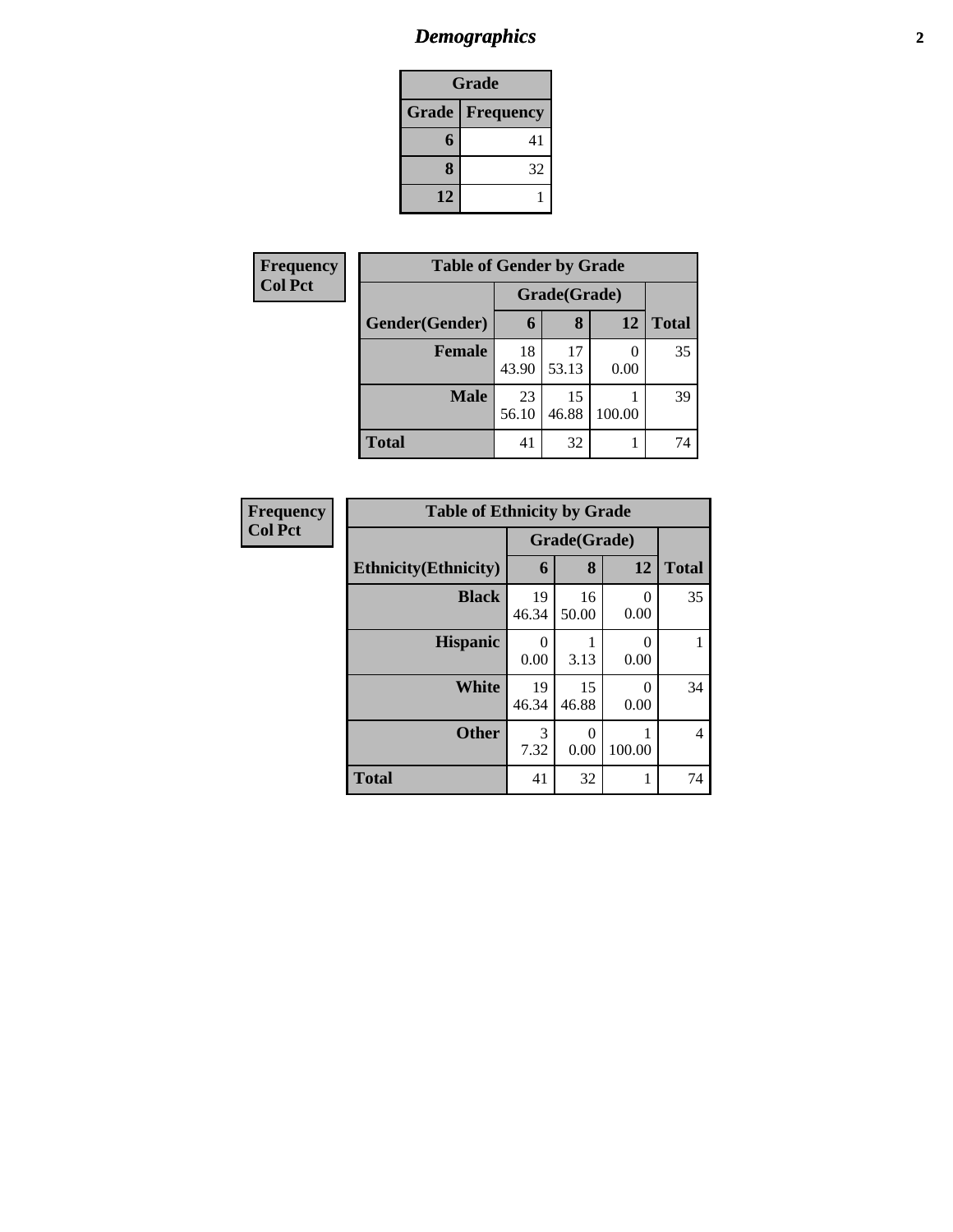# Demographics

| Grade | |
|---|---|
| **Grade** | **Frequency** |
| **6** | 41 |
| **8** | 32 |
| **12** | 1 |

Frequency
Col Pct

| Table of Gender by Grade | | | | |
|---|---|---|---|---|
| | Grade(Grade) | | | |
| **Gender(Gender)** | **6** | **8** | **12** | **Total** |
| **Female** | 18<br>43.90 | 17<br>53.13 | 0<br>0.00 | 35 |
| **Male** | 23<br>56.10 | 15<br>46.88 | 1<br>100.00 | 39 |
| **Total** | 41 | 32 | 1 | 74 |

Frequency
Col Pct

| Table of Ethnicity by Grade | | | | |
|---|---|---|---|---|
| | Grade(Grade) | | | |
| **Ethnicity(Ethnicity)** | **6** | **8** | **12** | **Total** |
| **Black** | 19<br>46.34 | 16<br>50.00 | 0<br>0.00 | 35 |
| **Hispanic** | 0<br>0.00 | 1<br>3.13 | 0<br>0.00 | 1 |
| **White** | 19<br>46.34 | 15<br>46.88 | 0<br>0.00 | 34 |
| **Other** | 3<br>7.32 | 0<br>0.00 | 1<br>100.00 | 4 |
| **Total** | 41 | 32 | 1 | 74 |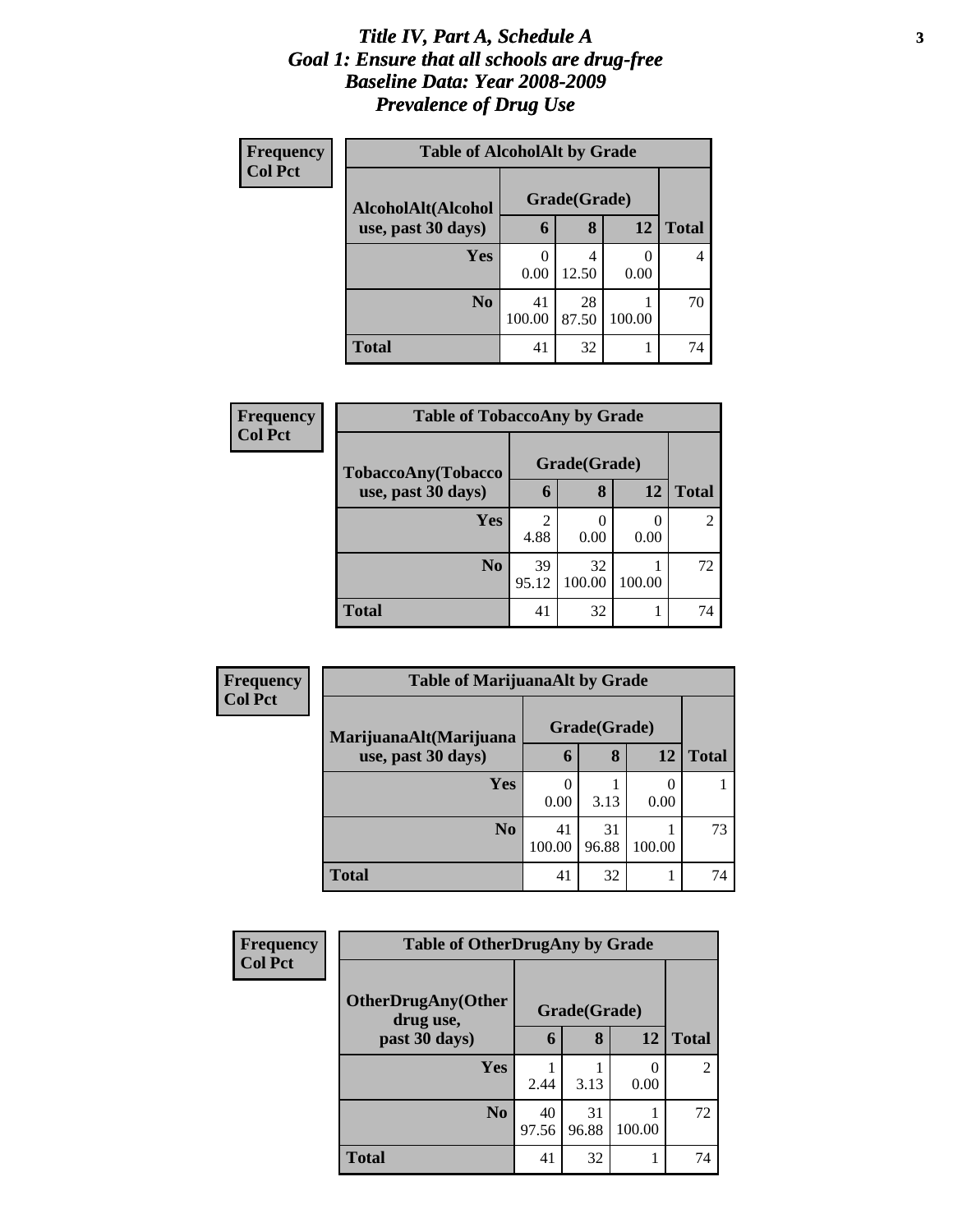# *Title IV, Part A, Schedule A*
# *Goal 1: Ensure that all schools are drug-free*
# *Baseline Data: Year 2008-2009*
# *Prevalence of Drug Use*

**Frequency**
**Col Pct**

**Table of AlcoholAlt by Grade**

| AlcoholAlt(Alcohol use, past 30 days) | Grade(Grade) | | | |
|---|---|---|---|---|
| | 6 | 8 | 12 | Total |
| Yes | 0<br>0.00 | 4<br>12.50 | 0<br>0.00 | 4 |
| No | 41<br>100.00 | 28<br>87.50 | 1<br>100.00 | 70 |
| Total | 41 | 32 | 1 | 74 |

**Frequency**
**Col Pct**

**Table of TobaccoAny by Grade**

| TobaccoAny(Tobacco use, past 30 days) | Grade(Grade) | | | |
|---|---|---|---|---|
| | 6 | 8 | 12 | Total |
| Yes | 2<br>4.88 | 0<br>0.00 | 0<br>0.00 | 2 |
| No | 39<br>95.12 | 32<br>100.00 | 1<br>100.00 | 72 |
| Total | 41 | 32 | 1 | 74 |

**Frequency**
**Col Pct**

**Table of MarijuanaAlt by Grade**

| MarijuanaAlt(Marijuana use, past 30 days) | Grade(Grade) | | | |
|---|---|---|---|---|
| | 6 | 8 | 12 | Total |
| Yes | 0<br>0.00 | 1<br>3.13 | 0<br>0.00 | 1 |
| No | 41<br>100.00 | 31<br>96.88 | 1<br>100.00 | 73 |
| Total | 41 | 32 | 1 | 74 |

**Frequency**
**Col Pct**

**Table of OtherDrugAny by Grade**

| OtherDrugAny(Other drug use, past 30 days) | Grade(Grade) | | | |
|---|---|---|---|---|
| | 6 | 8 | 12 | Total |
| Yes | 1<br>2.44 | 1<br>3.13 | 0<br>0.00 | 2 |
| No | 40<br>97.56 | 31<br>96.88 | 1<br>100.00 | 72 |
| Total | 41 | 32 | 1 | 74 |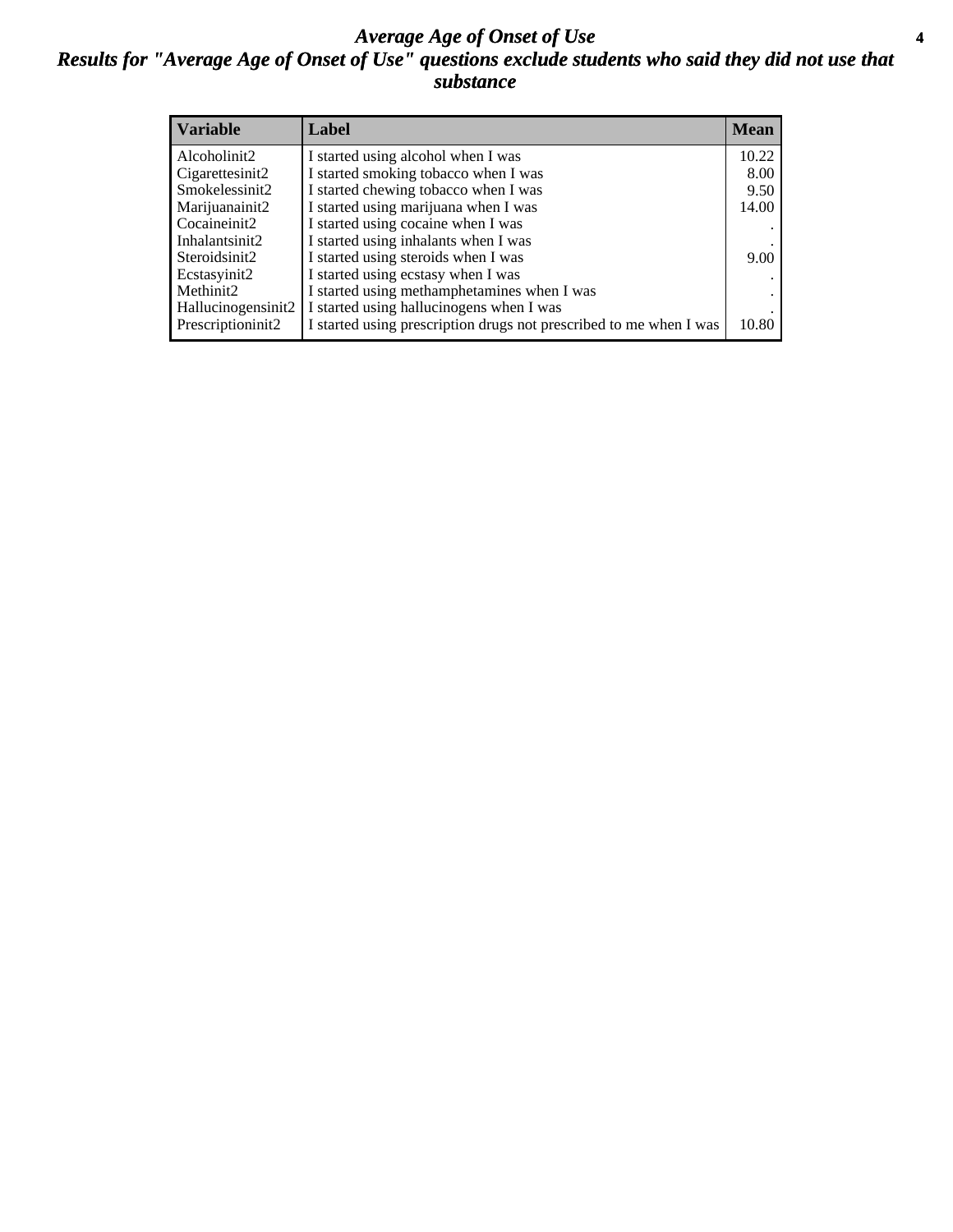# Average Age of Onset of Use

## Results for "Average Age of Onset of Use" questions exclude students who said they did not use that substance

| Variable | Label | Mean |
|---|---|---|
| Alcoholinit2 | I started using alcohol when I was | 10.22 |
| Cigarettesinit2 | I started smoking tobacco when I was | 8.00 |
| Smokelessinit2 | I started chewing tobacco when I was | 9.50 |
| Marijuanainit2 | I started using marijuana when I was | 14.00 |
| Cocaineinit2 | I started using cocaine when I was | . |
| Inhalantsinit2 | I started using inhalants when I was | . |
| Steroidsinit2 | I started using steroids when I was | 9.00 |
| Ecstasyinit2 | I started using ecstasy when I was | . |
| Methinit2 | I started using methamphetamines when I was | . |
| Hallucinogensinit2 | I started using hallucinogens when I was | . |
| Prescriptioninit2 | I started using prescription drugs not prescribed to me when I was | 10.80 |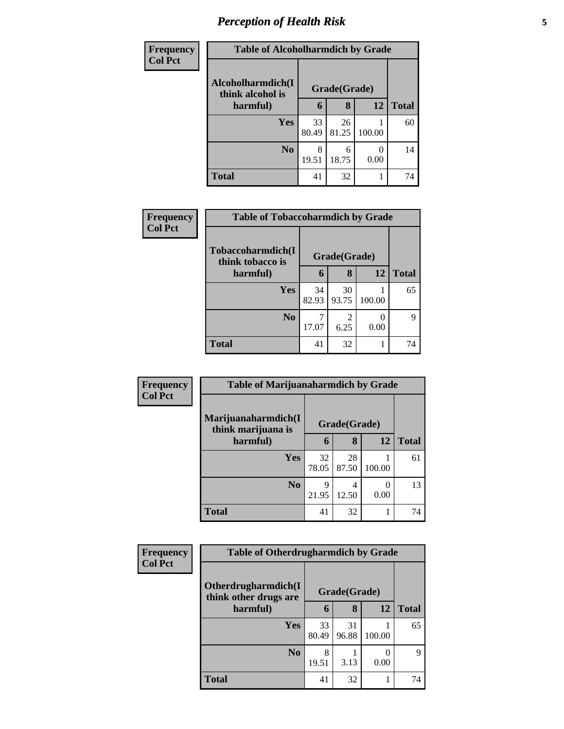## *Perception of Health Risk*

| Frequency<br>Col Pct | | | | |
|---|---|---|---|---|

**Table of Alcoholharmdich by Grade**

| Alcoholharmdich(I think alcohol is harmful) | Grade(Grade) | | | Total |
|---|---|---|---|---|
| | 6 | 8 | 12 | |
| Yes | 33<br>80.49 | 26<br>81.25 | 1<br>100.00 | 60 |
| No | 8<br>19.51 | 6<br>18.75 | 0<br>0.00 | 14 |
| Total | 41 | 32 | 1 | 74 |

| Frequency<br>Col Pct | | | | |
|---|---|---|---|---|

**Table of Tobaccoharmdich by Grade**

| Tobaccoharmdich(I think tobacco is harmful) | Grade(Grade) | | | Total |
|---|---|---|---|---|
| | 6 | 8 | 12 | |
| Yes | 34<br>82.93 | 30<br>93.75 | 1<br>100.00 | 65 |
| No | 7<br>17.07 | 2<br>6.25 | 0<br>0.00 | 9 |
| Total | 41 | 32 | 1 | 74 |

| Frequency<br>Col Pct | | | | |
|---|---|---|---|---|

**Table of Marijuanaharmdich by Grade**

| Marijuanaharmdich(I think marijuana is harmful) | Grade(Grade) | | | Total |
|---|---|---|---|---|
| | 6 | 8 | 12 | |
| Yes | 32<br>78.05 | 28<br>87.50 | 1<br>100.00 | 61 |
| No | 9<br>21.95 | 4<br>12.50 | 0<br>0.00 | 13 |
| Total | 41 | 32 | 1 | 74 |

| Frequency<br>Col Pct | | | | |
|---|---|---|---|---|

**Table of Otherdrugharmdich by Grade**

| Otherdrugharmdich(I think other drugs are harmful) | Grade(Grade) | | | Total |
|---|---|---|---|---|
| | 6 | 8 | 12 | |
| Yes | 33<br>80.49 | 31<br>96.88 | 1<br>100.00 | 65 |
| No | 8<br>19.51 | 1<br>3.13 | 0<br>0.00 | 9 |
| Total | 41 | 32 | 1 | 74 |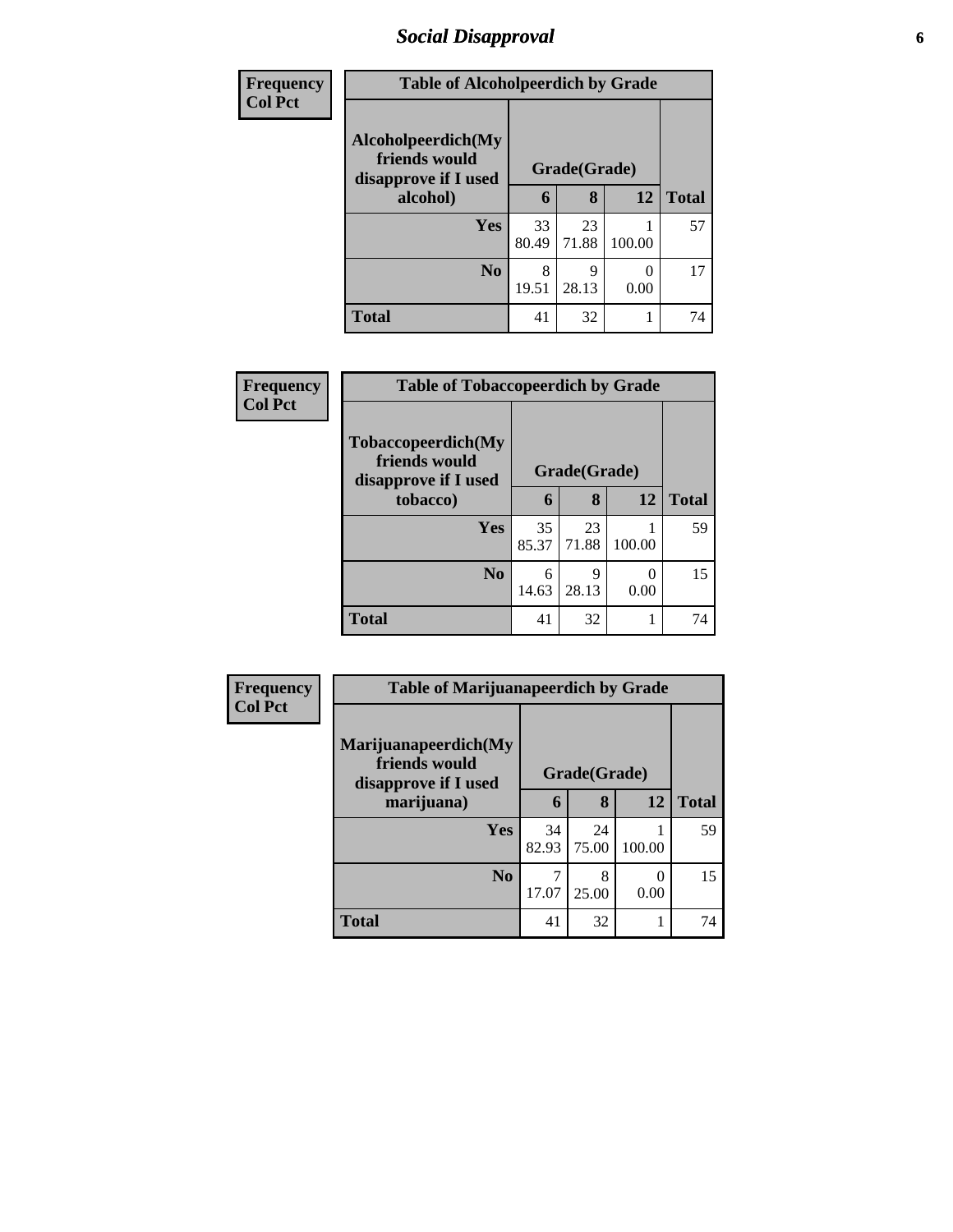# *Social Disapproval*

| Frequency<br>Col Pct |
|---|

**Table of Alcoholpeerdich by Grade**

| Alcoholpeerdich(My friends would disapprove if I used alcohol) | Grade(Grade) | | | Total |
|---|---|---|---|---|
| | 6 | 8 | 12 | |
| Yes | 33<br>80.49 | 23<br>71.88 | 1<br>100.00 | 57 |
| No | 8<br>19.51 | 9<br>28.13 | 0<br>0.00 | 17 |
| Total | 41 | 32 | 1 | 74 |

| Frequency<br>Col Pct |
|---|

**Table of Tobaccopeerdich by Grade**

| Tobaccopeerdich(My friends would disapprove if I used tobacco) | Grade(Grade) | | | Total |
|---|---|---|---|---|
| | 6 | 8 | 12 | |
| Yes | 35<br>85.37 | 23<br>71.88 | 1<br>100.00 | 59 |
| No | 6<br>14.63 | 9<br>28.13 | 0<br>0.00 | 15 |
| Total | 41 | 32 | 1 | 74 |

| Frequency<br>Col Pct |
|---|

**Table of Marijuanapeerdich by Grade**

| Marijuanapeerdich(My friends would disapprove if I used marijuana) | Grade(Grade) | | | Total |
|---|---|---|---|---|
| | 6 | 8 | 12 | |
| Yes | 34<br>82.93 | 24<br>75.00 | 1<br>100.00 | 59 |
| No | 7<br>17.07 | 8<br>25.00 | 0<br>0.00 | 15 |
| Total | 41 | 32 | 1 | 74 |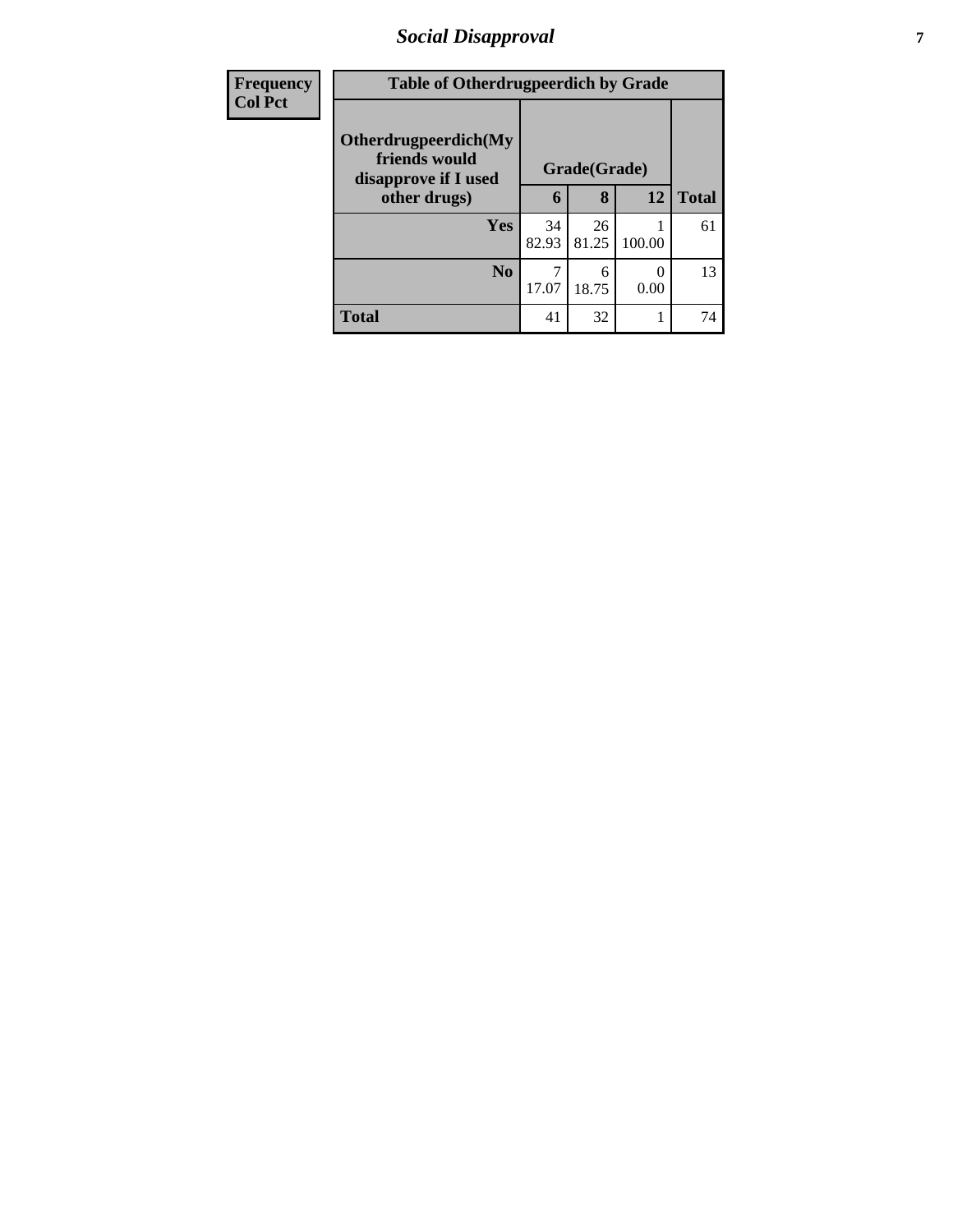| Frequency<br>Col Pct |
|---|

**Table of Otherdrugpeerdich by Grade**

| Otherdrugpeerdich(My friends would disapprove if I used other drugs) | Grade(Grade) | | | Total |
|---|---|---|---|---|
| | 6 | 8 | 12 | |
| Yes | 34<br>82.93 | 26<br>81.25 | 1<br>100.00 | 61 |
| No | 7<br>17.07 | 6<br>18.75 | 0<br>0.00 | 13 |
| Total | 41 | 32 | 1 | 74 |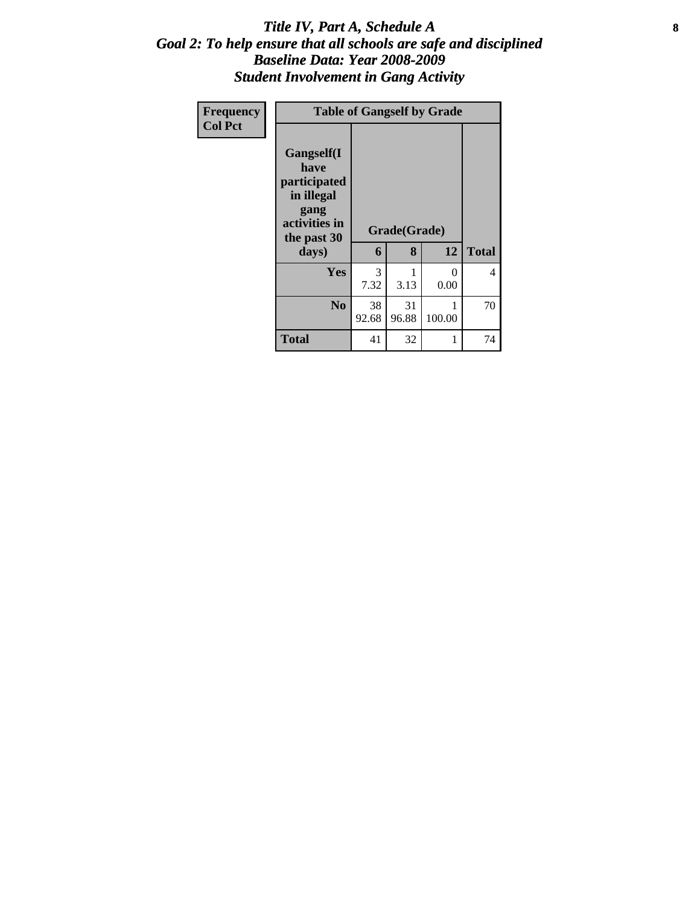# *Title IV, Part A, Schedule A*
## *Goal 2: To help ensure that all schools are safe and disciplined*
## *Baseline Data: Year 2008-2009*
## *Student Involvement in Gang Activity*

| Frequency<br>Col Pct | Table of Gangself by Grade | | | |
|---|---|---|---|---|
| Gangself(I have participated in illegal gang activities in the past 30 days) | Grade(Grade) | | | |
| | 6 | 8 | 12 | Total |
| Yes | 3<br>7.32 | 1<br>3.13 | 0<br>0.00 | 4 |
| No | 38<br>92.68 | 31<br>96.88 | 1<br>100.00 | 70 |
| Total | 41 | 32 | 1 | 74 |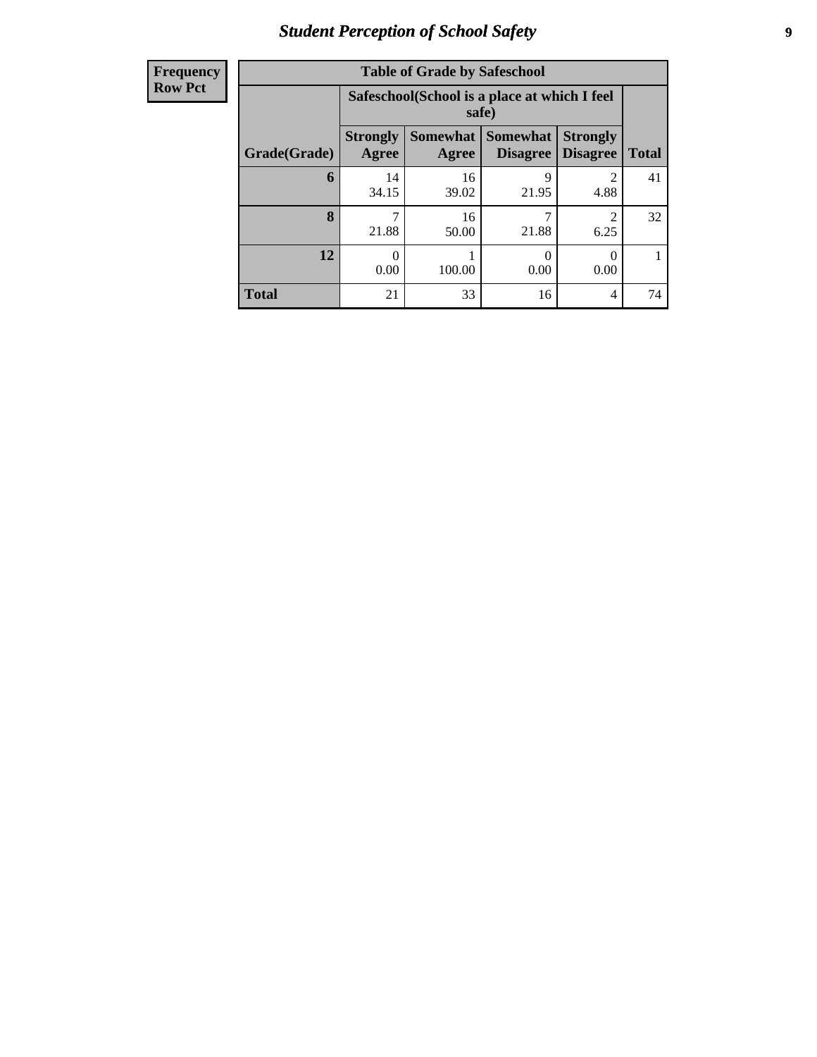| Frequency<br>Row Pct |
|---|

| Table of Grade by Safeschool | | | | | |
|---|---|---|---|---|---|
| | Safeschool(School is a place at which I feel safe) | | | | |
| Grade(Grade) | Strongly Agree | Somewhat Agree | Somewhat Disagree | Strongly Disagree | Total |
| **6** | 14<br>34.15 | 16<br>39.02 | 9<br>21.95 | 2<br>4.88 | 41 |
| **8** | 7<br>21.88 | 16<br>50.00 | 7<br>21.88 | 2<br>6.25 | 32 |
| **12** | 0<br>0.00 | 1<br>100.00 | 0<br>0.00 | 0<br>0.00 | 1 |
| **Total** | 21 | 33 | 16 | 4 | 74 |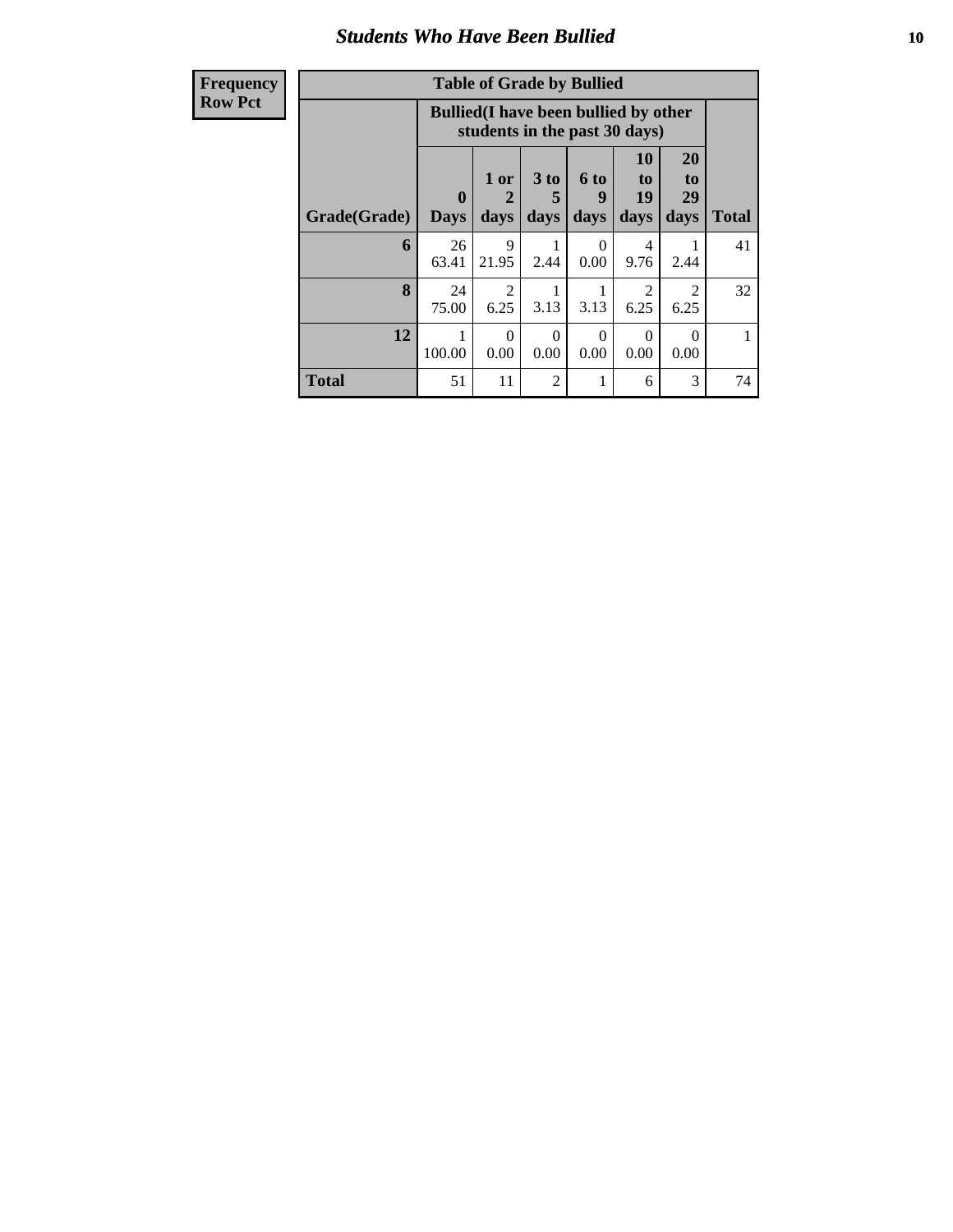## Students Who Have Been Bullied

| Frequency<br>Row Pct | | | | | | | |
|---|---|---|---|---|---|---|---|

**Table of Grade by Bullied**

| Grade(Grade) | Bullied(I have been bullied by other students in the past 30 days) 0 Days | 1 or 2 days | 3 to 5 days | 6 to 9 days | 10 to 19 days | 20 to 29 days | Total |
|---|---|---|---|---|---|---|---|
| 6 | 26<br>63.41 | 9<br>21.95 | 1<br>2.44 | 0<br>0.00 | 4<br>9.76 | 1<br>2.44 | 41 |
| 8 | 24<br>75.00 | 2<br>6.25 | 1<br>3.13 | 1<br>3.13 | 2<br>6.25 | 2<br>6.25 | 32 |
| 12 | 1<br>100.00 | 0<br>0.00 | 0<br>0.00 | 0<br>0.00 | 0<br>0.00 | 0<br>0.00 | 1 |
| Total | 51 | 11 | 2 | 1 | 6 | 3 | 74 |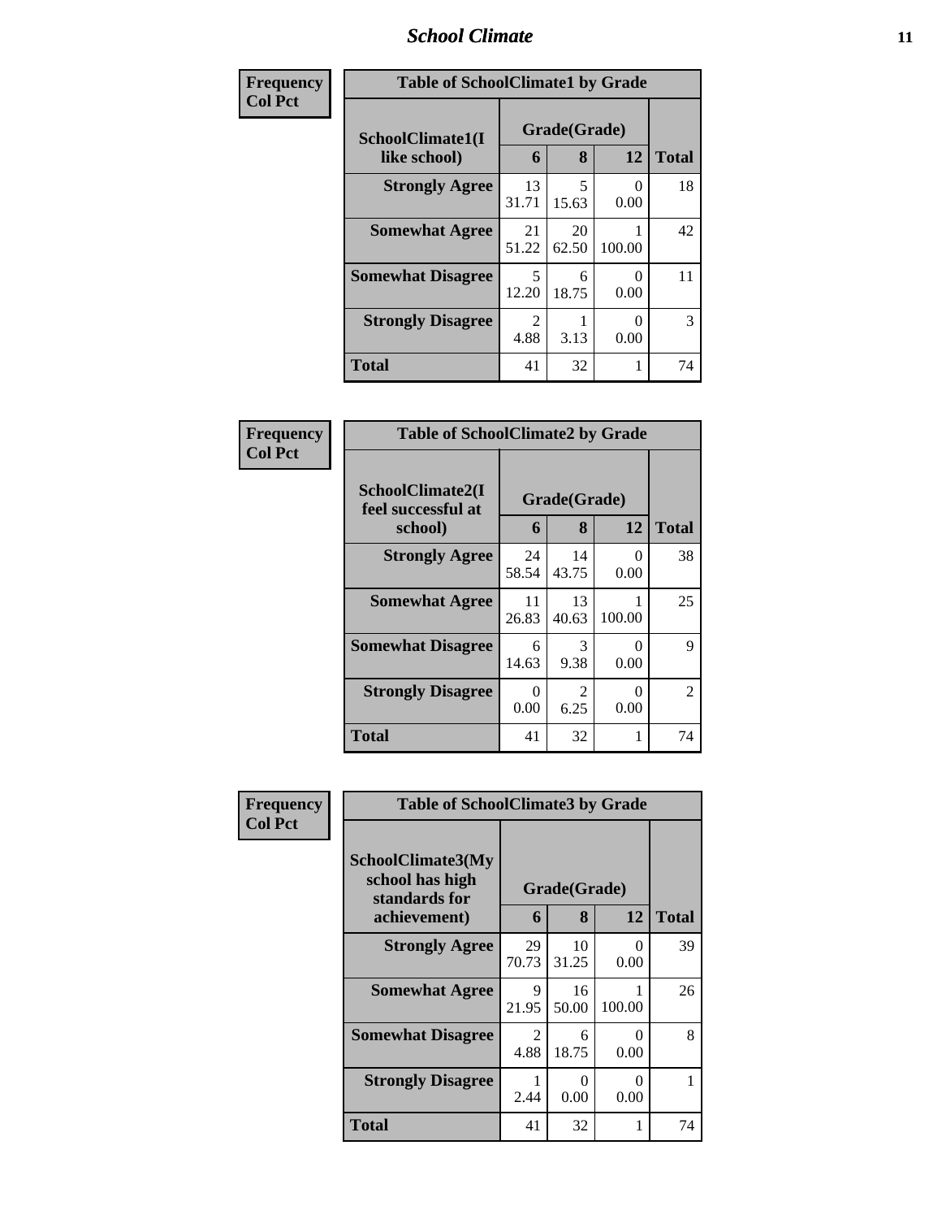| Frequency<br>Col Pct | Table of SchoolClimate1 by Grade | | | |
|---|---|---|---|---|
| SchoolClimate1(I like school) | Grade(Grade) | | | |
| | 6 | 8 | 12 | Total |
| Strongly Agree | 13<br>31.71 | 5<br>15.63 | 0<br>0.00 | 18 |
| Somewhat Agree | 21<br>51.22 | 20<br>62.50 | 1<br>100.00 | 42 |
| Somewhat Disagree | 5<br>12.20 | 6<br>18.75 | 0<br>0.00 | 11 |
| Strongly Disagree | 2<br>4.88 | 1<br>3.13 | 0<br>0.00 | 3 |
| Total | 41 | 32 | 1 | 74 |

| Frequency<br>Col Pct | Table of SchoolClimate2 by Grade | | | |
|---|---|---|---|---|
| SchoolClimate2(I feel successful at school) | Grade(Grade) | | | |
| | 6 | 8 | 12 | Total |
| Strongly Agree | 24<br>58.54 | 14<br>43.75 | 0<br>0.00 | 38 |
| Somewhat Agree | 11<br>26.83 | 13<br>40.63 | 1<br>100.00 | 25 |
| Somewhat Disagree | 6<br>14.63 | 3<br>9.38 | 0<br>0.00 | 9 |
| Strongly Disagree | 0<br>0.00 | 2<br>6.25 | 0<br>0.00 | 2 |
| Total | 41 | 32 | 1 | 74 |

| Frequency<br>Col Pct | Table of SchoolClimate3 by Grade | | | |
|---|---|---|---|---|
| SchoolClimate3(My school has high standards for achievement) | Grade(Grade) | | | |
| | 6 | 8 | 12 | Total |
| Strongly Agree | 29<br>70.73 | 10<br>31.25 | 0<br>0.00 | 39 |
| Somewhat Agree | 9<br>21.95 | 16<br>50.00 | 1<br>100.00 | 26 |
| Somewhat Disagree | 2<br>4.88 | 6<br>18.75 | 0<br>0.00 | 8 |
| Strongly Disagree | 1<br>2.44 | 0<br>0.00 | 0<br>0.00 | 1 |
| Total | 41 | 32 | 1 | 74 |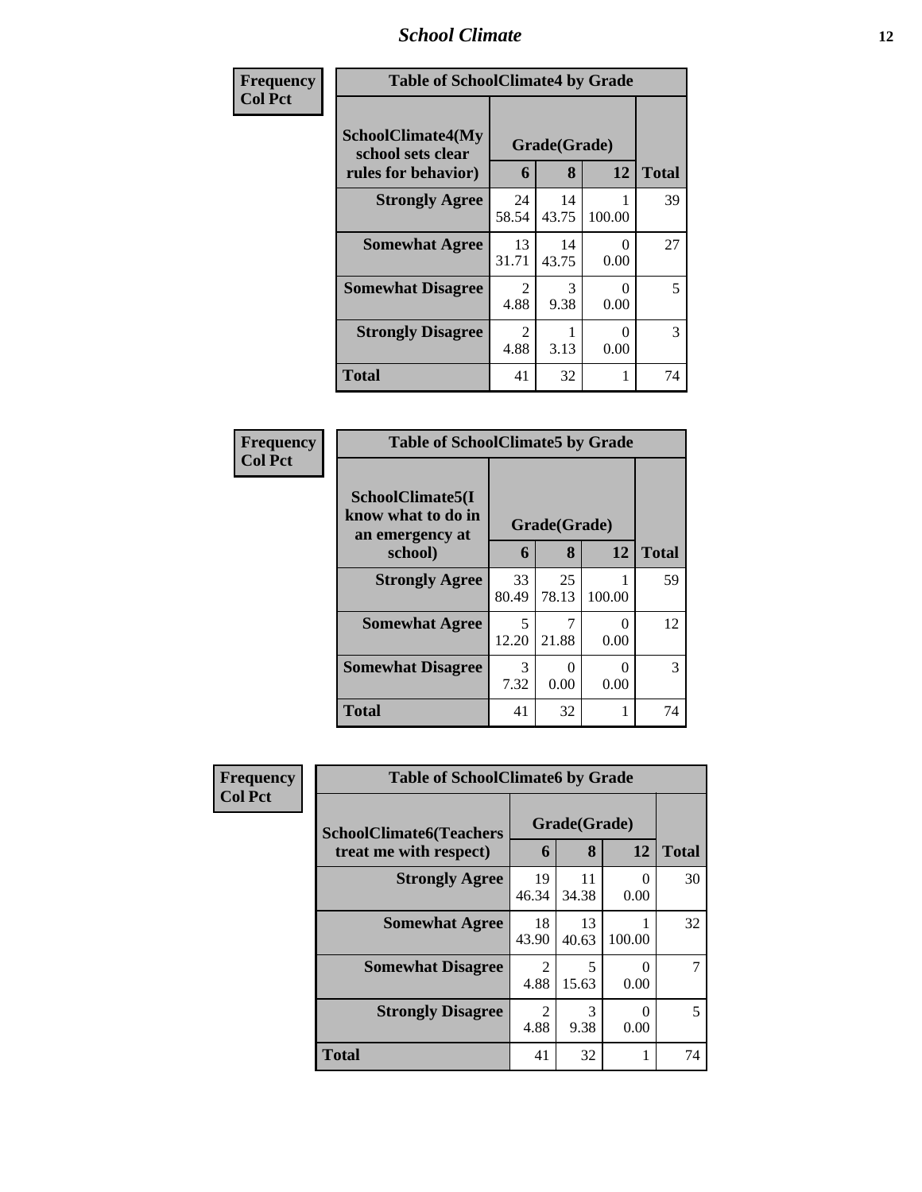| Frequency<br>Col Pct |
|---|

| Table of SchoolClimate4 by Grade | | | | |
|---|---|---|---|---|
| SchoolClimate4(My school sets clear rules for behavior) | Grade(Grade) | | | |
| | 6 | 8 | 12 | Total |
| Strongly Agree | 24<br>58.54 | 14<br>43.75 | 1<br>100.00 | 39 |
| Somewhat Agree | 13<br>31.71 | 14<br>43.75 | 0<br>0.00 | 27 |
| Somewhat Disagree | 2<br>4.88 | 3<br>9.38 | 0<br>0.00 | 5 |
| Strongly Disagree | 2<br>4.88 | 1<br>3.13 | 0<br>0.00 | 3 |
| Total | 41 | 32 | 1 | 74 |

| Frequency<br>Col Pct |
|---|

| Table of SchoolClimate5 by Grade | | | | |
|---|---|---|---|---|
| SchoolClimate5(I know what to do in an emergency at school) | Grade(Grade) | | | |
| | 6 | 8 | 12 | Total |
| Strongly Agree | 33<br>80.49 | 25<br>78.13 | 1<br>100.00 | 59 |
| Somewhat Agree | 5<br>12.20 | 7<br>21.88 | 0<br>0.00 | 12 |
| Somewhat Disagree | 3<br>7.32 | 0<br>0.00 | 0<br>0.00 | 3 |
| Total | 41 | 32 | 1 | 74 |

| Frequency<br>Col Pct |
|---|

| Table of SchoolClimate6 by Grade | | | | |
|---|---|---|---|---|
| SchoolClimate6(Teachers treat me with respect) | Grade(Grade) | | | |
| | 6 | 8 | 12 | Total |
| Strongly Agree | 19<br>46.34 | 11<br>34.38 | 0<br>0.00 | 30 |
| Somewhat Agree | 18<br>43.90 | 13<br>40.63 | 1<br>100.00 | 32 |
| Somewhat Disagree | 2<br>4.88 | 5<br>15.63 | 0<br>0.00 | 7 |
| Strongly Disagree | 2<br>4.88 | 3<br>9.38 | 0<br>0.00 | 5 |
| Total | 41 | 32 | 1 | 74 |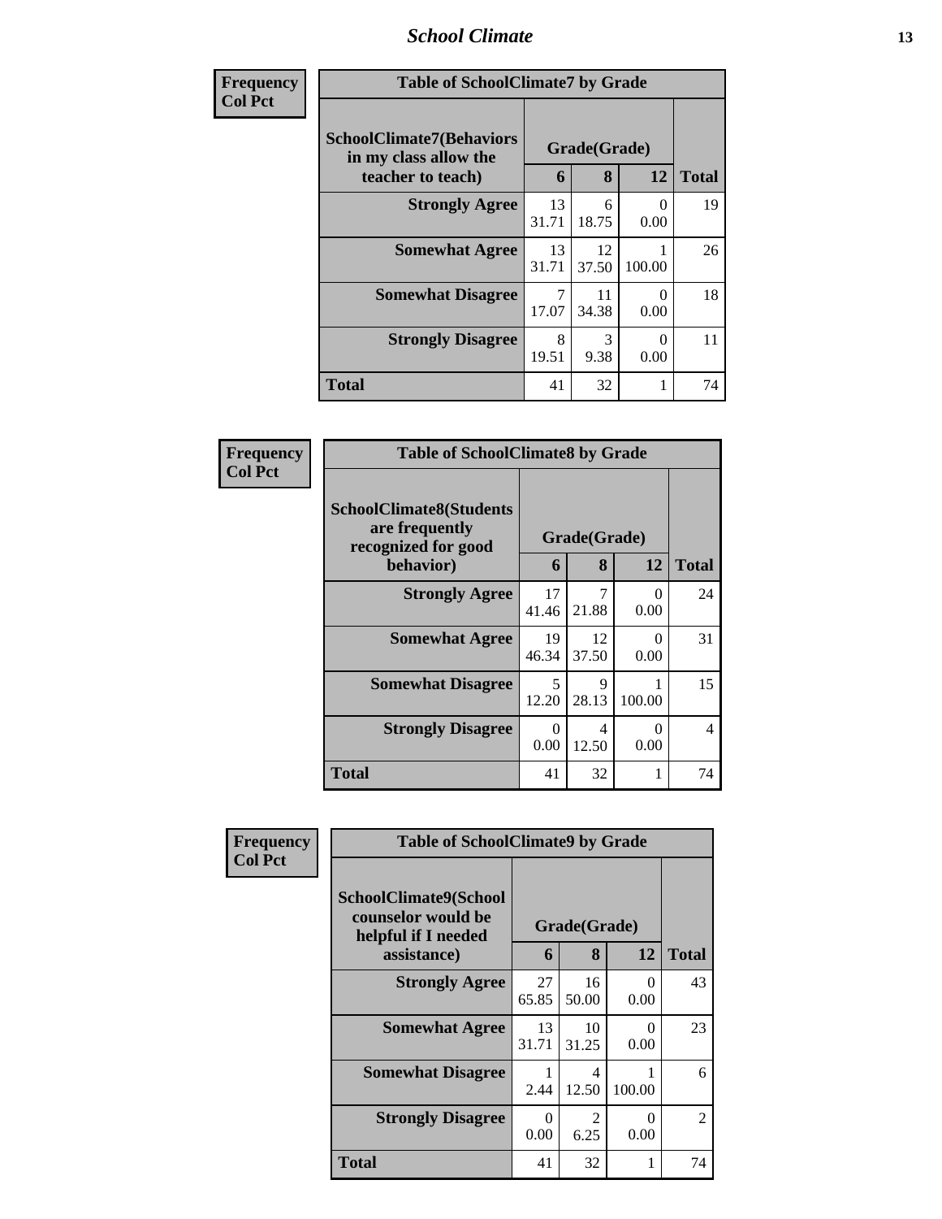| Frequency<br>Col Pct | | | | |
|---|---|---|---|---|

**Table of SchoolClimate7 by Grade**

| SchoolClimate7(Behaviors in my class allow the teacher to teach) | Grade(Grade) | | | Total |
|---|---|---|---|---|
| | 6 | 8 | 12 | |
| **Strongly Agree** | 13<br>31.71 | 6<br>18.75 | 0<br>0.00 | 19 |
| **Somewhat Agree** | 13<br>31.71 | 12<br>37.50 | 1<br>100.00 | 26 |
| **Somewhat Disagree** | 7<br>17.07 | 11<br>34.38 | 0<br>0.00 | 18 |
| **Strongly Disagree** | 8<br>19.51 | 3<br>9.38 | 0<br>0.00 | 11 |
| **Total** | 41 | 32 | 1 | 74 |

| Frequency<br>Col Pct | | | | |
|---|---|---|---|---|

**Table of SchoolClimate8 by Grade**

| SchoolClimate8(Students are frequently recognized for good behavior) | Grade(Grade) | | | Total |
|---|---|---|---|---|
| | 6 | 8 | 12 | |
| **Strongly Agree** | 17<br>41.46 | 7<br>21.88 | 0<br>0.00 | 24 |
| **Somewhat Agree** | 19<br>46.34 | 12<br>37.50 | 0<br>0.00 | 31 |
| **Somewhat Disagree** | 5<br>12.20 | 9<br>28.13 | 1<br>100.00 | 15 |
| **Strongly Disagree** | 0<br>0.00 | 4<br>12.50 | 0<br>0.00 | 4 |
| **Total** | 41 | 32 | 1 | 74 |

| Frequency<br>Col Pct | | | | |
|---|---|---|---|---|

**Table of SchoolClimate9 by Grade**

| SchoolClimate9(School counselor would be helpful if I needed assistance) | Grade(Grade) | | | Total |
|---|---|---|---|---|
| | 6 | 8 | 12 | |
| **Strongly Agree** | 27<br>65.85 | 16<br>50.00 | 0<br>0.00 | 43 |
| **Somewhat Agree** | 13<br>31.71 | 10<br>31.25 | 0<br>0.00 | 23 |
| **Somewhat Disagree** | 1<br>2.44 | 4<br>12.50 | 1<br>100.00 | 6 |
| **Strongly Disagree** | 0<br>0.00 | 2<br>6.25 | 0<br>0.00 | 2 |
| **Total** | 41 | 32 | 1 | 74 |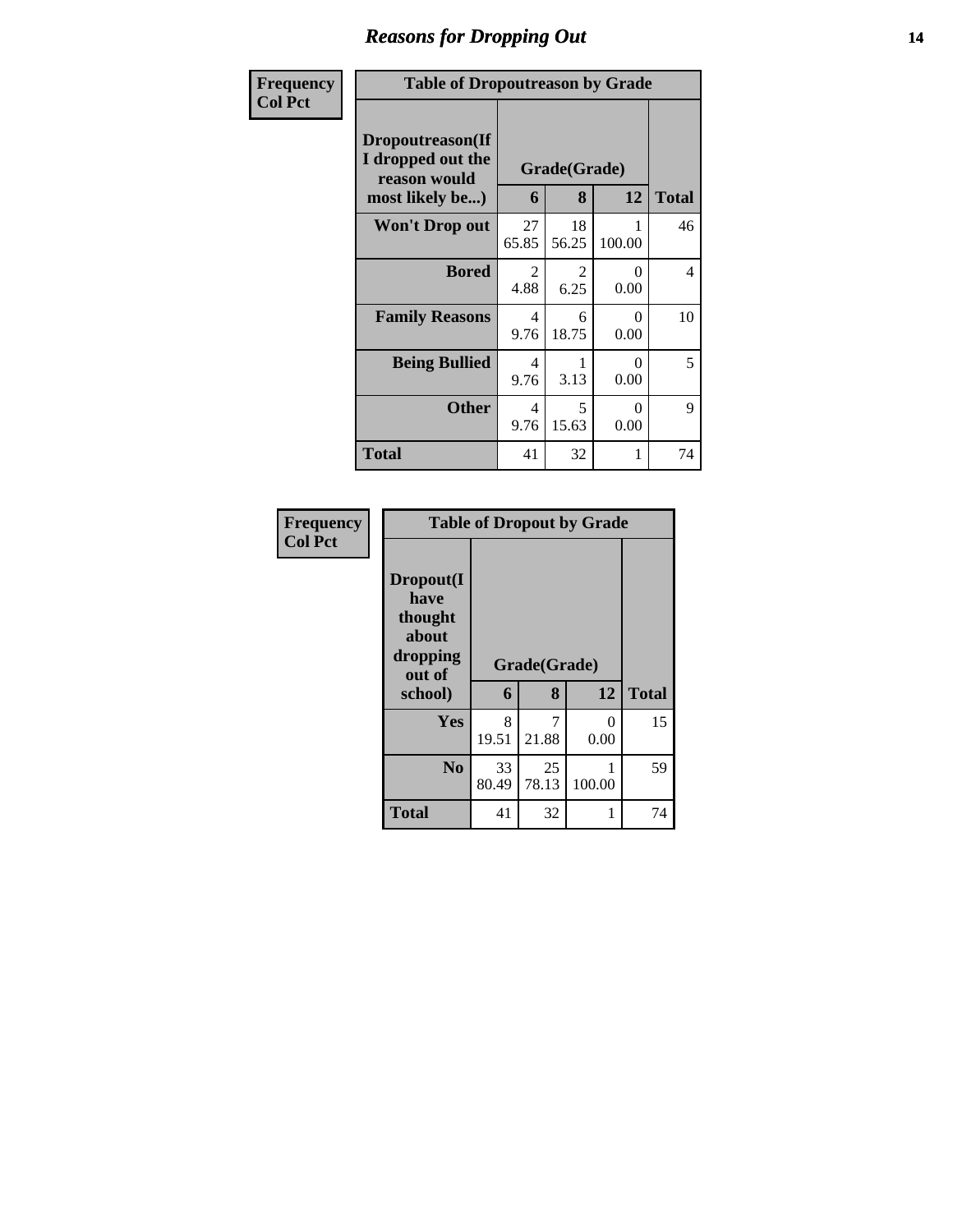# Reasons for Dropping Out

**Frequency**
**Col Pct**

**Table of Dropoutreason by Grade**

| Dropoutreason(If I dropped out the reason would most likely be...) | Grade(Grade) 6 | 8 | 12 | Total |
|---|---|---|---|---|
| **Won't Drop out** | 27<br>65.85 | 18<br>56.25 | 1<br>100.00 | 46 |
| **Bored** | 2<br>4.88 | 2<br>6.25 | 0<br>0.00 | 4 |
| **Family Reasons** | 4<br>9.76 | 6<br>18.75 | 0<br>0.00 | 10 |
| **Being Bullied** | 4<br>9.76 | 1<br>3.13 | 0<br>0.00 | 5 |
| **Other** | 4<br>9.76 | 5<br>15.63 | 0<br>0.00 | 9 |
| **Total** | 41 | 32 | 1 | 74 |

**Frequency**
**Col Pct**

**Table of Dropout by Grade**

| Dropout(I have thought about dropping out of school) | Grade(Grade) 6 | 8 | 12 | Total |
|---|---|---|---|---|
| **Yes** | 8<br>19.51 | 7<br>21.88 | 0<br>0.00 | 15 |
| **No** | 33<br>80.49 | 25<br>78.13 | 1<br>100.00 | 59 |
| **Total** | 41 | 32 | 1 | 74 |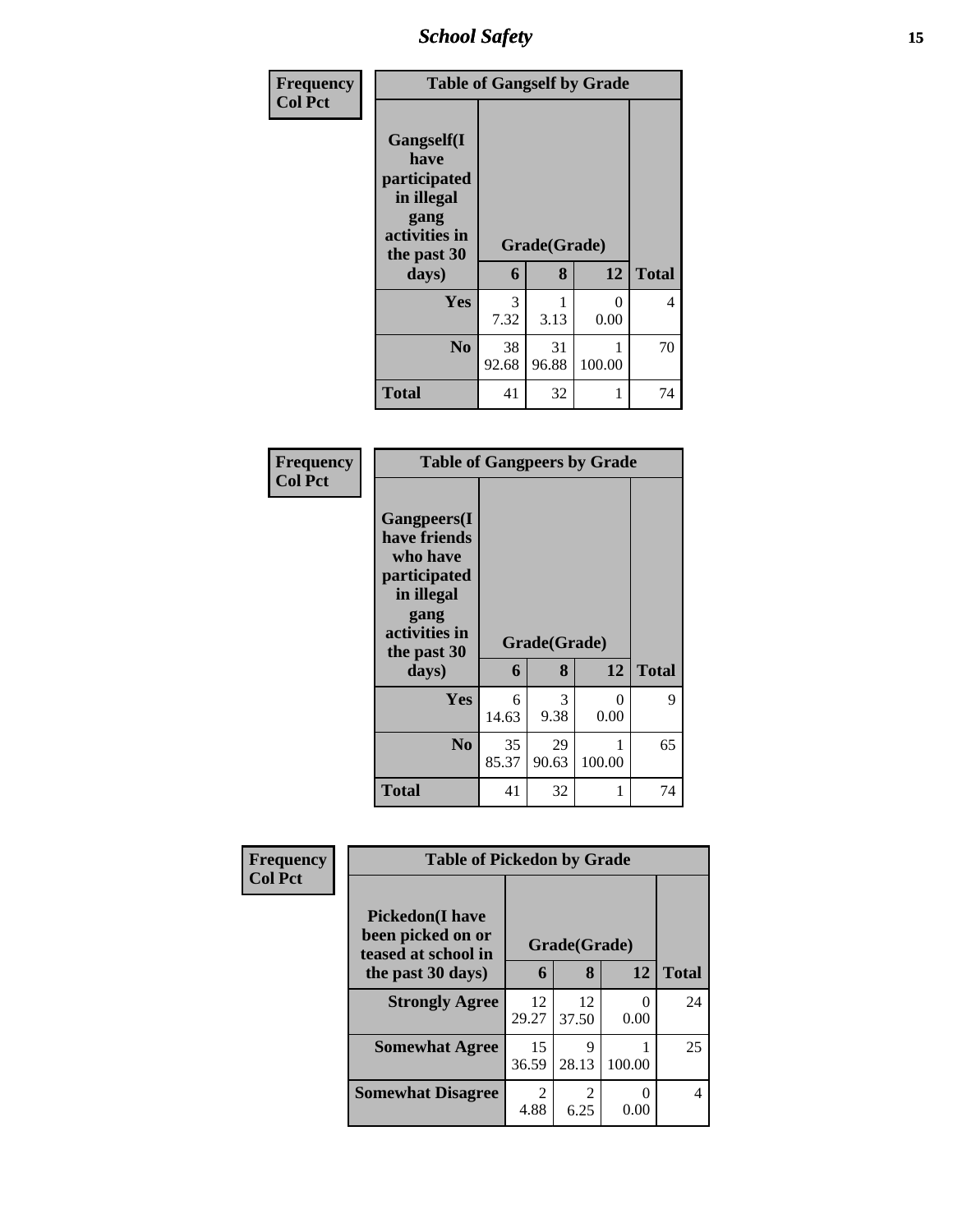| Frequency<br>Col Pct | Table of Gangself by Grade | | | |
|---|---|---|---|---|
| Gangself(I have participated in illegal gang activities in the past 30 days) | Grade(Grade) | | | |
| | 6 | 8 | 12 | Total |
| Yes | 3<br>7.32 | 1<br>3.13 | 0<br>0.00 | 4 |
| No | 38<br>92.68 | 31<br>96.88 | 1<br>100.00 | 70 |
| Total | 41 | 32 | 1 | 74 |

| Frequency<br>Col Pct | Table of Gangpeers by Grade | | | |
|---|---|---|---|---|
| Gangpeers(I have friends who have participated in illegal gang activities in the past 30 days) | Grade(Grade) | | | |
| | 6 | 8 | 12 | Total |
| Yes | 6<br>14.63 | 3<br>9.38 | 0<br>0.00 | 9 |
| No | 35<br>85.37 | 29<br>90.63 | 1<br>100.00 | 65 |
| Total | 41 | 32 | 1 | 74 |

| Frequency<br>Col Pct | Table of Pickedon by Grade | | | |
|---|---|---|---|---|
| Pickedon(I have been picked on or teased at school in the past 30 days) | Grade(Grade) | | | |
| | 6 | 8 | 12 | Total |
| Strongly Agree | 12<br>29.27 | 12<br>37.50 | 0<br>0.00 | 24 |
| Somewhat Agree | 15<br>36.59 | 9<br>28.13 | 1<br>100.00 | 25 |
| Somewhat Disagree | 2<br>4.88 | 2<br>6.25 | 0<br>0.00 | 4 |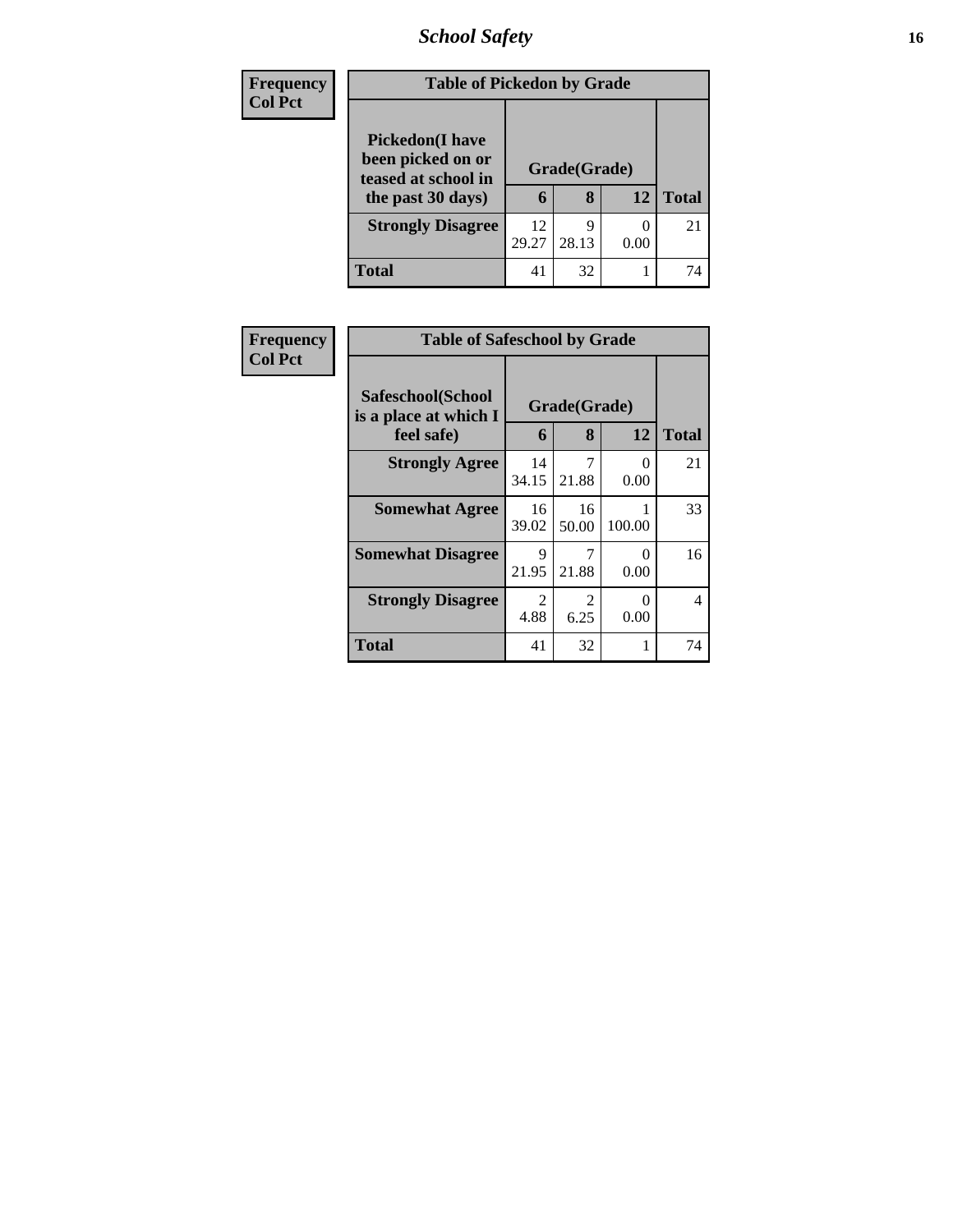Frequency
Col Pct

| Table of Pickedon by Grade | | | | |
|---|---|---|---|---|
| Pickedon(I have been picked on or teased at school in the past 30 days) | Grade(Grade) | | | Total |
| | 6 | 8 | 12 | |
| **Strongly Disagree** | 12<br>29.27 | 9<br>28.13 | 0<br>0.00 | 21 |
| **Total** | 41 | 32 | 1 | 74 |

Frequency
Col Pct

| Table of Safeschool by Grade | | | | |
|---|---|---|---|---|
| Safeschool(School is a place at which I feel safe) | Grade(Grade) | | | Total |
| | 6 | 8 | 12 | |
| **Strongly Agree** | 14<br>34.15 | 7<br>21.88 | 0<br>0.00 | 21 |
| **Somewhat Agree** | 16<br>39.02 | 16<br>50.00 | 1<br>100.00 | 33 |
| **Somewhat Disagree** | 9<br>21.95 | 7<br>21.88 | 0<br>0.00 | 16 |
| **Strongly Disagree** | 2<br>4.88 | 2<br>6.25 | 0<br>0.00 | 4 |
| **Total** | 41 | 32 | 1 | 74 |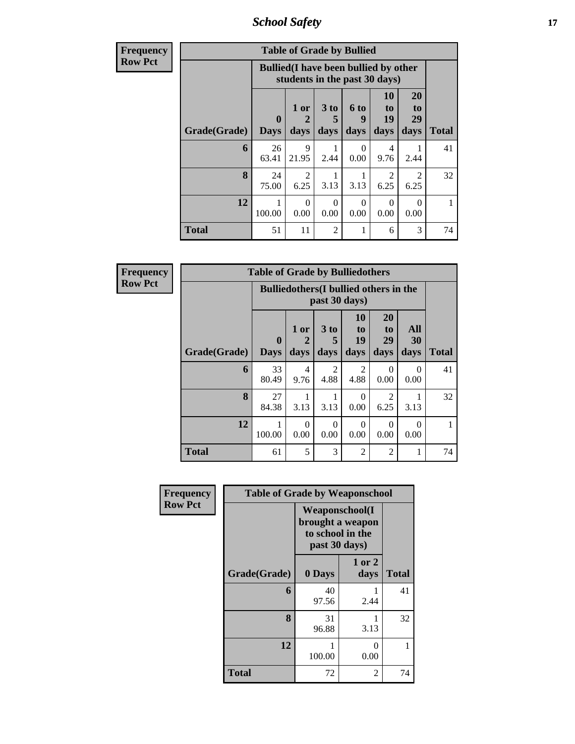| Frequency Row Pct | Table of Grade by Bullied | | | | | | |
|---|---|---|---|---|---|---|---|
| | Bullied(I have been bullied by other students in the past 30 days) | | | | | | |
| Grade(Grade) | 0 Days | 1 or 2 days | 3 to 5 days | 6 to 9 days | 10 to 19 days | 20 to 29 days | Total |
| 6 | 26<br>63.41 | 9<br>21.95 | 1<br>2.44 | 0<br>0.00 | 4<br>9.76 | 1<br>2.44 | 41 |
| 8 | 24<br>75.00 | 2<br>6.25 | 1<br>3.13 | 1<br>3.13 | 2<br>6.25 | 2<br>6.25 | 32 |
| 12 | 1<br>100.00 | 0<br>0.00 | 0<br>0.00 | 0<br>0.00 | 0<br>0.00 | 0<br>0.00 | 1 |
| Total | 51 | 11 | 2 | 1 | 6 | 3 | 74 |

| Frequency Row Pct | Table of Grade by Bulliedothers | | | | | | |
|---|---|---|---|---|---|---|---|
| | Bulliedothers(I bullied others in the past 30 days) | | | | | | |
| Grade(Grade) | 0 Days | 1 or 2 days | 3 to 5 days | 10 to 19 days | 20 to 29 days | All 30 days | Total |
| 6 | 33<br>80.49 | 4<br>9.76 | 2<br>4.88 | 2<br>4.88 | 0<br>0.00 | 0<br>0.00 | 41 |
| 8 | 27<br>84.38 | 1<br>3.13 | 1<br>3.13 | 0<br>0.00 | 2<br>6.25 | 1<br>3.13 | 32 |
| 12 | 1<br>100.00 | 0<br>0.00 | 0<br>0.00 | 0<br>0.00 | 0<br>0.00 | 0<br>0.00 | 1 |
| Total | 61 | 5 | 3 | 2 | 2 | 1 | 74 |

| Frequency Row Pct | Table of Grade by Weaponschool | | |
|---|---|---|---|
| | Weaponschool(I brought a weapon to school in the past 30 days) | | |
| Grade(Grade) | 0 Days | 1 or 2 days | Total |
| 6 | 40<br>97.56 | 1<br>2.44 | 41 |
| 8 | 31<br>96.88 | 1<br>3.13 | 32 |
| 12 | 1<br>100.00 | 0<br>0.00 | 1 |
| Total | 72 | 2 | 74 |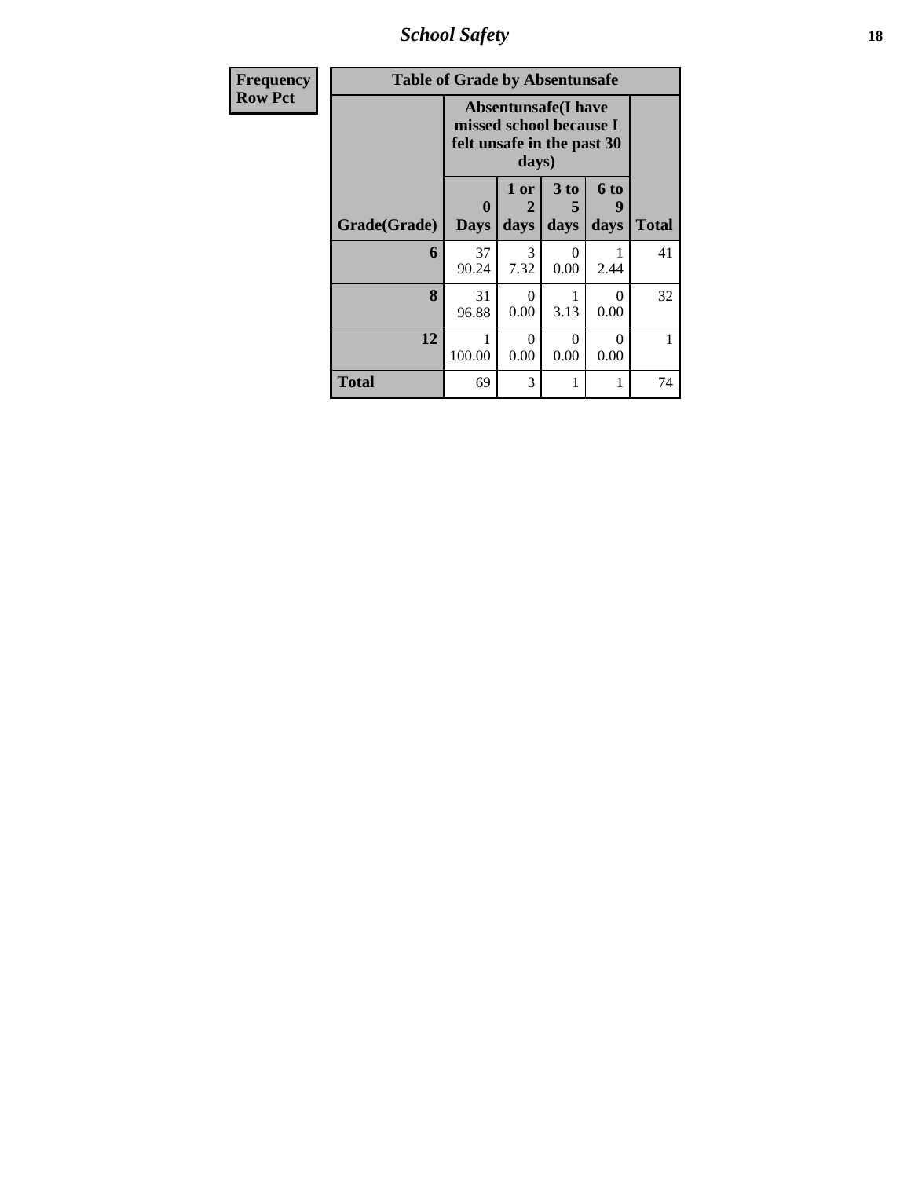| Frequency Row Pct |
|---|

**Table of Grade by Absentunsafe**

| Grade(Grade) | Absentunsafe(I have missed school because I felt unsafe in the past 30 days) | | | | Total |
|---|---|---|---|---|---|
| | 0 Days | 1 or 2 days | 3 to 5 days | 6 to 9 days | |
| **6** | 37<br>90.24 | 3<br>7.32 | 0<br>0.00 | 1<br>2.44 | 41 |
| **8** | 31<br>96.88 | 0<br>0.00 | 1<br>3.13 | 0<br>0.00 | 32 |
| **12** | 1<br>100.00 | 0<br>0.00 | 0<br>0.00 | 0<br>0.00 | 1 |
| **Total** | 69 | 3 | 1 | 1 | 74 |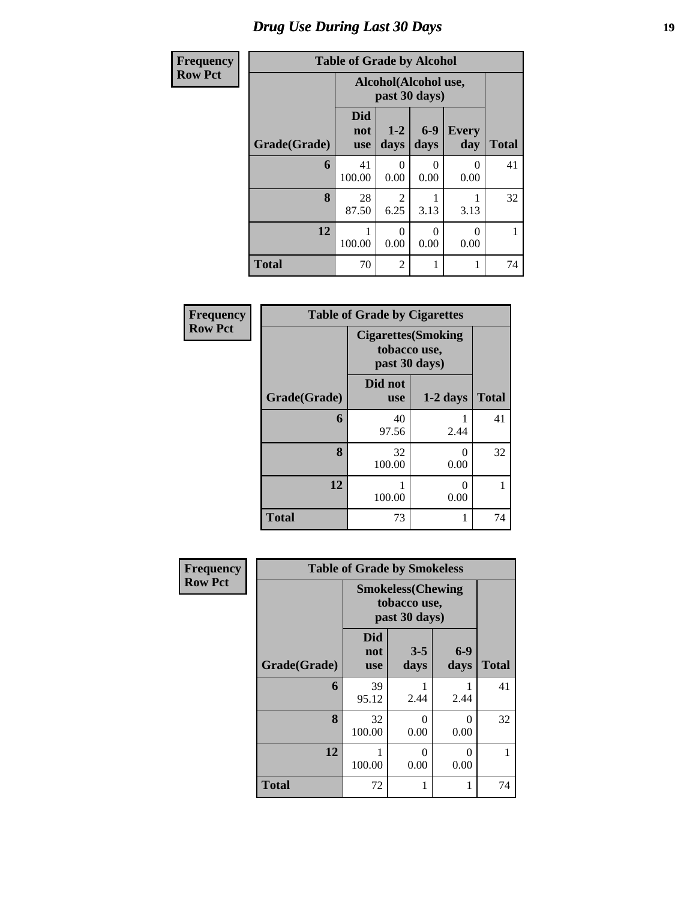# Drug Use During Last 30 Days

| Frequency Row Pct |
|---|

**Table of Grade by Alcohol**

| Grade(Grade) | Alcohol(Alcohol use, past 30 days) | | | | Total |
|---|---|---|---|---|---|
| | Did not use | 1-2 days | 6-9 days | Every day | |
| 6 | 41<br>100.00 | 0<br>0.00 | 0<br>0.00 | 0<br>0.00 | 41 |
| 8 | 28<br>87.50 | 2<br>6.25 | 1<br>3.13 | 1<br>3.13 | 32 |
| 12 | 1<br>100.00 | 0<br>0.00 | 0<br>0.00 | 0<br>0.00 | 1 |
| Total | 70 | 2 | 1 | 1 | 74 |

| Frequency Row Pct |
|---|

**Table of Grade by Cigarettes**

| Grade(Grade) | Cigarettes(Smoking tobacco use, past 30 days) | | Total |
|---|---|---|---|
| | Did not use | 1-2 days | |
| 6 | 40<br>97.56 | 1<br>2.44 | 41 |
| 8 | 32<br>100.00 | 0<br>0.00 | 32 |
| 12 | 1<br>100.00 | 0<br>0.00 | 1 |
| Total | 73 | 1 | 74 |

| Frequency Row Pct |
|---|

**Table of Grade by Smokeless**

| Grade(Grade) | Smokeless(Chewing tobacco use, past 30 days) | | | Total |
|---|---|---|---|---|
| | Did not use | 3-5 days | 6-9 days | |
| 6 | 39<br>95.12 | 1<br>2.44 | 1<br>2.44 | 41 |
| 8 | 32<br>100.00 | 0<br>0.00 | 0<br>0.00 | 32 |
| 12 | 1<br>100.00 | 0<br>0.00 | 0<br>0.00 | 1 |
| Total | 72 | 1 | 1 | 74 |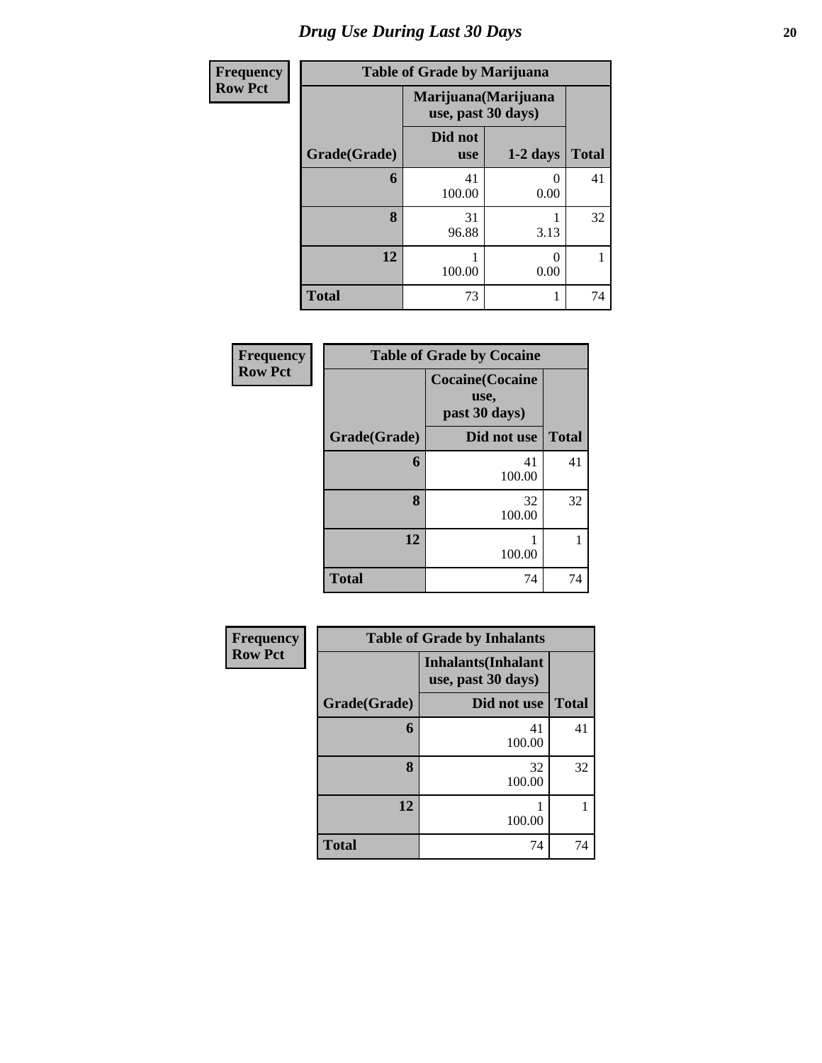# Drug Use During Last 30 Days

| Frequency<br>Row Pct | | | |
|---|---|---|---|

**Table of Grade by Marijuana**

| | Marijuana(Marijuana use, past 30 days) | | |
|---|---|---|---|
| Grade(Grade) | Did not use | 1-2 days | Total |
| 6 | 41<br>100.00 | 0<br>0.00 | 41 |
| 8 | 31<br>96.88 | 1<br>3.13 | 32 |
| 12 | 1<br>100.00 | 0<br>0.00 | 1 |
| Total | 73 | 1 | 74 |

| Frequency<br>Row Pct | |
|---|---|

**Table of Grade by Cocaine**

| | Cocaine(Cocaine use, past 30 days) | |
|---|---|---|
| Grade(Grade) | Did not use | Total |
| 6 | 41<br>100.00 | 41 |
| 8 | 32<br>100.00 | 32 |
| 12 | 1<br>100.00 | 1 |
| Total | 74 | 74 |

| Frequency<br>Row Pct | |
|---|---|

**Table of Grade by Inhalants**

| | Inhalants(Inhalant use, past 30 days) | |
|---|---|---|
| Grade(Grade) | Did not use | Total |
| 6 | 41<br>100.00 | 41 |
| 8 | 32<br>100.00 | 32 |
| 12 | 1<br>100.00 | 1 |
| Total | 74 | 74 |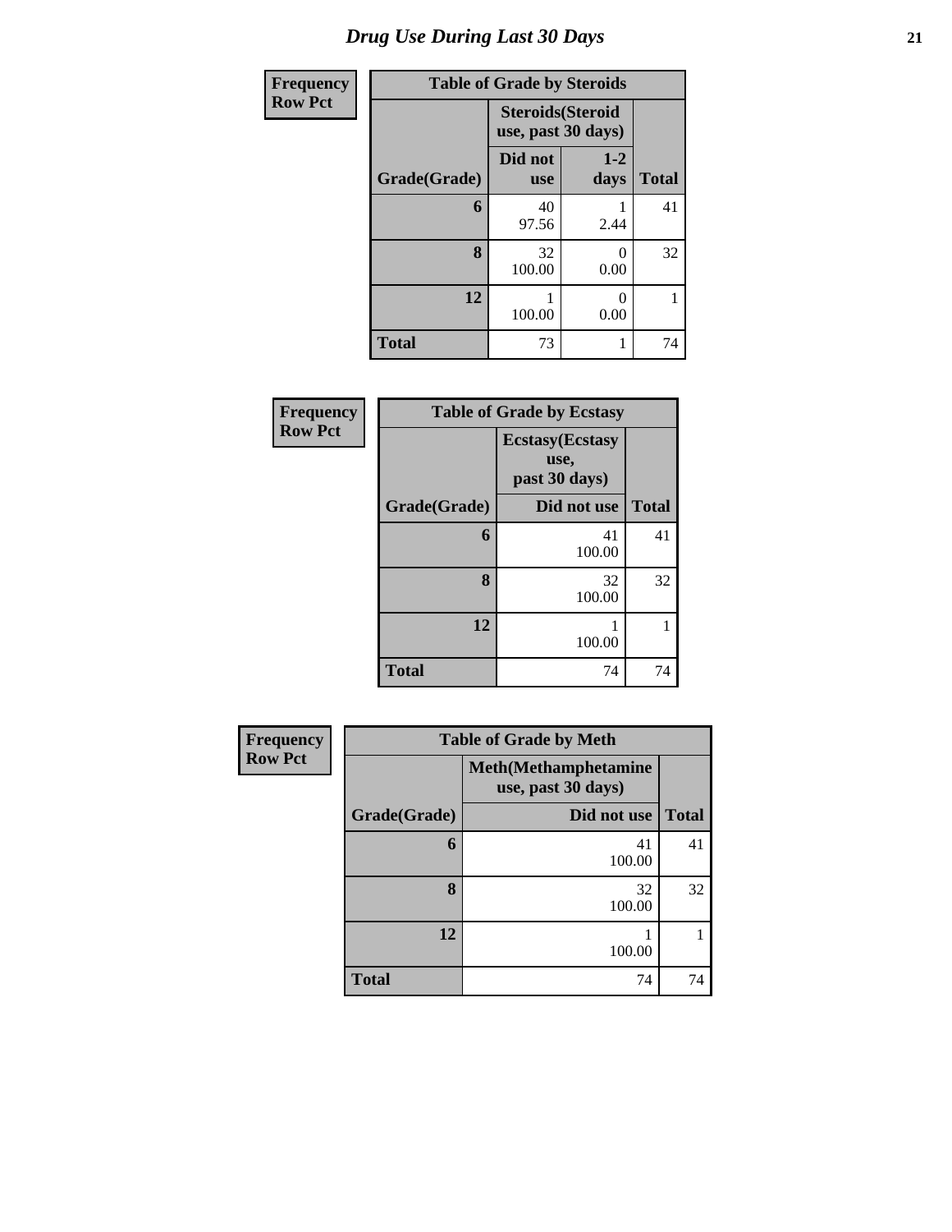# Drug Use During Last 30 Days

**Frequency**
**Row Pct**

| Table of Grade by Steroids | | | |
|---|---|---|---|
| | Steroids(Steroid use, past 30 days) | | |
| Grade(Grade) | Did not use | 1-2 days | Total |
| 6 | 40<br>97.56 | 1<br>2.44 | 41 |
| 8 | 32<br>100.00 | 0<br>0.00 | 32 |
| 12 | 1<br>100.00 | 0<br>0.00 | 1 |
| Total | 73 | 1 | 74 |

**Frequency**
**Row Pct**

| Table of Grade by Ecstasy | | |
|---|---|---|
| | Ecstasy(Ecstasy use, past 30 days) | |
| Grade(Grade) | Did not use | Total |
| 6 | 41<br>100.00 | 41 |
| 8 | 32<br>100.00 | 32 |
| 12 | 1<br>100.00 | 1 |
| Total | 74 | 74 |

**Frequency**
**Row Pct**

| Table of Grade by Meth | | |
|---|---|---|
| | Meth(Methamphetamine use, past 30 days) | |
| Grade(Grade) | Did not use | Total |
| 6 | 41<br>100.00 | 41 |
| 8 | 32<br>100.00 | 32 |
| 12 | 1<br>100.00 | 1 |
| Total | 74 | 74 |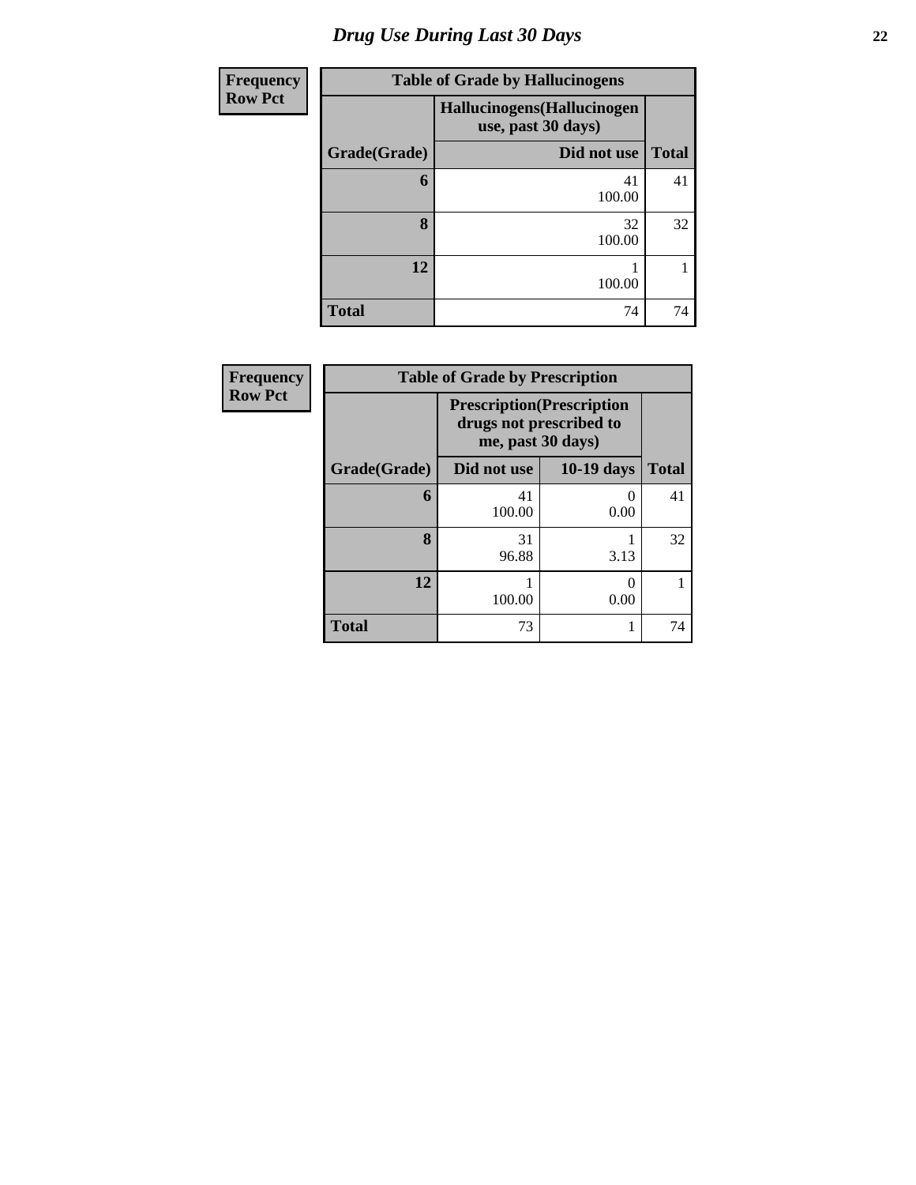# Drug Use During Last 30 Days

| Frequency<br>Row Pct | | |
|---|---|---|
| **Table of Grade by Hallucinogens** | | |
| | **Hallucinogens(Hallucinogen use, past 30 days)** | |
| **Grade(Grade)** | **Did not use** | **Total** |
| **6** | 41<br>100.00 | 41 |
| **8** | 32<br>100.00 | 32 |
| **12** | 1<br>100.00 | 1 |
| **Total** | 74 | 74 |

| Frequency<br>Row Pct | | | |
|---|---|---|---|
| **Table of Grade by Prescription** | | | |
| | **Prescription(Prescription drugs not prescribed to me, past 30 days)** | | |
| **Grade(Grade)** | **Did not use** | **10-19 days** | **Total** |
| **6** | 41<br>100.00 | 0<br>0.00 | 41 |
| **8** | 31<br>96.88 | 1<br>3.13 | 32 |
| **12** | 1<br>100.00 | 0<br>0.00 | 1 |
| **Total** | 73 | 1 | 74 |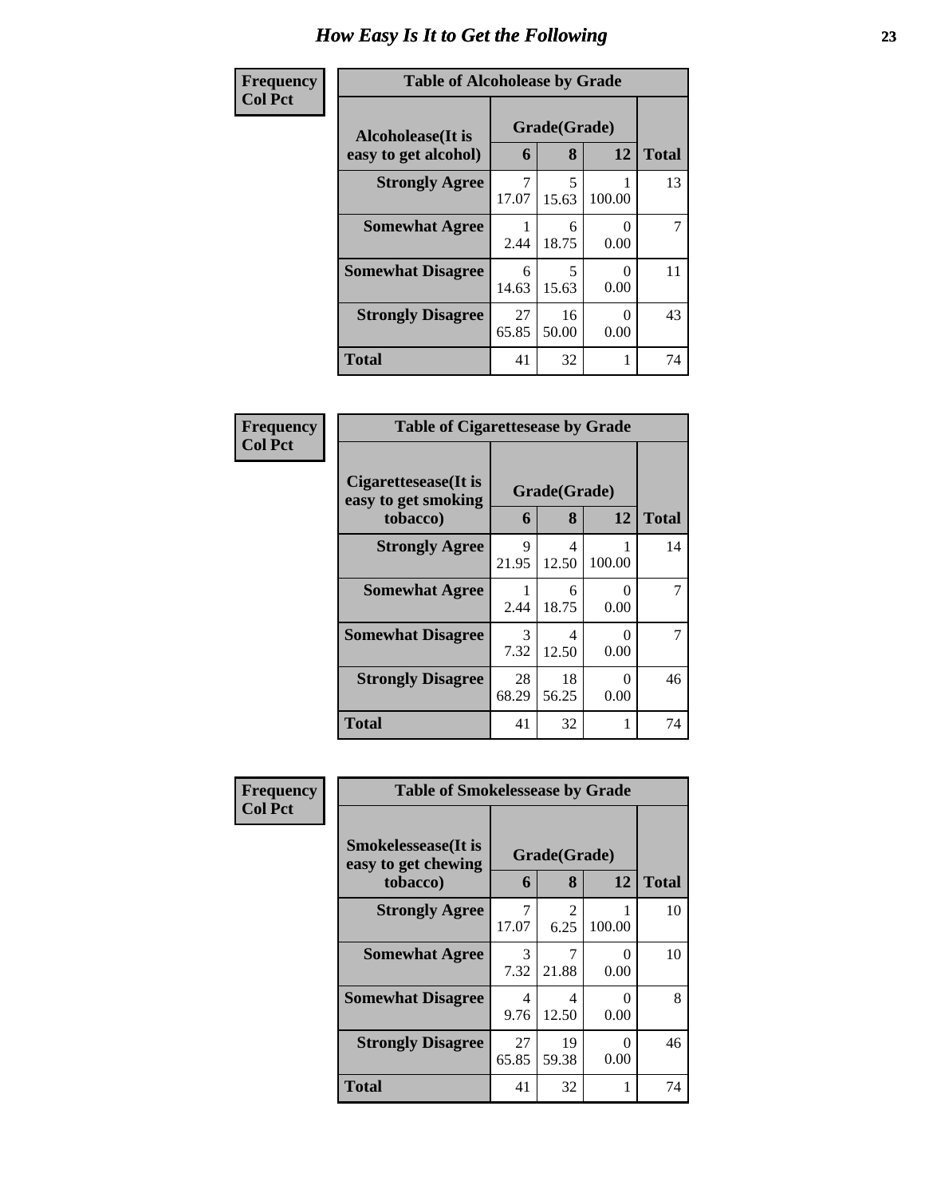# How Easy Is It to Get the Following

**Frequency**
**Col Pct**

**Table of Alcoholease by Grade**

| Alcoholease(It is easy to get alcohol) | Grade(Grade) | | | Total |
|---|---|---|---|---|
| | 6 | 8 | 12 | |
| **Strongly Agree** | 7<br>17.07 | 5<br>15.63 | 1<br>100.00 | 13 |
| **Somewhat Agree** | 1<br>2.44 | 6<br>18.75 | 0<br>0.00 | 7 |
| **Somewhat Disagree** | 6<br>14.63 | 5<br>15.63 | 0<br>0.00 | 11 |
| **Strongly Disagree** | 27<br>65.85 | 16<br>50.00 | 0<br>0.00 | 43 |
| **Total** | 41 | 32 | 1 | 74 |

**Frequency**
**Col Pct**

**Table of Cigarettesease by Grade**

| Cigarettesease(It is easy to get smoking tobacco) | Grade(Grade) | | | Total |
|---|---|---|---|---|
| | 6 | 8 | 12 | |
| **Strongly Agree** | 9<br>21.95 | 4<br>12.50 | 1<br>100.00 | 14 |
| **Somewhat Agree** | 1<br>2.44 | 6<br>18.75 | 0<br>0.00 | 7 |
| **Somewhat Disagree** | 3<br>7.32 | 4<br>12.50 | 0<br>0.00 | 7 |
| **Strongly Disagree** | 28<br>68.29 | 18<br>56.25 | 0<br>0.00 | 46 |
| **Total** | 41 | 32 | 1 | 74 |

**Frequency**
**Col Pct**

**Table of Smokelessease by Grade**

| Smokelessease(It is easy to get chewing tobacco) | Grade(Grade) | | | Total |
|---|---|---|---|---|
| | 6 | 8 | 12 | |
| **Strongly Agree** | 7<br>17.07 | 2<br>6.25 | 1<br>100.00 | 10 |
| **Somewhat Agree** | 3<br>7.32 | 7<br>21.88 | 0<br>0.00 | 10 |
| **Somewhat Disagree** | 4<br>9.76 | 4<br>12.50 | 0<br>0.00 | 8 |
| **Strongly Disagree** | 27<br>65.85 | 19<br>59.38 | 0<br>0.00 | 46 |
| **Total** | 41 | 32 | 1 | 74 |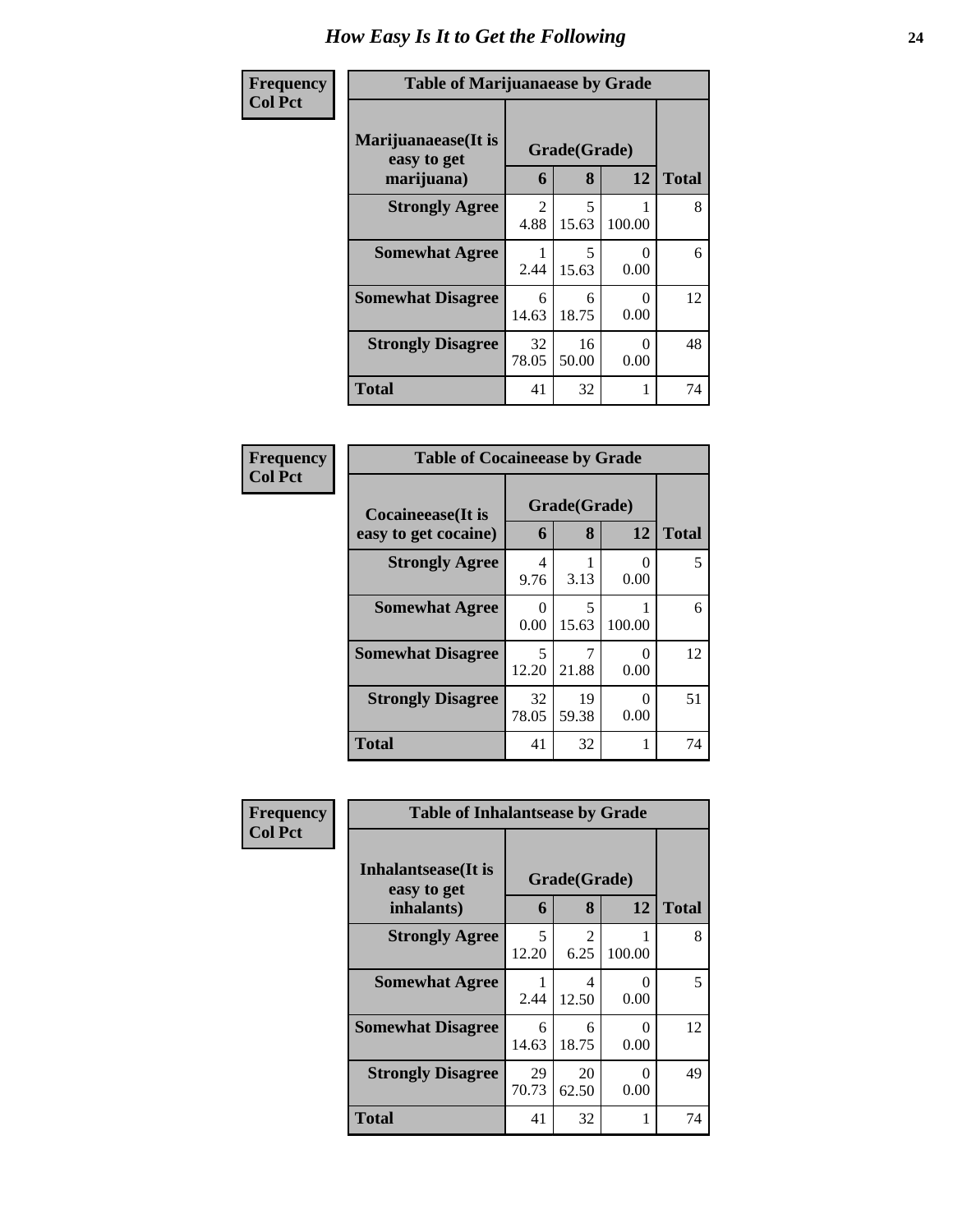# How Easy Is It to Get the Following

**Frequency**
**Col Pct**

**Table of Marijuanaease by Grade**

| Marijuanaease(It is easy to get marijuana) | Grade(Grade) | | | Total |
|---|---|---|---|---|
| | 6 | 8 | 12 | |
| **Strongly Agree** | 2<br>4.88 | 5<br>15.63 | 1<br>100.00 | 8 |
| **Somewhat Agree** | 1<br>2.44 | 5<br>15.63 | 0<br>0.00 | 6 |
| **Somewhat Disagree** | 6<br>14.63 | 6<br>18.75 | 0<br>0.00 | 12 |
| **Strongly Disagree** | 32<br>78.05 | 16<br>50.00 | 0<br>0.00 | 48 |
| **Total** | 41 | 32 | 1 | 74 |

**Frequency**
**Col Pct**

**Table of Cocaineease by Grade**

| Cocaineease(It is easy to get cocaine) | Grade(Grade) | | | Total |
|---|---|---|---|---|
| | 6 | 8 | 12 | |
| **Strongly Agree** | 4<br>9.76 | 1<br>3.13 | 0<br>0.00 | 5 |
| **Somewhat Agree** | 0<br>0.00 | 5<br>15.63 | 1<br>100.00 | 6 |
| **Somewhat Disagree** | 5<br>12.20 | 7<br>21.88 | 0<br>0.00 | 12 |
| **Strongly Disagree** | 32<br>78.05 | 19<br>59.38 | 0<br>0.00 | 51 |
| **Total** | 41 | 32 | 1 | 74 |

**Frequency**
**Col Pct**

**Table of Inhalantsease by Grade**

| Inhalantsease(It is easy to get inhalants) | Grade(Grade) | | | Total |
|---|---|---|---|---|
| | 6 | 8 | 12 | |
| **Strongly Agree** | 5<br>12.20 | 2<br>6.25 | 1<br>100.00 | 8 |
| **Somewhat Agree** | 1<br>2.44 | 4<br>12.50 | 0<br>0.00 | 5 |
| **Somewhat Disagree** | 6<br>14.63 | 6<br>18.75 | 0<br>0.00 | 12 |
| **Strongly Disagree** | 29<br>70.73 | 20<br>62.50 | 0<br>0.00 | 49 |
| **Total** | 41 | 32 | 1 | 74 |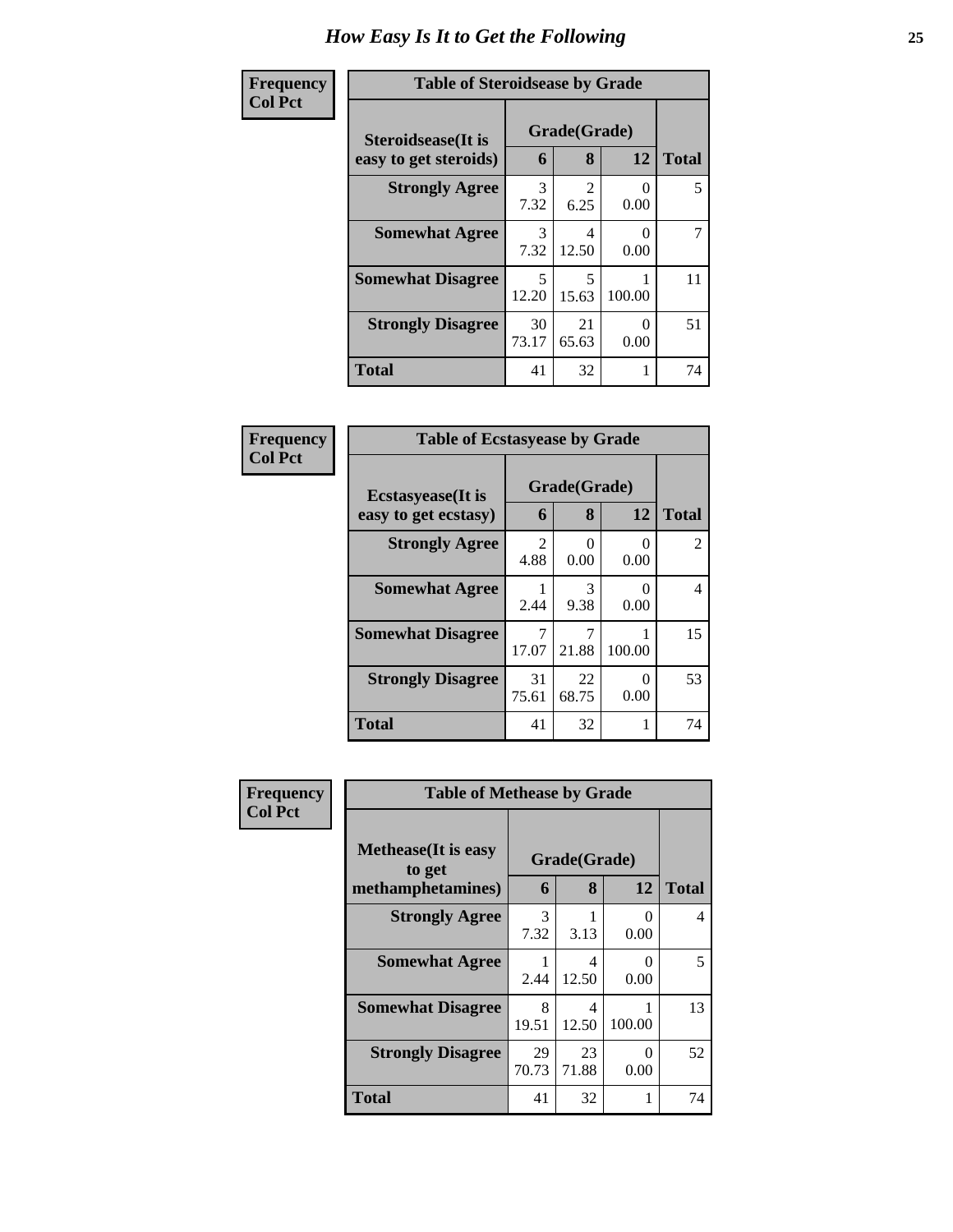# How Easy Is It to Get the Following

**Frequency**
**Col Pct**

**Table of Steroidsease by Grade**

| Steroidsease(It is easy to get steroids) | Grade(Grade) | | | Total |
|---|---|---|---|---|
| | 6 | 8 | 12 | |
| **Strongly Agree** | 3<br>7.32 | 2<br>6.25 | 0<br>0.00 | 5 |
| **Somewhat Agree** | 3<br>7.32 | 4<br>12.50 | 0<br>0.00 | 7 |
| **Somewhat Disagree** | 5<br>12.20 | 5<br>15.63 | 1<br>100.00 | 11 |
| **Strongly Disagree** | 30<br>73.17 | 21<br>65.63 | 0<br>0.00 | 51 |
| **Total** | 41 | 32 | 1 | 74 |

**Frequency**
**Col Pct**

**Table of Ecstasyease by Grade**

| Ecstasyease(It is easy to get ecstasy) | Grade(Grade) | | | Total |
|---|---|---|---|---|
| | 6 | 8 | 12 | |
| **Strongly Agree** | 2<br>4.88 | 0<br>0.00 | 0<br>0.00 | 2 |
| **Somewhat Agree** | 1<br>2.44 | 3<br>9.38 | 0<br>0.00 | 4 |
| **Somewhat Disagree** | 7<br>17.07 | 7<br>21.88 | 1<br>100.00 | 15 |
| **Strongly Disagree** | 31<br>75.61 | 22<br>68.75 | 0<br>0.00 | 53 |
| **Total** | 41 | 32 | 1 | 74 |

**Frequency**
**Col Pct**

**Table of Methease by Grade**

| Methease(It is easy to get methamphetamines) | Grade(Grade) | | | Total |
|---|---|---|---|---|
| | 6 | 8 | 12 | |
| **Strongly Agree** | 3<br>7.32 | 1<br>3.13 | 0<br>0.00 | 4 |
| **Somewhat Agree** | 1<br>2.44 | 4<br>12.50 | 0<br>0.00 | 5 |
| **Somewhat Disagree** | 8<br>19.51 | 4<br>12.50 | 1<br>100.00 | 13 |
| **Strongly Disagree** | 29<br>70.73 | 23<br>71.88 | 0<br>0.00 | 52 |
| **Total** | 41 | 32 | 1 | 74 |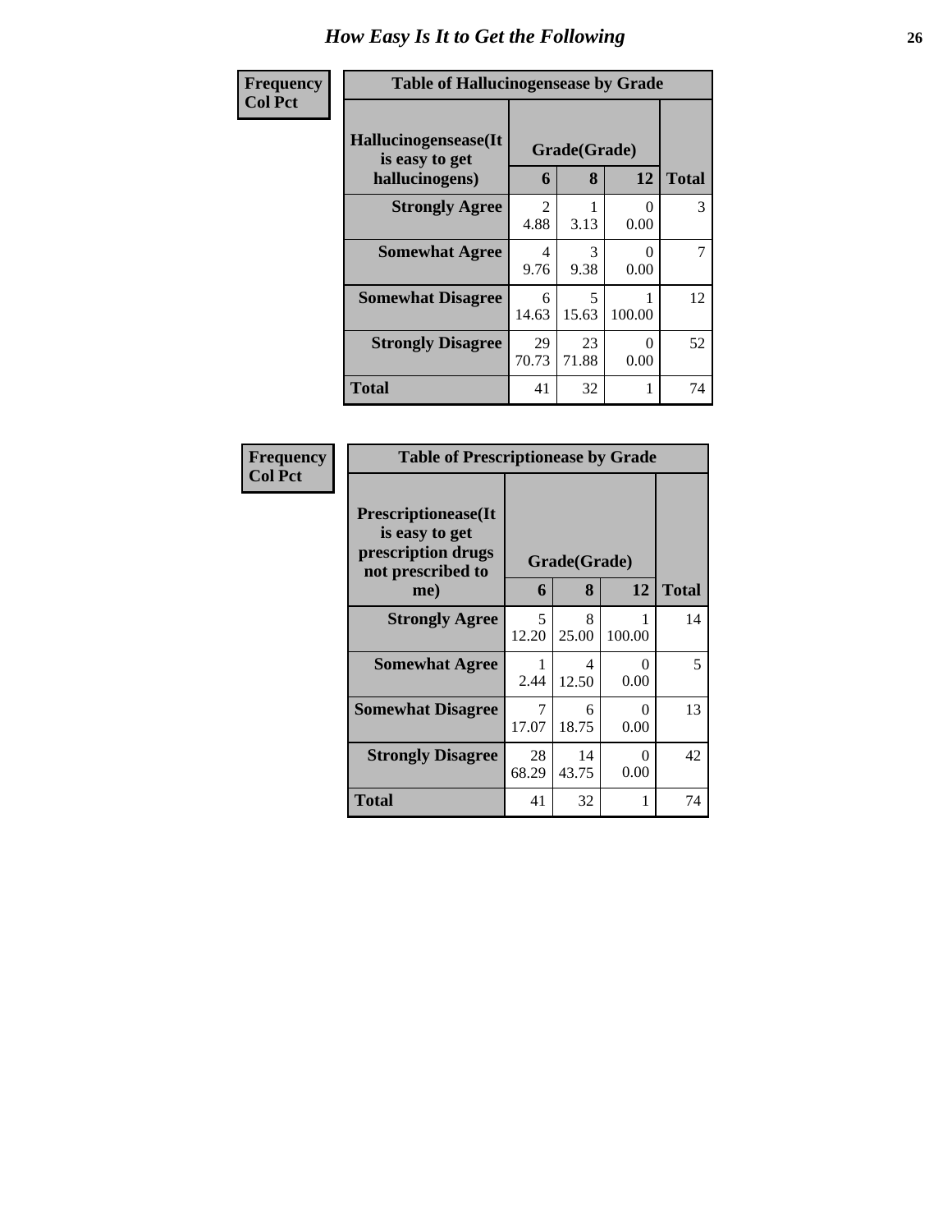# How Easy Is It to Get the Following

**Frequency**
**Col Pct**

| Table of Hallucinogensease by Grade | | | | |
|---|---|---|---|---|
| **Hallucinogensease(It is easy to get hallucinogens)** | **Grade(Grade)** | | | **Total** |
| | **6** | **8** | **12** | |
| **Strongly Agree** | 2<br>4.88 | 1<br>3.13 | 0<br>0.00 | 3 |
| **Somewhat Agree** | 4<br>9.76 | 3<br>9.38 | 0<br>0.00 | 7 |
| **Somewhat Disagree** | 6<br>14.63 | 5<br>15.63 | 1<br>100.00 | 12 |
| **Strongly Disagree** | 29<br>70.73 | 23<br>71.88 | 0<br>0.00 | 52 |
| **Total** | 41 | 32 | 1 | 74 |

**Frequency**
**Col Pct**

| Table of Prescriptionease by Grade | | | | |
|---|---|---|---|---|
| **Prescriptionease(It is easy to get prescription drugs not prescribed to me)** | **Grade(Grade)** | | | **Total** |
| | **6** | **8** | **12** | |
| **Strongly Agree** | 5<br>12.20 | 8<br>25.00 | 1<br>100.00 | 14 |
| **Somewhat Agree** | 1<br>2.44 | 4<br>12.50 | 0<br>0.00 | 5 |
| **Somewhat Disagree** | 7<br>17.07 | 6<br>18.75 | 0<br>0.00 | 13 |
| **Strongly Disagree** | 28<br>68.29 | 14<br>43.75 | 0<br>0.00 | 42 |
| **Total** | 41 | 32 | 1 | 74 |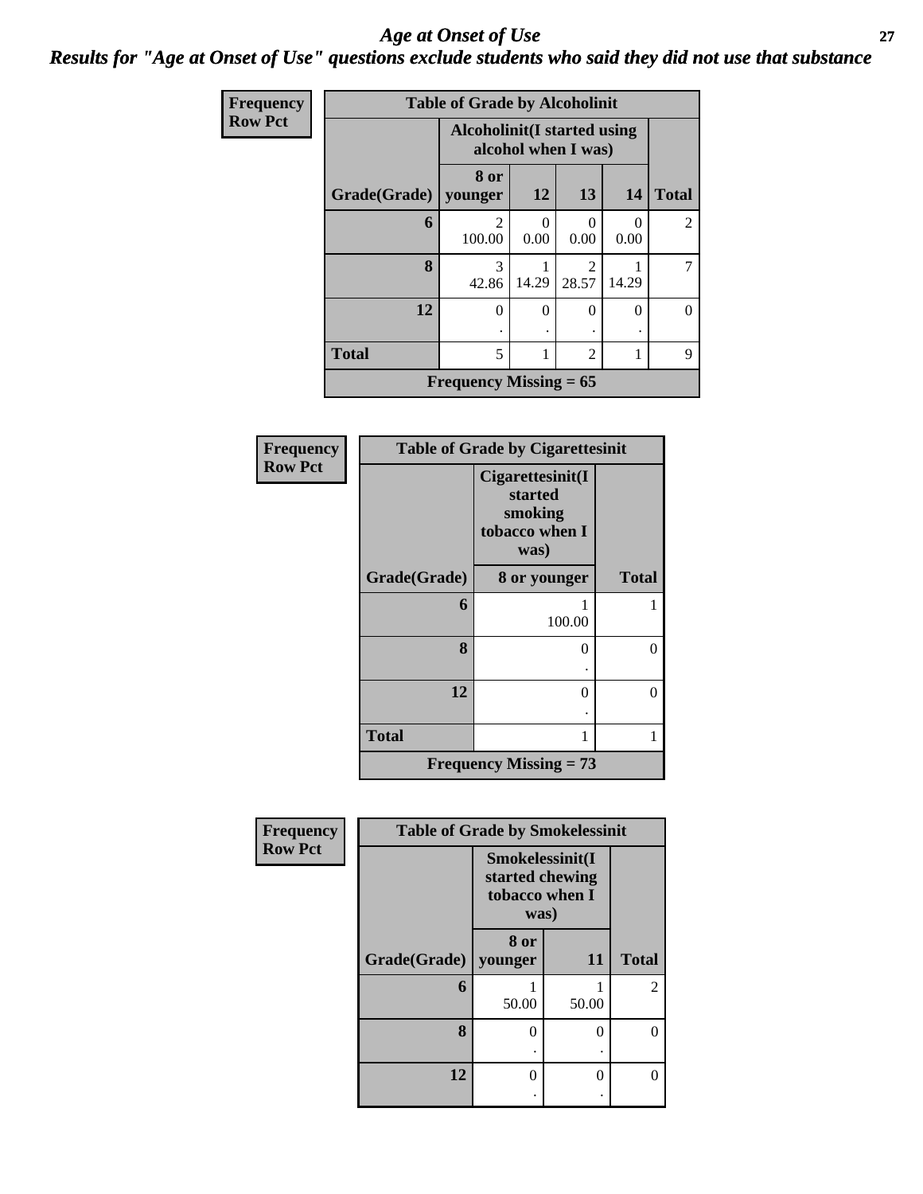# *Age at Onset of Use*

***Results for "Age at Onset of Use" questions exclude students who said they did not use that substance***

**Frequency**
**Row Pct**

**Table of Grade by Alcoholinit**

| Grade(Grade) | Alcoholinit(I started using alcohol when I was) 8 or younger | 12 | 13 | 14 | Total |
|---|---|---|---|---|---|
| **6** | 2<br>100.00 | 0<br>0.00 | 0<br>0.00 | 0<br>0.00 | 2 |
| **8** | 3<br>42.86 | 1<br>14.29 | 2<br>28.57 | 1<br>14.29 | 7 |
| **12** | 0<br>. | 0<br>. | 0<br>. | 0<br>. | 0 |
| **Total** | 5 | 1 | 2 | 1 | 9 |
| **Frequency Missing = 65** | | | | | |

**Frequency**
**Row Pct**

**Table of Grade by Cigarettesinit**

| Grade(Grade) | Cigarettesinit(I started smoking tobacco when I was) 8 or younger | Total |
|---|---|---|
| **6** | 1<br>100.00 | 1 |
| **8** | 0<br>. | 0 |
| **12** | 0<br>. | 0 |
| **Total** | 1 | 1 |
| **Frequency Missing = 73** | | |

**Frequency**
**Row Pct**

**Table of Grade by Smokelessinit**

| Grade(Grade) | Smokelessinit(I started chewing tobacco when I was) 8 or younger | 11 | Total |
|---|---|---|---|
| **6** | 1<br>50.00 | 1<br>50.00 | 2 |
| **8** | 0<br>. | 0<br>. | 0 |
| **12** | 0<br>. | 0<br>. | 0 |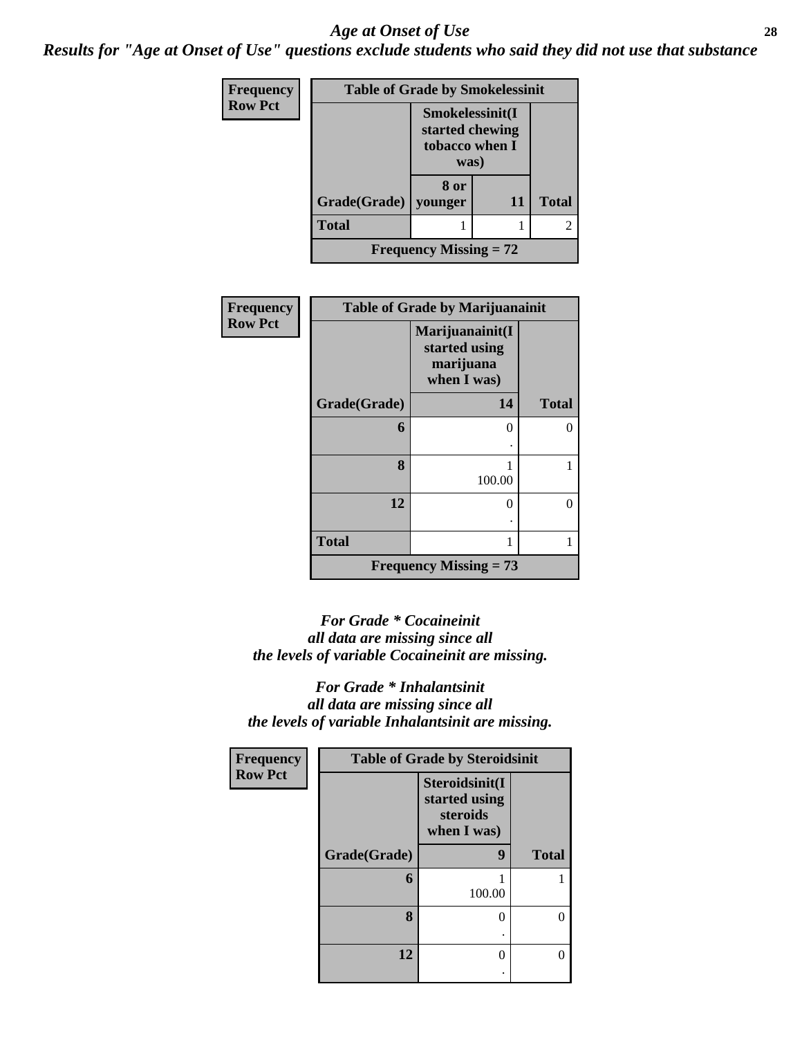## *Age at Onset of Use*

***Results for "Age at Onset of Use" questions exclude students who said they did not use that substance***

| Frequency<br>Row Pct | Table of Grade by Smokelessinit | | |
|---|---|---|---|
| | Smokelessinit(I started chewing tobacco when I was) | | |
| Grade(Grade) | 8 or younger | 11 | Total |
| **Total** | 1 | 1 | 2 |
| | Frequency Missing = 72 | | |

| Frequency<br>Row Pct | Table of Grade by Marijuanainit | |
|---|---|---|
| | Marijuanainit(I started using marijuana when I was) | |
| Grade(Grade) | 14 | Total |
| **6** | 0<br>. | 0 |
| **8** | 1<br>100.00 | 1 |
| **12** | 0<br>. | 0 |
| **Total** | 1 | 1 |
| | Frequency Missing = 73 | |

*For Grade * Cocaineinit all data are missing since all the levels of variable Cocaineinit are missing.*

*For Grade * Inhalantsinit all data are missing since all the levels of variable Inhalantsinit are missing.*

| Frequency<br>Row Pct | Table of Grade by Steroidsinit | |
|---|---|---|
| | Steroidsinit(I started using steroids when I was) | |
| Grade(Grade) | 9 | Total |
| **6** | 1<br>100.00 | 1 |
| **8** | 0<br>. | 0 |
| **12** | 0<br>. | 0 |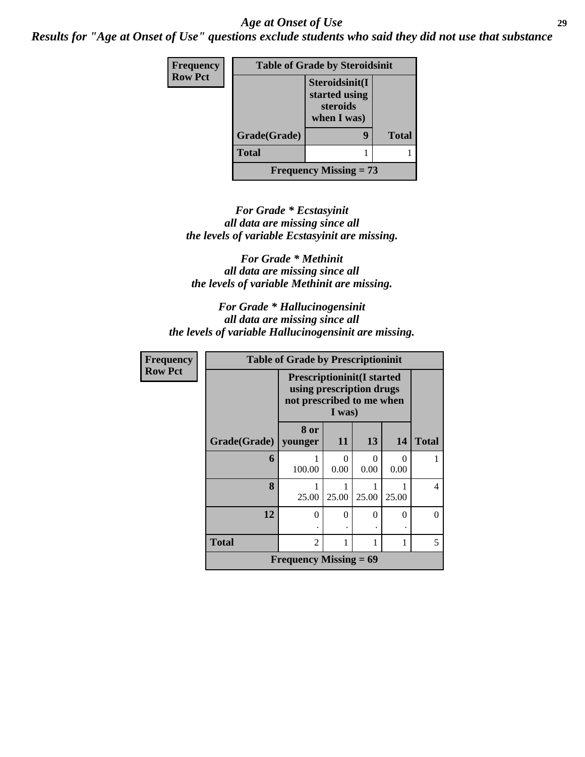## *Age at Onset of Use*

***Results for "Age at Onset of Use" questions exclude students who said they did not use that substance***

| Frequency<br>Row Pct | Table of Grade by Steroidsinit | |
|---|---|---|
| | Steroidsinit(I started using steroids when I was) | |
| Grade(Grade) | 9 | Total |
| Total | 1 | 1 |
| Frequency Missing = 73 | | |

*For Grade * Ecstasyinit all data are missing since all the levels of variable Ecstasyinit are missing.*

*For Grade * Methinit all data are missing since all the levels of variable Methinit are missing.*

*For Grade * Hallucinogensinit all data are missing since all the levels of variable Hallucinogensinit are missing.*

| Frequency<br>Row Pct | Table of Grade by Prescriptioninit | | | | |
|---|---|---|---|---|---|
| | Prescriptioninit(I started using prescription drugs not prescribed to me when I was) | | | | |
| Grade(Grade) | 8 or younger | 11 | 13 | 14 | Total |
| 6 | 1<br>100.00 | 0<br>0.00 | 0<br>0.00 | 0<br>0.00 | 1 |
| 8 | 1<br>25.00 | 1<br>25.00 | 1<br>25.00 | 1<br>25.00 | 4 |
| 12 | 0<br>. | 0<br>. | 0<br>. | 0<br>. | 0 |
| Total | 2 | 1 | 1 | 1 | 5 |
| Frequency Missing = 69 | | | | | |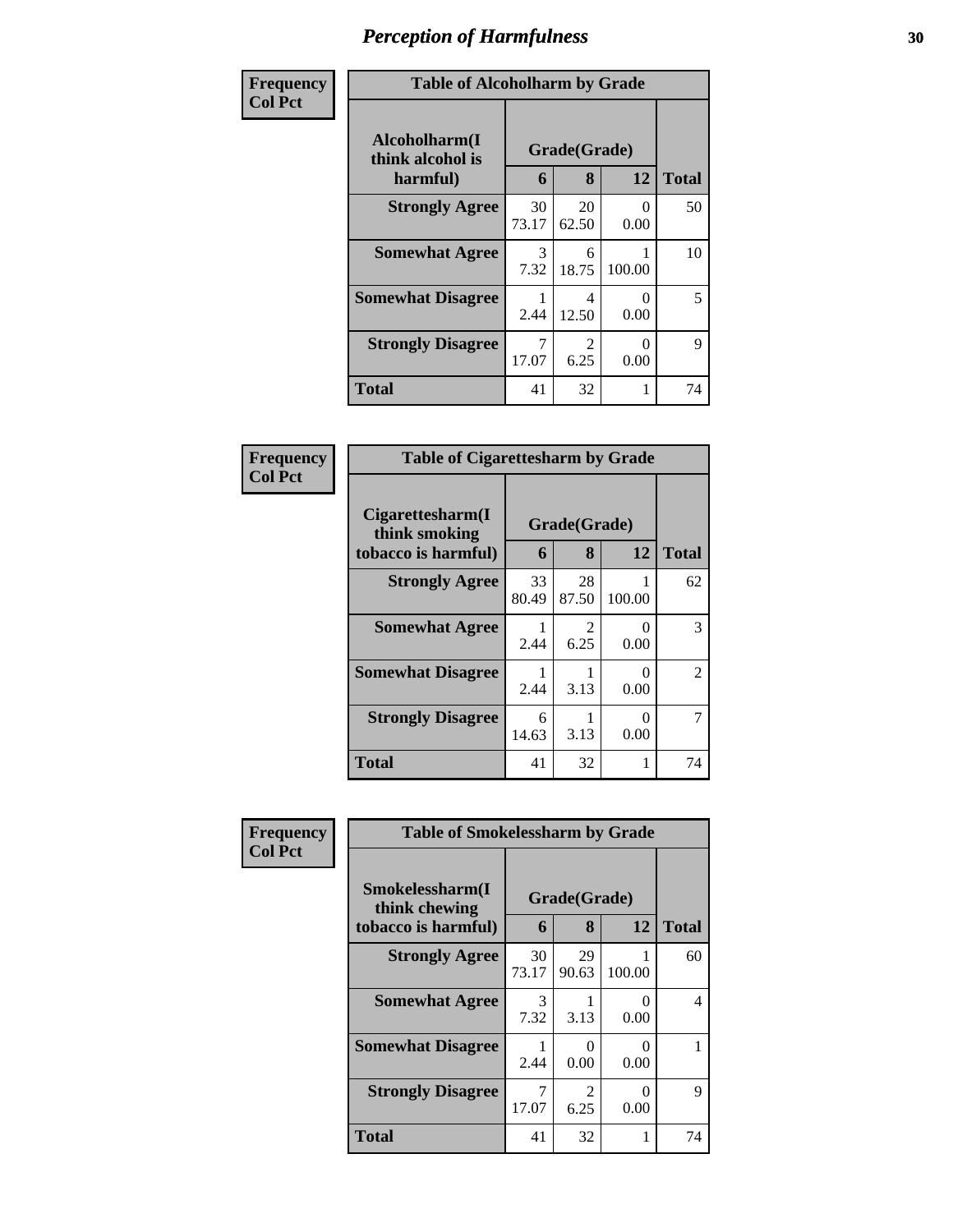# Perception of Harmfulness

**Frequency**
**Col Pct**

| Table of Alcoholharm by Grade | | | | |
|---|---|---|---|---|
| Alcoholharm(I think alcohol is harmful) | Grade(Grade) | | | Total |
| | 6 | 8 | 12 | |
| Strongly Agree | 30<br>73.17 | 20<br>62.50 | 0<br>0.00 | 50 |
| Somewhat Agree | 3<br>7.32 | 6<br>18.75 | 1<br>100.00 | 10 |
| Somewhat Disagree | 1<br>2.44 | 4<br>12.50 | 0<br>0.00 | 5 |
| Strongly Disagree | 7<br>17.07 | 2<br>6.25 | 0<br>0.00 | 9 |
| Total | 41 | 32 | 1 | 74 |

**Frequency**
**Col Pct**

| Table of Cigarettesharm by Grade | | | | |
|---|---|---|---|---|
| Cigarettesharm(I think smoking tobacco is harmful) | Grade(Grade) | | | Total |
| | 6 | 8 | 12 | |
| Strongly Agree | 33<br>80.49 | 28<br>87.50 | 1<br>100.00 | 62 |
| Somewhat Agree | 1<br>2.44 | 2<br>6.25 | 0<br>0.00 | 3 |
| Somewhat Disagree | 1<br>2.44 | 1<br>3.13 | 0<br>0.00 | 2 |
| Strongly Disagree | 6<br>14.63 | 1<br>3.13 | 0<br>0.00 | 7 |
| Total | 41 | 32 | 1 | 74 |

**Frequency**
**Col Pct**

| Table of Smokelessharm by Grade | | | | |
|---|---|---|---|---|
| Smokelessharm(I think chewing tobacco is harmful) | Grade(Grade) | | | Total |
| | 6 | 8 | 12 | |
| Strongly Agree | 30<br>73.17 | 29<br>90.63 | 1<br>100.00 | 60 |
| Somewhat Agree | 3<br>7.32 | 1<br>3.13 | 0<br>0.00 | 4 |
| Somewhat Disagree | 1<br>2.44 | 0<br>0.00 | 0<br>0.00 | 1 |
| Strongly Disagree | 7<br>17.07 | 2<br>6.25 | 0<br>0.00 | 9 |
| Total | 41 | 32 | 1 | 74 |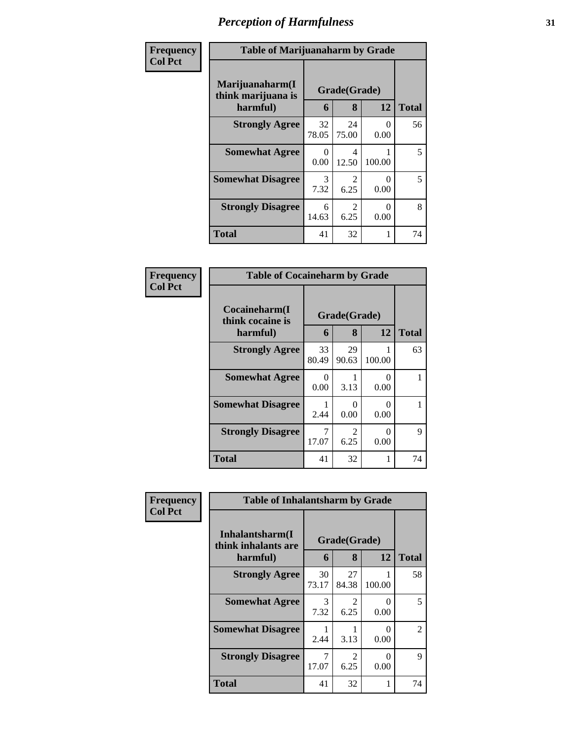# Perception of Harmfulness

**Frequency**
**Col Pct**

**Table of Marijuanaharm by Grade**

| Marijuanaharm(I think marijuana is harmful) | Grade(Grade) | | | Total |
|---|---|---|---|---|
| | 6 | 8 | 12 | |
| **Strongly Agree** | 32<br>78.05 | 24<br>75.00 | 0<br>0.00 | 56 |
| **Somewhat Agree** | 0<br>0.00 | 4<br>12.50 | 1<br>100.00 | 5 |
| **Somewhat Disagree** | 3<br>7.32 | 2<br>6.25 | 0<br>0.00 | 5 |
| **Strongly Disagree** | 6<br>14.63 | 2<br>6.25 | 0<br>0.00 | 8 |
| **Total** | 41 | 32 | 1 | 74 |

**Frequency**
**Col Pct**

**Table of Cocaineharm by Grade**

| Cocaineharm(I think cocaine is harmful) | Grade(Grade) | | | Total |
|---|---|---|---|---|
| | 6 | 8 | 12 | |
| **Strongly Agree** | 33<br>80.49 | 29<br>90.63 | 1<br>100.00 | 63 |
| **Somewhat Agree** | 0<br>0.00 | 1<br>3.13 | 0<br>0.00 | 1 |
| **Somewhat Disagree** | 1<br>2.44 | 0<br>0.00 | 0<br>0.00 | 1 |
| **Strongly Disagree** | 7<br>17.07 | 2<br>6.25 | 0<br>0.00 | 9 |
| **Total** | 41 | 32 | 1 | 74 |

**Frequency**
**Col Pct**

**Table of Inhalantsharm by Grade**

| Inhalantsharm(I think inhalants are harmful) | Grade(Grade) | | | Total |
|---|---|---|---|---|
| | 6 | 8 | 12 | |
| **Strongly Agree** | 30<br>73.17 | 27<br>84.38 | 1<br>100.00 | 58 |
| **Somewhat Agree** | 3<br>7.32 | 2<br>6.25 | 0<br>0.00 | 5 |
| **Somewhat Disagree** | 1<br>2.44 | 1<br>3.13 | 0<br>0.00 | 2 |
| **Strongly Disagree** | 7<br>17.07 | 2<br>6.25 | 0<br>0.00 | 9 |
| **Total** | 41 | 32 | 1 | 74 |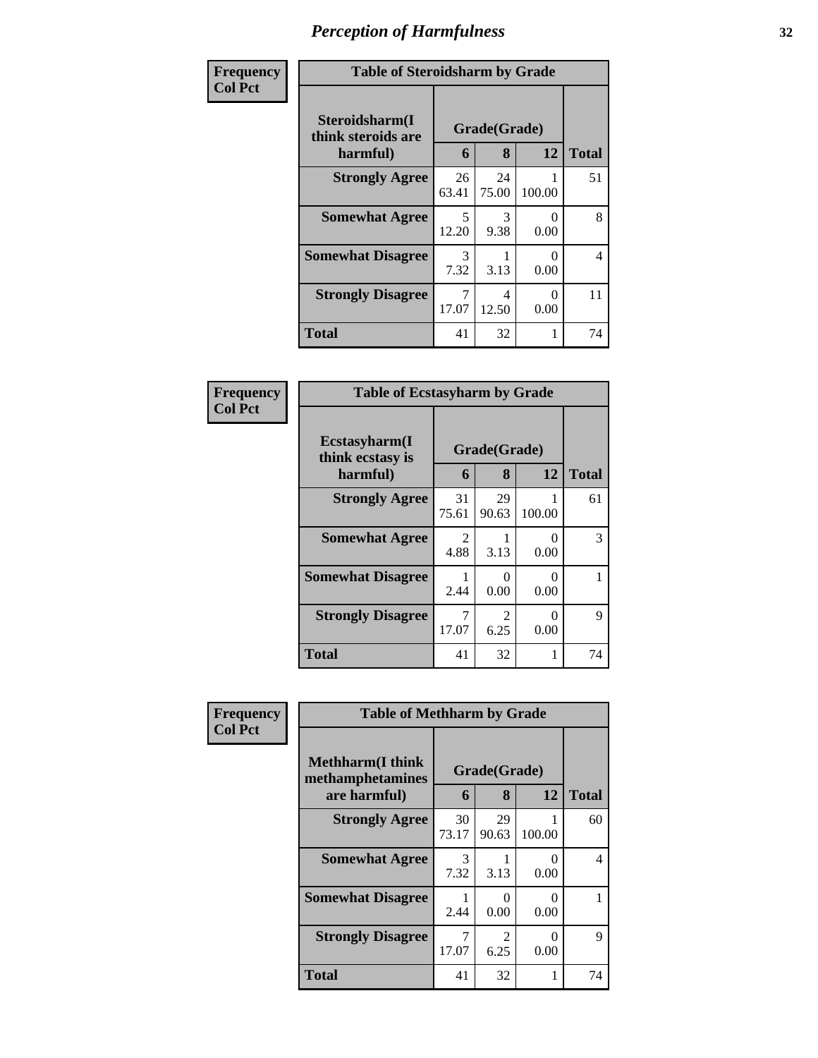# *Perception of Harmfulness*

**Frequency**
**Col Pct**

**Table of Steroidsharm by Grade**

| Steroidsharm(I think steroids are harmful) | Grade(Grade) | | | Total |
|---|---|---|---|---|
| | 6 | 8 | 12 | |
| **Strongly Agree** | 26<br>63.41 | 24<br>75.00 | 1<br>100.00 | 51 |
| **Somewhat Agree** | 5<br>12.20 | 3<br>9.38 | 0<br>0.00 | 8 |
| **Somewhat Disagree** | 3<br>7.32 | 1<br>3.13 | 0<br>0.00 | 4 |
| **Strongly Disagree** | 7<br>17.07 | 4<br>12.50 | 0<br>0.00 | 11 |
| **Total** | 41 | 32 | 1 | 74 |

**Frequency**
**Col Pct**

**Table of Ecstasyharm by Grade**

| Ecstasyharm(I think ecstasy is harmful) | Grade(Grade) | | | Total |
|---|---|---|---|---|
| | 6 | 8 | 12 | |
| **Strongly Agree** | 31<br>75.61 | 29<br>90.63 | 1<br>100.00 | 61 |
| **Somewhat Agree** | 2<br>4.88 | 1<br>3.13 | 0<br>0.00 | 3 |
| **Somewhat Disagree** | 1<br>2.44 | 0<br>0.00 | 0<br>0.00 | 1 |
| **Strongly Disagree** | 7<br>17.07 | 2<br>6.25 | 0<br>0.00 | 9 |
| **Total** | 41 | 32 | 1 | 74 |

**Frequency**
**Col Pct**

**Table of Methharm by Grade**

| Methharm(I think methamphetamines are harmful) | Grade(Grade) | | | Total |
|---|---|---|---|---|
| | 6 | 8 | 12 | |
| **Strongly Agree** | 30<br>73.17 | 29<br>90.63 | 1<br>100.00 | 60 |
| **Somewhat Agree** | 3<br>7.32 | 1<br>3.13 | 0<br>0.00 | 4 |
| **Somewhat Disagree** | 1<br>2.44 | 0<br>0.00 | 0<br>0.00 | 1 |
| **Strongly Disagree** | 7<br>17.07 | 2<br>6.25 | 0<br>0.00 | 9 |
| **Total** | 41 | 32 | 1 | 74 |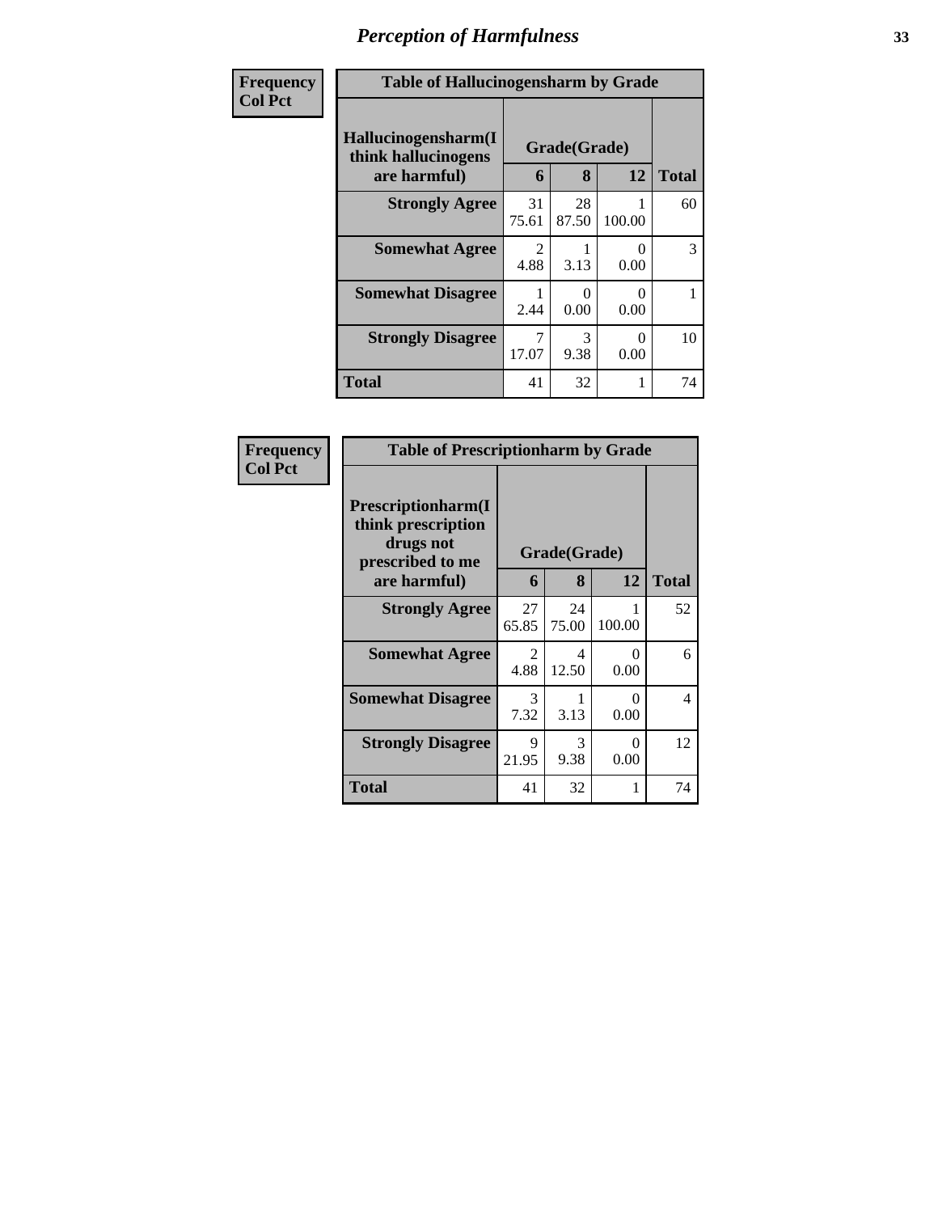# Perception of Harmfulness

Frequency
Col Pct

**Table of Hallucinogensharm by Grade**

| Hallucinogensharm(I think hallucinogens are harmful) | Grade(Grade) 6 | 8 | 12 | Total |
|---|---|---|---|---|
| **Strongly Agree** | 31<br>75.61 | 28<br>87.50 | 1<br>100.00 | 60 |
| **Somewhat Agree** | 2<br>4.88 | 1<br>3.13 | 0<br>0.00 | 3 |
| **Somewhat Disagree** | 1<br>2.44 | 0<br>0.00 | 0<br>0.00 | 1 |
| **Strongly Disagree** | 7<br>17.07 | 3<br>9.38 | 0<br>0.00 | 10 |
| **Total** | 41 | 32 | 1 | 74 |

Frequency
Col Pct

**Table of Prescriptionharm by Grade**

| Prescriptionharm(I think prescription drugs not prescribed to me are harmful) | Grade(Grade) 6 | 8 | 12 | Total |
|---|---|---|---|---|
| **Strongly Agree** | 27<br>65.85 | 24<br>75.00 | 1<br>100.00 | 52 |
| **Somewhat Agree** | 2<br>4.88 | 4<br>12.50 | 0<br>0.00 | 6 |
| **Somewhat Disagree** | 3<br>7.32 | 1<br>3.13 | 0<br>0.00 | 4 |
| **Strongly Disagree** | 9<br>21.95 | 3<br>9.38 | 0<br>0.00 | 12 |
| **Total** | 41 | 32 | 1 | 74 |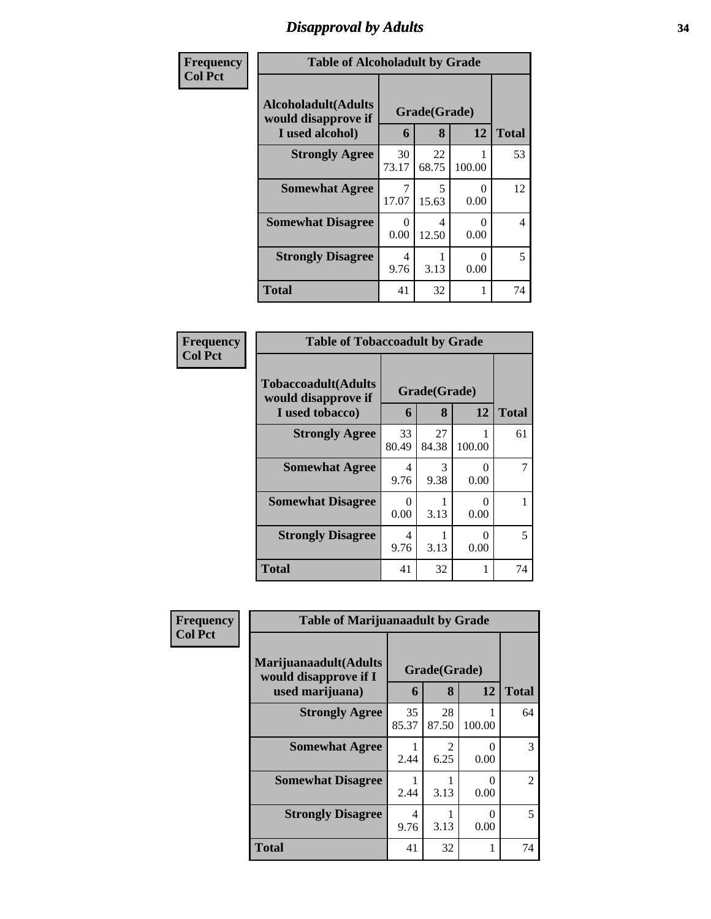# Disapproval by Adults

| Frequency<br>Col Pct | | | | |
|---|---|---|---|---|

**Table of Alcoholadult by Grade**

| Alcoholadult(Adults would disapprove if I used alcohol) | Grade(Grade) | | | |
|---|---|---|---|---|
| | 6 | 8 | 12 | Total |
| Strongly Agree | 30<br>73.17 | 22<br>68.75 | 1<br>100.00 | 53 |
| Somewhat Agree | 7<br>17.07 | 5<br>15.63 | 0<br>0.00 | 12 |
| Somewhat Disagree | 0<br>0.00 | 4<br>12.50 | 0<br>0.00 | 4 |
| Strongly Disagree | 4<br>9.76 | 1<br>3.13 | 0<br>0.00 | 5 |
| Total | 41 | 32 | 1 | 74 |

| Frequency<br>Col Pct | | | | |
|---|---|---|---|---|

**Table of Tobaccoadult by Grade**

| Tobaccoadult(Adults would disapprove if I used tobacco) | Grade(Grade) | | | |
|---|---|---|---|---|
| | 6 | 8 | 12 | Total |
| Strongly Agree | 33<br>80.49 | 27<br>84.38 | 1<br>100.00 | 61 |
| Somewhat Agree | 4<br>9.76 | 3<br>9.38 | 0<br>0.00 | 7 |
| Somewhat Disagree | 0<br>0.00 | 1<br>3.13 | 0<br>0.00 | 1 |
| Strongly Disagree | 4<br>9.76 | 1<br>3.13 | 0<br>0.00 | 5 |
| Total | 41 | 32 | 1 | 74 |

| Frequency<br>Col Pct | | | | |
|---|---|---|---|---|

**Table of Marijuanaadult by Grade**

| Marijuanaadult(Adults would disapprove if I used marijuana) | Grade(Grade) | | | |
|---|---|---|---|---|
| | 6 | 8 | 12 | Total |
| Strongly Agree | 35<br>85.37 | 28<br>87.50 | 1<br>100.00 | 64 |
| Somewhat Agree | 1<br>2.44 | 2<br>6.25 | 0<br>0.00 | 3 |
| Somewhat Disagree | 1<br>2.44 | 1<br>3.13 | 0<br>0.00 | 2 |
| Strongly Disagree | 4<br>9.76 | 1<br>3.13 | 0<br>0.00 | 5 |
| Total | 41 | 32 | 1 | 74 |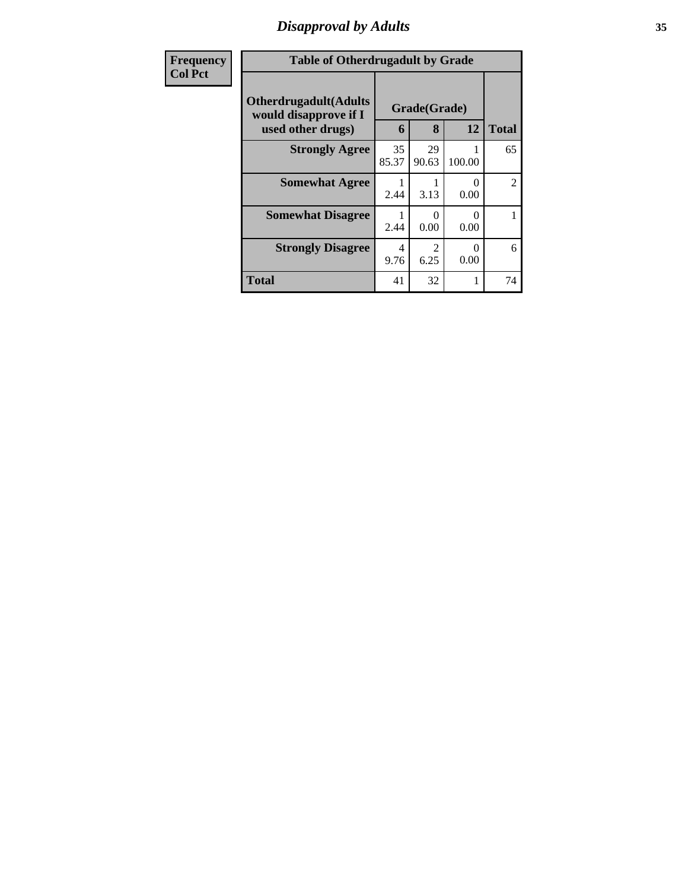## Disapproval by Adults

**Frequency**
**Col Pct**

| Table of Otherdrugadult by Grade | | | | |
|---|---|---|---|---|
| **Otherdrugadult(Adults would disapprove if I used other drugs)** | **Grade(Grade)** | | | |
| | **6** | **8** | **12** | **Total** |
| **Strongly Agree** | 35<br>85.37 | 29<br>90.63 | 1<br>100.00 | 65 |
| **Somewhat Agree** | 1<br>2.44 | 1<br>3.13 | 0<br>0.00 | 2 |
| **Somewhat Disagree** | 1<br>2.44 | 0<br>0.00 | 0<br>0.00 | 1 |
| **Strongly Disagree** | 4<br>9.76 | 2<br>6.25 | 0<br>0.00 | 6 |
| **Total** | 41 | 32 | 1 | 74 |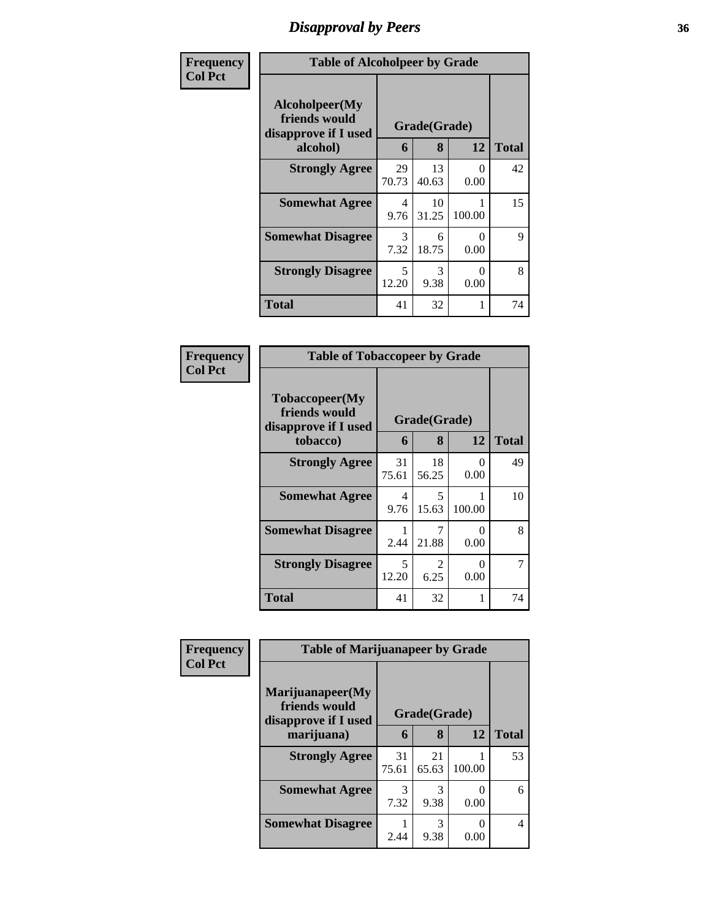# Disapproval by Peers

**Frequency**
**Col Pct**

| Table of Alcoholpeer by Grade | | | | |
|---|---|---|---|---|
| Alcoholpeer(My friends would disapprove if I used alcohol) | Grade(Grade) | | | Total |
| | 6 | 8 | 12 | |
| **Strongly Agree** | 29<br>70.73 | 13<br>40.63 | 0<br>0.00 | 42 |
| **Somewhat Agree** | 4<br>9.76 | 10<br>31.25 | 1<br>100.00 | 15 |
| **Somewhat Disagree** | 3<br>7.32 | 6<br>18.75 | 0<br>0.00 | 9 |
| **Strongly Disagree** | 5<br>12.20 | 3<br>9.38 | 0<br>0.00 | 8 |
| **Total** | 41 | 32 | 1 | 74 |

**Frequency**
**Col Pct**

| Table of Tobaccopeer by Grade | | | | |
|---|---|---|---|---|
| Tobaccopeer(My friends would disapprove if I used tobacco) | Grade(Grade) | | | Total |
| | 6 | 8 | 12 | |
| **Strongly Agree** | 31<br>75.61 | 18<br>56.25 | 0<br>0.00 | 49 |
| **Somewhat Agree** | 4<br>9.76 | 5<br>15.63 | 1<br>100.00 | 10 |
| **Somewhat Disagree** | 1<br>2.44 | 7<br>21.88 | 0<br>0.00 | 8 |
| **Strongly Disagree** | 5<br>12.20 | 2<br>6.25 | 0<br>0.00 | 7 |
| **Total** | 41 | 32 | 1 | 74 |

**Frequency**
**Col Pct**

| Table of Marijuanapeer by Grade | | | | |
|---|---|---|---|---|
| Marijuanapeer(My friends would disapprove if I used marijuana) | Grade(Grade) | | | Total |
| | 6 | 8 | 12 | |
| **Strongly Agree** | 31<br>75.61 | 21<br>65.63 | 1<br>100.00 | 53 |
| **Somewhat Agree** | 3<br>7.32 | 3<br>9.38 | 0<br>0.00 | 6 |
| **Somewhat Disagree** | 1<br>2.44 | 3<br>9.38 | 0<br>0.00 | 4 |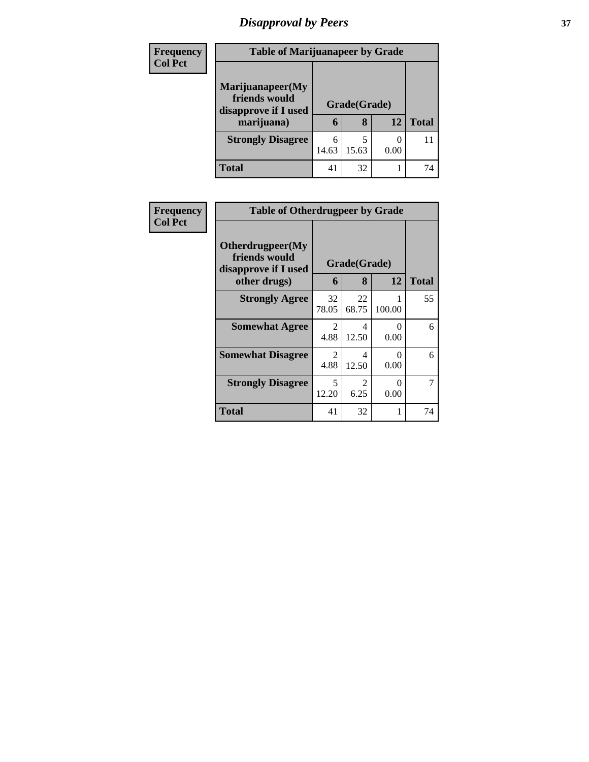# Disapproval by Peers

| Frequency Col Pct | Table of Marijuanapeer by Grade | | | |
|---|---|---|---|---|
| Marijuanapeer(My friends would disapprove if I used marijuana) | Grade(Grade) | | | Total |
| | 6 | 8 | 12 | |
| Strongly Disagree | 6<br>14.63 | 5<br>15.63 | 0<br>0.00 | 11 |
| Total | 41 | 32 | 1 | 74 |

| Frequency Col Pct | Table of Otherdrugpeer by Grade | | | |
|---|---|---|---|---|
| Otherdrugpeer(My friends would disapprove if I used other drugs) | Grade(Grade) | | | Total |
| | 6 | 8 | 12 | |
| Strongly Agree | 32<br>78.05 | 22<br>68.75 | 1<br>100.00 | 55 |
| Somewhat Agree | 2<br>4.88 | 4<br>12.50 | 0<br>0.00 | 6 |
| Somewhat Disagree | 2<br>4.88 | 4<br>12.50 | 0<br>0.00 | 6 |
| Strongly Disagree | 5<br>12.20 | 2<br>6.25 | 0<br>0.00 | 7 |
| Total | 41 | 32 | 1 | 74 |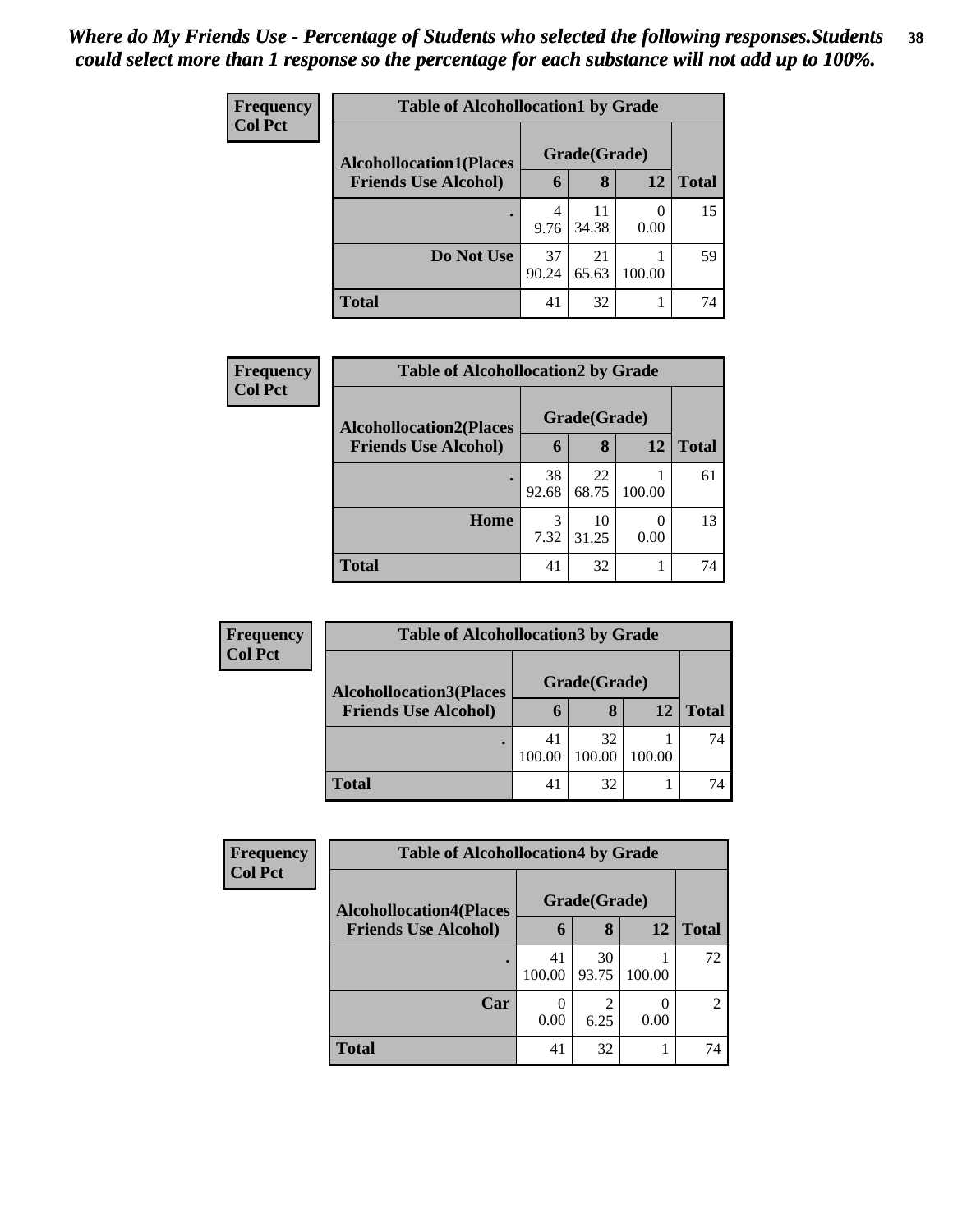*Where do My Friends Use - Percentage of Students who selected the following responses.Students could select more than 1 response so the percentage for each substance will not add up to 100%.*

**Frequency**
**Col Pct**

**Table of Alcohollocation1 by Grade**

| Alcohollocation1(Places Friends Use Alcohol) | Grade(Grade) | | | Total |
|---|---|---|---|---|
| | 6 | 8 | 12 | |
| . | 4<br>9.76 | 11<br>34.38 | 0<br>0.00 | 15 |
| Do Not Use | 37<br>90.24 | 21<br>65.63 | 1<br>100.00 | 59 |
| Total | 41 | 32 | 1 | 74 |

**Frequency**
**Col Pct**

**Table of Alcohollocation2 by Grade**

| Alcohollocation2(Places Friends Use Alcohol) | Grade(Grade) | | | Total |
|---|---|---|---|---|
| | 6 | 8 | 12 | |
| . | 38<br>92.68 | 22<br>68.75 | 1<br>100.00 | 61 |
| Home | 3<br>7.32 | 10<br>31.25 | 0<br>0.00 | 13 |
| Total | 41 | 32 | 1 | 74 |

**Frequency**
**Col Pct**

**Table of Alcohollocation3 by Grade**

| Alcohollocation3(Places Friends Use Alcohol) | Grade(Grade) | | | Total |
|---|---|---|---|---|
| | 6 | 8 | 12 | |
| . | 41<br>100.00 | 32<br>100.00 | 1<br>100.00 | 74 |
| Total | 41 | 32 | 1 | 74 |

**Frequency**
**Col Pct**

**Table of Alcohollocation4 by Grade**

| Alcohollocation4(Places Friends Use Alcohol) | Grade(Grade) | | | Total |
|---|---|---|---|---|
| | 6 | 8 | 12 | |
| . | 41<br>100.00 | 30<br>93.75 | 1<br>100.00 | 72 |
| Car | 0<br>0.00 | 2<br>6.25 | 0<br>0.00 | 2 |
| Total | 41 | 32 | 1 | 74 |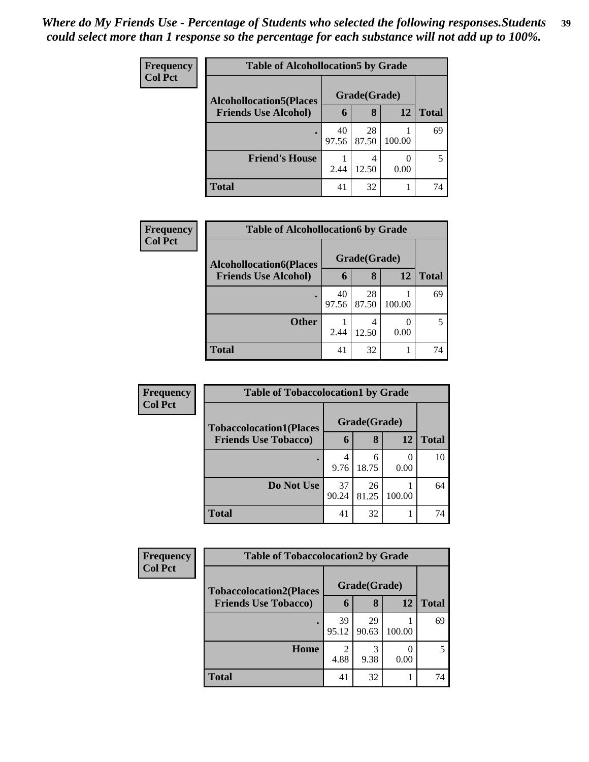*Where do My Friends Use - Percentage of Students who selected the following responses.Students could select more than 1 response so the percentage for each substance will not add up to 100%.*

**Frequency**
**Col Pct**

**Table of Alcohollocation5 by Grade**

| Alcohollocation5(Places Friends Use Alcohol) | Grade(Grade) | | | Total |
|---|---|---|---|---|
| | 6 | 8 | 12 | |
| . | 40<br>97.56 | 28<br>87.50 | 1<br>100.00 | 69 |
| Friend's House | 1<br>2.44 | 4<br>12.50 | 0<br>0.00 | 5 |
| Total | 41 | 32 | 1 | 74 |

**Frequency**
**Col Pct**

**Table of Alcohollocation6 by Grade**

| Alcohollocation6(Places Friends Use Alcohol) | Grade(Grade) | | | Total |
|---|---|---|---|---|
| | 6 | 8 | 12 | |
| . | 40<br>97.56 | 28<br>87.50 | 1<br>100.00 | 69 |
| Other | 1<br>2.44 | 4<br>12.50 | 0<br>0.00 | 5 |
| Total | 41 | 32 | 1 | 74 |

**Frequency**
**Col Pct**

**Table of Tobaccolocation1 by Grade**

| Tobaccolocation1(Places Friends Use Tobacco) | Grade(Grade) | | | Total |
|---|---|---|---|---|
| | 6 | 8 | 12 | |
| . | 4<br>9.76 | 6<br>18.75 | 0<br>0.00 | 10 |
| Do Not Use | 37<br>90.24 | 26<br>81.25 | 1<br>100.00 | 64 |
| Total | 41 | 32 | 1 | 74 |

**Frequency**
**Col Pct**

**Table of Tobaccolocation2 by Grade**

| Tobaccolocation2(Places Friends Use Tobacco) | Grade(Grade) | | | Total |
|---|---|---|---|---|
| | 6 | 8 | 12 | |
| . | 39<br>95.12 | 29<br>90.63 | 1<br>100.00 | 69 |
| Home | 2<br>4.88 | 3<br>9.38 | 0<br>0.00 | 5 |
| Total | 41 | 32 | 1 | 74 |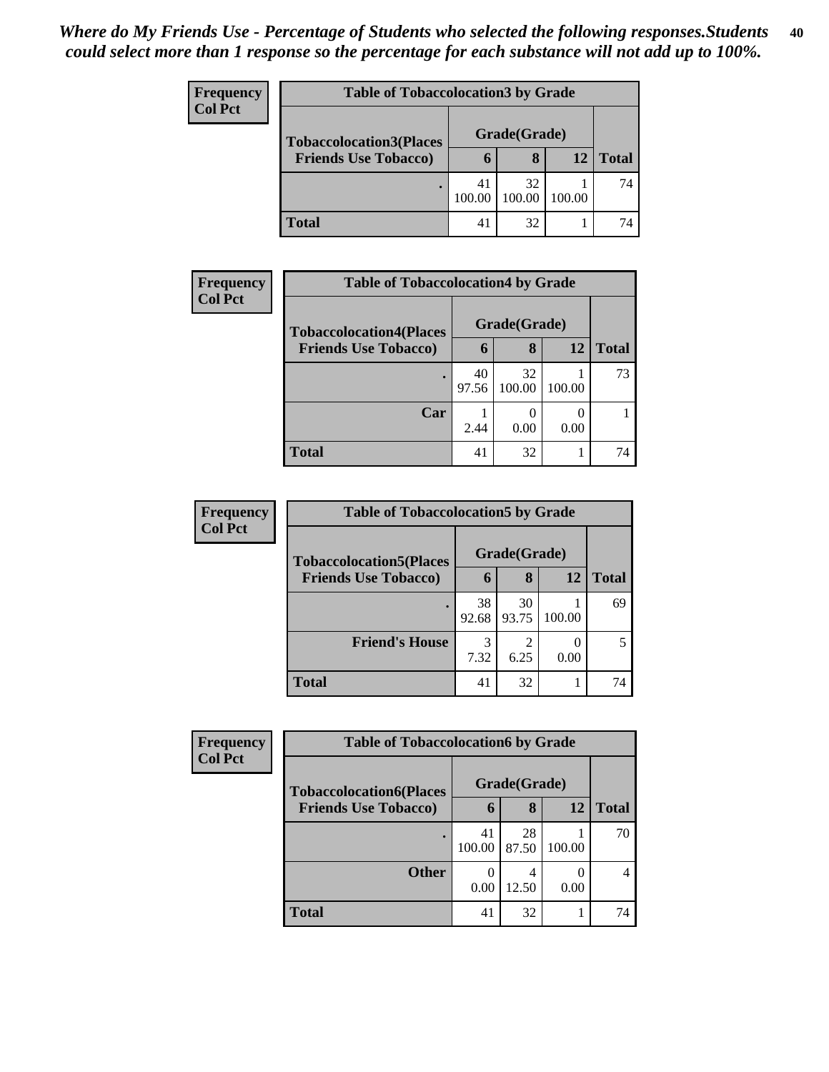*Where do My Friends Use - Percentage of Students who selected the following responses.Students could select more than 1 response so the percentage for each substance will not add up to 100%.*

**Frequency**
**Col Pct**

**Table of Tobaccolocation3 by Grade**

| Tobaccolocation3(Places Friends Use Tobacco) | Grade(Grade) | | | Total |
|---|---|---|---|---|
| | 6 | 8 | 12 | |
| . | 41<br>100.00 | 32<br>100.00 | 1<br>100.00 | 74 |
| **Total** | 41 | 32 | 1 | 74 |

**Frequency**
**Col Pct**

**Table of Tobaccolocation4 by Grade**

| Tobaccolocation4(Places Friends Use Tobacco) | Grade(Grade) | | | Total |
|---|---|---|---|---|
| | 6 | 8 | 12 | |
| . | 40<br>97.56 | 32<br>100.00 | 1<br>100.00 | 73 |
| **Car** | 1<br>2.44 | 0<br>0.00 | 0<br>0.00 | 1 |
| **Total** | 41 | 32 | 1 | 74 |

**Frequency**
**Col Pct**

**Table of Tobaccolocation5 by Grade**

| Tobaccolocation5(Places Friends Use Tobacco) | Grade(Grade) | | | Total |
|---|---|---|---|---|
| | 6 | 8 | 12 | |
| . | 38<br>92.68 | 30<br>93.75 | 1<br>100.00 | 69 |
| **Friend's House** | 3<br>7.32 | 2<br>6.25 | 0<br>0.00 | 5 |
| **Total** | 41 | 32 | 1 | 74 |

**Frequency**
**Col Pct**

**Table of Tobaccolocation6 by Grade**

| Tobaccolocation6(Places Friends Use Tobacco) | Grade(Grade) | | | Total |
|---|---|---|---|---|
| | 6 | 8 | 12 | |
| . | 41<br>100.00 | 28<br>87.50 | 1<br>100.00 | 70 |
| **Other** | 0<br>0.00 | 4<br>12.50 | 0<br>0.00 | 4 |
| **Total** | 41 | 32 | 1 | 74 |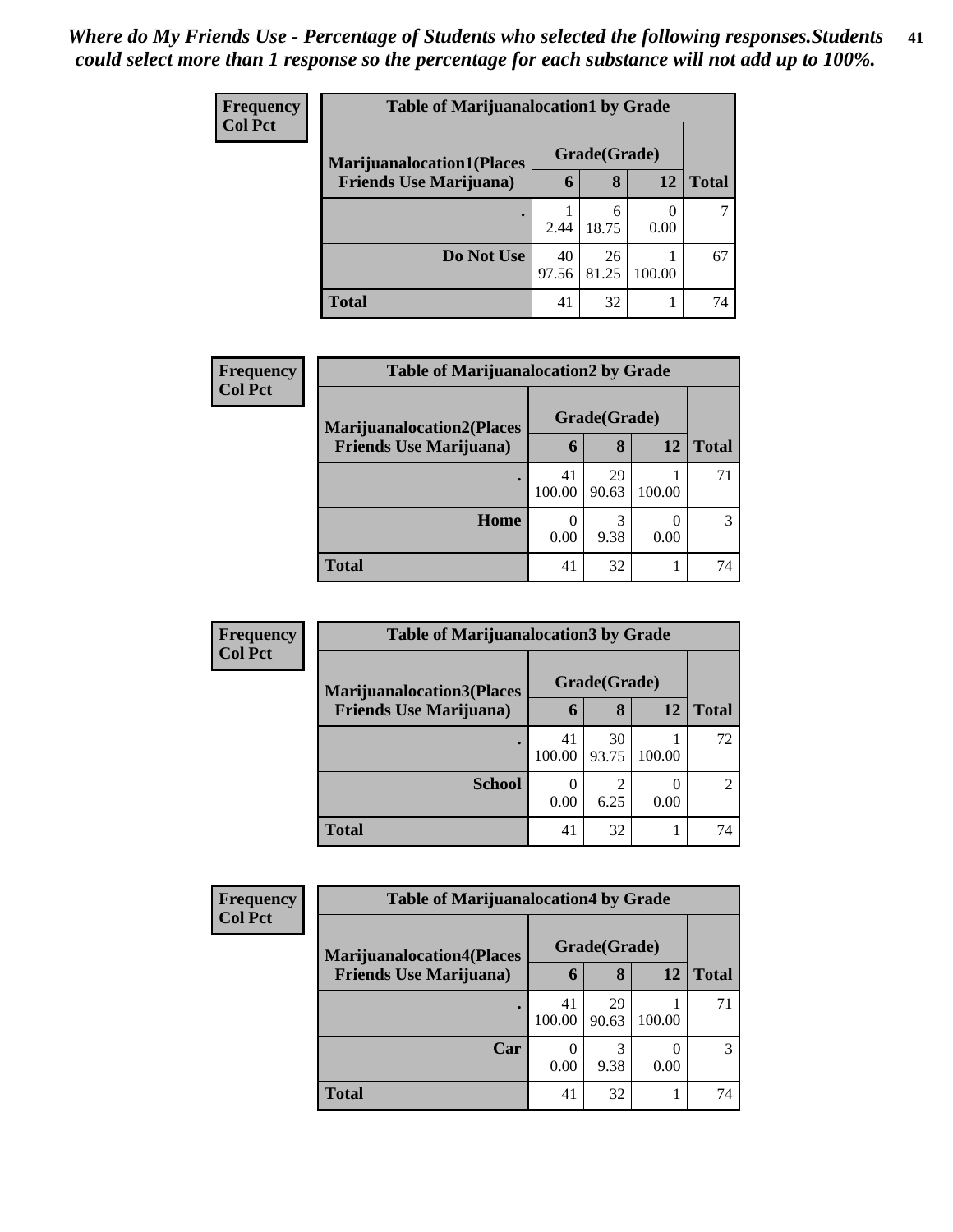*Where do My Friends Use - Percentage of Students who selected the following responses.Students could select more than 1 response so the percentage for each substance will not add up to 100%.*

**Frequency**
**Col Pct**

| Table of Marijuanalocation1 by Grade | | | | |
|---|---|---|---|---|
| **Marijuanalocation1(Places Friends Use Marijuana)** | **Grade(Grade)** | | | |
| | **6** | **8** | **12** | **Total** |
| **.** | 1<br>2.44 | 6<br>18.75 | 0<br>0.00 | 7 |
| **Do Not Use** | 40<br>97.56 | 26<br>81.25 | 1<br>100.00 | 67 |
| **Total** | 41 | 32 | 1 | 74 |

**Frequency**
**Col Pct**

| Table of Marijuanalocation2 by Grade | | | | |
|---|---|---|---|---|
| **Marijuanalocation2(Places Friends Use Marijuana)** | **Grade(Grade)** | | | |
| | **6** | **8** | **12** | **Total** |
| **.** | 41<br>100.00 | 29<br>90.63 | 1<br>100.00 | 71 |
| **Home** | 0<br>0.00 | 3<br>9.38 | 0<br>0.00 | 3 |
| **Total** | 41 | 32 | 1 | 74 |

**Frequency**
**Col Pct**

| Table of Marijuanalocation3 by Grade | | | | |
|---|---|---|---|---|
| **Marijuanalocation3(Places Friends Use Marijuana)** | **Grade(Grade)** | | | |
| | **6** | **8** | **12** | **Total** |
| **.** | 41<br>100.00 | 30<br>93.75 | 1<br>100.00 | 72 |
| **School** | 0<br>0.00 | 2<br>6.25 | 0<br>0.00 | 2 |
| **Total** | 41 | 32 | 1 | 74 |

**Frequency**
**Col Pct**

| Table of Marijuanalocation4 by Grade | | | | |
|---|---|---|---|---|
| **Marijuanalocation4(Places Friends Use Marijuana)** | **Grade(Grade)** | | | |
| | **6** | **8** | **12** | **Total** |
| **.** | 41<br>100.00 | 29<br>90.63 | 1<br>100.00 | 71 |
| **Car** | 0<br>0.00 | 3<br>9.38 | 0<br>0.00 | 3 |
| **Total** | 41 | 32 | 1 | 74 |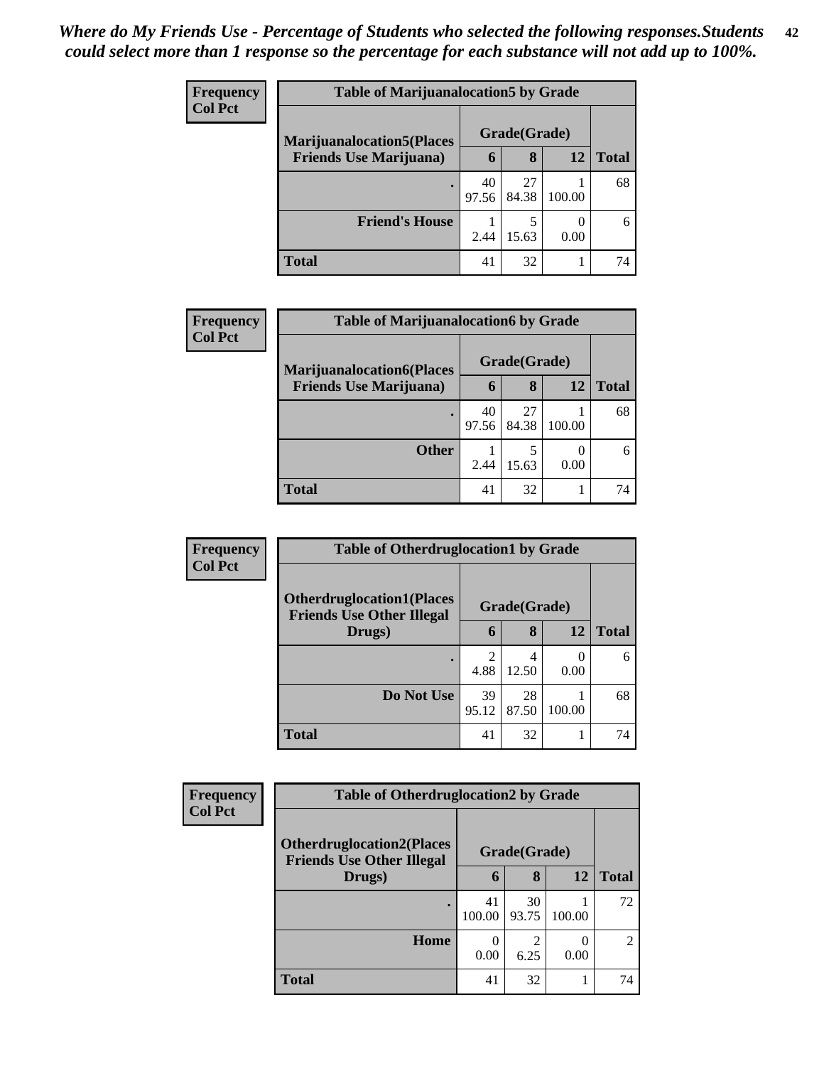*Where do My Friends Use - Percentage of Students who selected the following responses.Students could select more than 1 response so the percentage for each substance will not add up to 100%.*

**Frequency**
**Col Pct**

**Table of Marijuanalocation5 by Grade**

| Marijuanalocation5(Places Friends Use Marijuana) | Grade(Grade) | | | Total |
|---|---|---|---|---|
| | 6 | 8 | 12 | |
| . | 40<br>97.56 | 27<br>84.38 | 1<br>100.00 | 68 |
| Friend's House | 1<br>2.44 | 5<br>15.63 | 0<br>0.00 | 6 |
| Total | 41 | 32 | 1 | 74 |

**Frequency**
**Col Pct**

**Table of Marijuanalocation6 by Grade**

| Marijuanalocation6(Places Friends Use Marijuana) | Grade(Grade) | | | Total |
|---|---|---|---|---|
| | 6 | 8 | 12 | |
| . | 40<br>97.56 | 27<br>84.38 | 1<br>100.00 | 68 |
| Other | 1<br>2.44 | 5<br>15.63 | 0<br>0.00 | 6 |
| Total | 41 | 32 | 1 | 74 |

**Frequency**
**Col Pct**

**Table of Otherdruglocation1 by Grade**

| Otherdruglocation1(Places Friends Use Other Illegal Drugs) | Grade(Grade) | | | Total |
|---|---|---|---|---|
| | 6 | 8 | 12 | |
| . | 2<br>4.88 | 4<br>12.50 | 0<br>0.00 | 6 |
| Do Not Use | 39<br>95.12 | 28<br>87.50 | 1<br>100.00 | 68 |
| Total | 41 | 32 | 1 | 74 |

**Frequency**
**Col Pct**

**Table of Otherdruglocation2 by Grade**

| Otherdruglocation2(Places Friends Use Other Illegal Drugs) | Grade(Grade) | | | Total |
|---|---|---|---|---|
| | 6 | 8 | 12 | |
| . | 41<br>100.00 | 30<br>93.75 | 1<br>100.00 | 72 |
| Home | 0<br>0.00 | 2<br>6.25 | 0<br>0.00 | 2 |
| Total | 41 | 32 | 1 | 74 |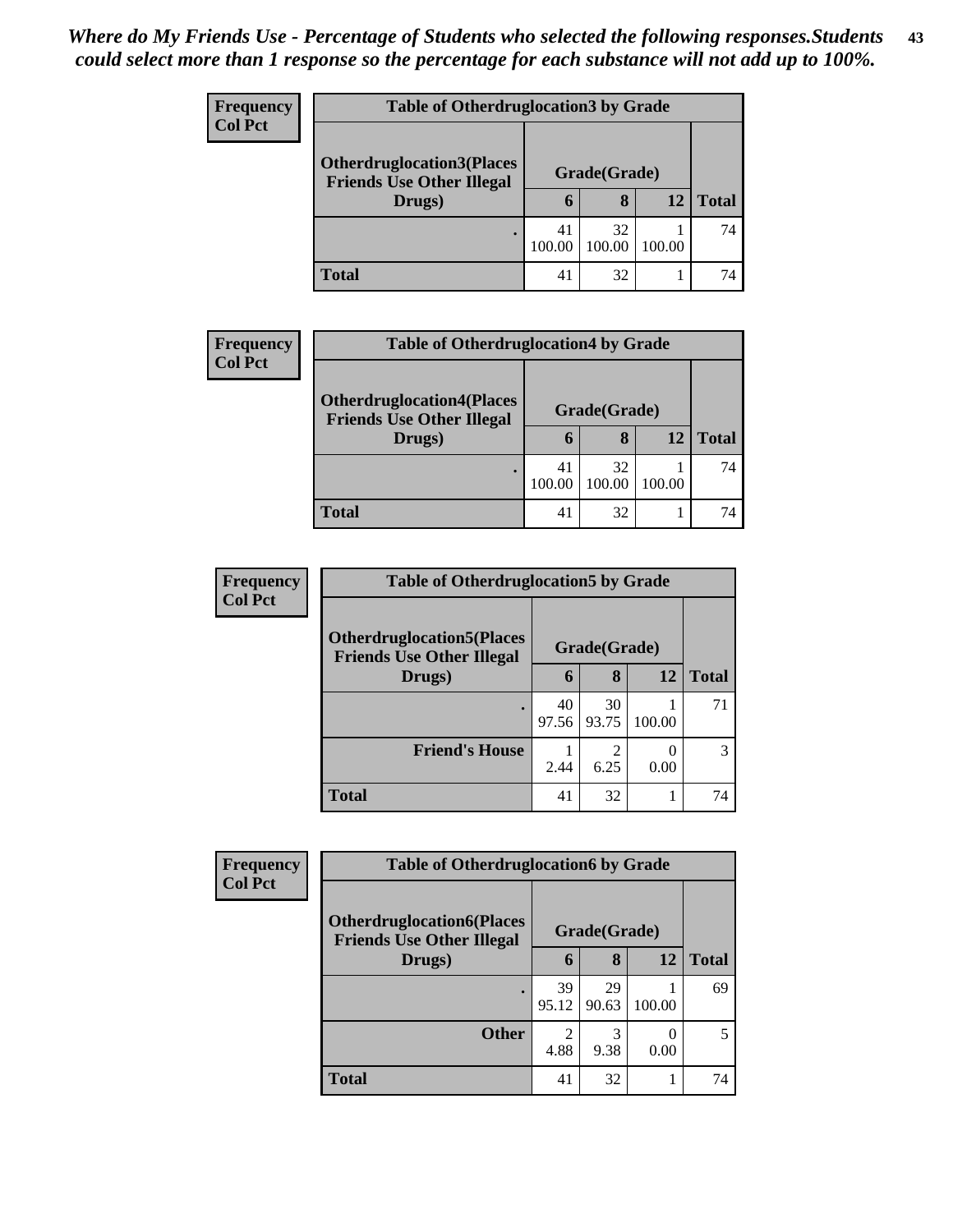*Where do My Friends Use - Percentage of Students who selected the following responses.Students could select more than 1 response so the percentage for each substance will not add up to 100%.*

**Frequency**
**Col Pct**

| Table of Otherdruglocation3 by Grade | | | | |
|---|---|---|---|---|
| **Otherdruglocation3(Places Friends Use Other Illegal Drugs)** | **Grade(Grade)** | | | |
| | **6** | **8** | **12** | **Total** |
| **.** | 41<br>100.00 | 32<br>100.00 | 1<br>100.00 | 74 |
| **Total** | 41 | 32 | 1 | 74 |

**Frequency**
**Col Pct**

| Table of Otherdruglocation4 by Grade | | | | |
|---|---|---|---|---|
| **Otherdruglocation4(Places Friends Use Other Illegal Drugs)** | **Grade(Grade)** | | | |
| | **6** | **8** | **12** | **Total** |
| **.** | 41<br>100.00 | 32<br>100.00 | 1<br>100.00 | 74 |
| **Total** | 41 | 32 | 1 | 74 |

**Frequency**
**Col Pct**

| Table of Otherdruglocation5 by Grade | | | | |
|---|---|---|---|---|
| **Otherdruglocation5(Places Friends Use Other Illegal Drugs)** | **Grade(Grade)** | | | |
| | **6** | **8** | **12** | **Total** |
| **.** | 40<br>97.56 | 30<br>93.75 | 1<br>100.00 | 71 |
| **Friend's House** | 1<br>2.44 | 2<br>6.25 | 0<br>0.00 | 3 |
| **Total** | 41 | 32 | 1 | 74 |

**Frequency**
**Col Pct**

| Table of Otherdruglocation6 by Grade | | | | |
|---|---|---|---|---|
| **Otherdruglocation6(Places Friends Use Other Illegal Drugs)** | **Grade(Grade)** | | | |
| | **6** | **8** | **12** | **Total** |
| **.** | 39<br>95.12 | 29<br>90.63 | 1<br>100.00 | 69 |
| **Other** | 2<br>4.88 | 3<br>9.38 | 0<br>0.00 | 5 |
| **Total** | 41 | 32 | 1 | 74 |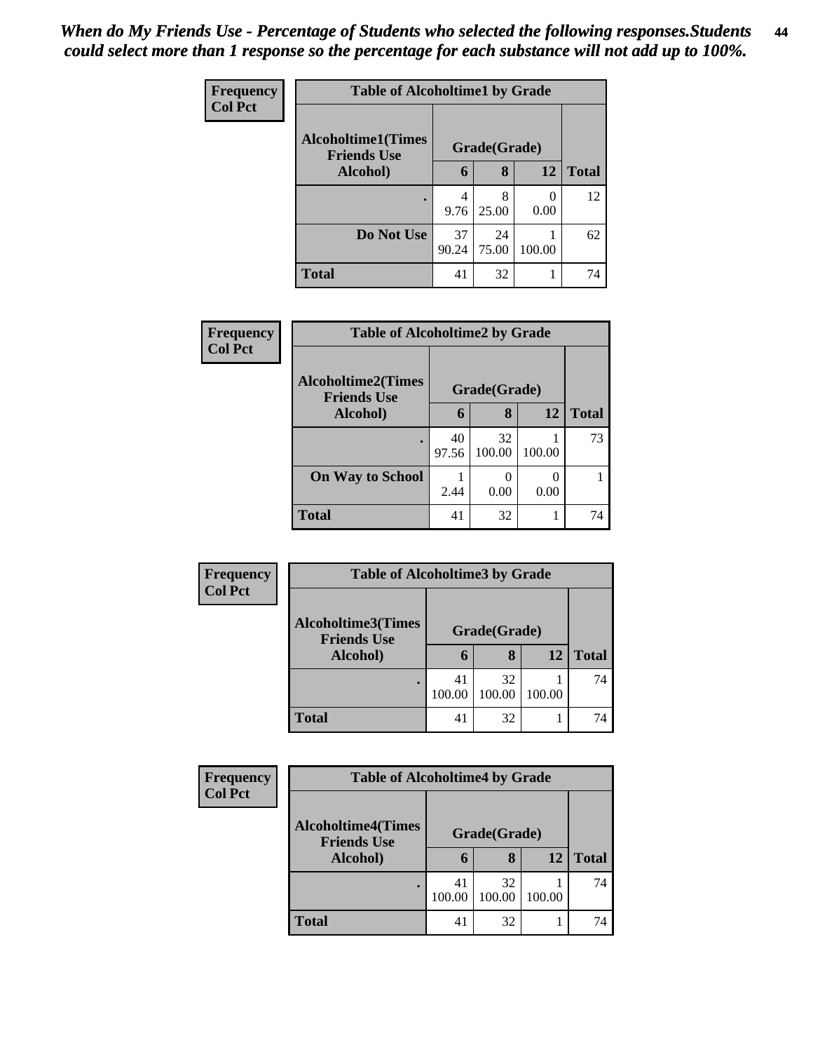*When do My Friends Use - Percentage of Students who selected the following responses.Students could select more than 1 response so the percentage for each substance will not add up to 100%.*

**Frequency**
**Col Pct**

**Table of Alcoholtime1 by Grade**

| Alcoholtime1(Times Friends Use Alcohol) | Grade(Grade) | | | Total |
|---|---|---|---|---|
| | 6 | 8 | 12 | |
| . | 4<br>9.76 | 8<br>25.00 | 0<br>0.00 | 12 |
| Do Not Use | 37<br>90.24 | 24<br>75.00 | 1<br>100.00 | 62 |
| Total | 41 | 32 | 1 | 74 |

**Frequency**
**Col Pct**

**Table of Alcoholtime2 by Grade**

| Alcoholtime2(Times Friends Use Alcohol) | Grade(Grade) | | | Total |
|---|---|---|---|---|
| | 6 | 8 | 12 | |
| . | 40<br>97.56 | 32<br>100.00 | 1<br>100.00 | 73 |
| On Way to School | 1<br>2.44 | 0<br>0.00 | 0<br>0.00 | 1 |
| Total | 41 | 32 | 1 | 74 |

**Frequency**
**Col Pct**

**Table of Alcoholtime3 by Grade**

| Alcoholtime3(Times Friends Use Alcohol) | Grade(Grade) | | | Total |
|---|---|---|---|---|
| | 6 | 8 | 12 | |
| . | 41<br>100.00 | 32<br>100.00 | 1<br>100.00 | 74 |
| Total | 41 | 32 | 1 | 74 |

**Frequency**
**Col Pct**

**Table of Alcoholtime4 by Grade**

| Alcoholtime4(Times Friends Use Alcohol) | Grade(Grade) | | | Total |
|---|---|---|---|---|
| | 6 | 8 | 12 | |
| . | 41<br>100.00 | 32<br>100.00 | 1<br>100.00 | 74 |
| Total | 41 | 32 | 1 | 74 |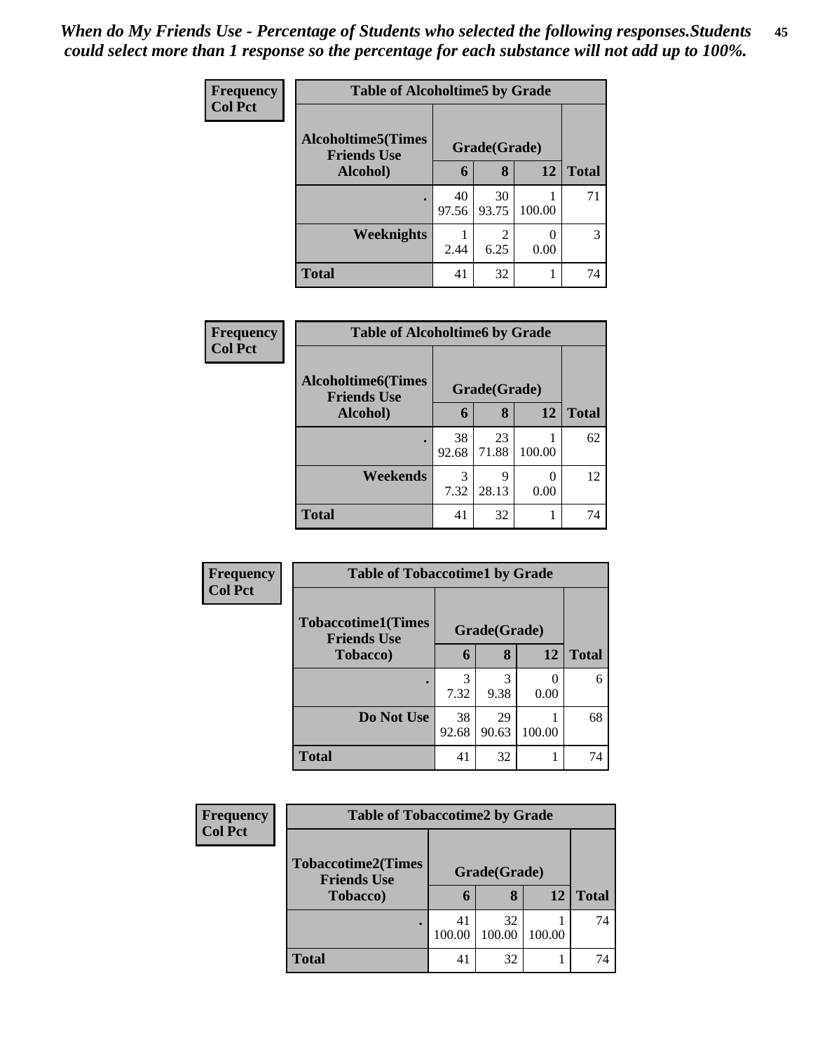*When do My Friends Use - Percentage of Students who selected the following responses.Students could select more than 1 response so the percentage for each substance will not add up to 100%.*

**Frequency**
**Col Pct**

| Table of Alcoholtime5 by Grade | | | | |
|---|---|---|---|---|
| Alcoholtime5(Times Friends Use Alcohol) | Grade(Grade) | | | Total |
| | 6 | 8 | 12 | |
| . | 40<br>97.56 | 30<br>93.75 | 1<br>100.00 | 71 |
| Weeknights | 1<br>2.44 | 2<br>6.25 | 0<br>0.00 | 3 |
| Total | 41 | 32 | 1 | 74 |

**Frequency**
**Col Pct**

| Table of Alcoholtime6 by Grade | | | | |
|---|---|---|---|---|
| Alcoholtime6(Times Friends Use Alcohol) | Grade(Grade) | | | Total |
| | 6 | 8 | 12 | |
| . | 38<br>92.68 | 23<br>71.88 | 1<br>100.00 | 62 |
| Weekends | 3<br>7.32 | 9<br>28.13 | 0<br>0.00 | 12 |
| Total | 41 | 32 | 1 | 74 |

**Frequency**
**Col Pct**

| Table of Tobaccotime1 by Grade | | | | |
|---|---|---|---|---|
| Tobaccotime1(Times Friends Use Tobacco) | Grade(Grade) | | | Total |
| | 6 | 8 | 12 | |
| . | 3<br>7.32 | 3<br>9.38 | 0<br>0.00 | 6 |
| Do Not Use | 38<br>92.68 | 29<br>90.63 | 1<br>100.00 | 68 |
| Total | 41 | 32 | 1 | 74 |

**Frequency**
**Col Pct**

| Table of Tobaccotime2 by Grade | | | | |
|---|---|---|---|---|
| Tobaccotime2(Times Friends Use Tobacco) | Grade(Grade) | | | Total |
| | 6 | 8 | 12 | |
| . | 41<br>100.00 | 32<br>100.00 | 1<br>100.00 | 74 |
| Total | 41 | 32 | 1 | 74 |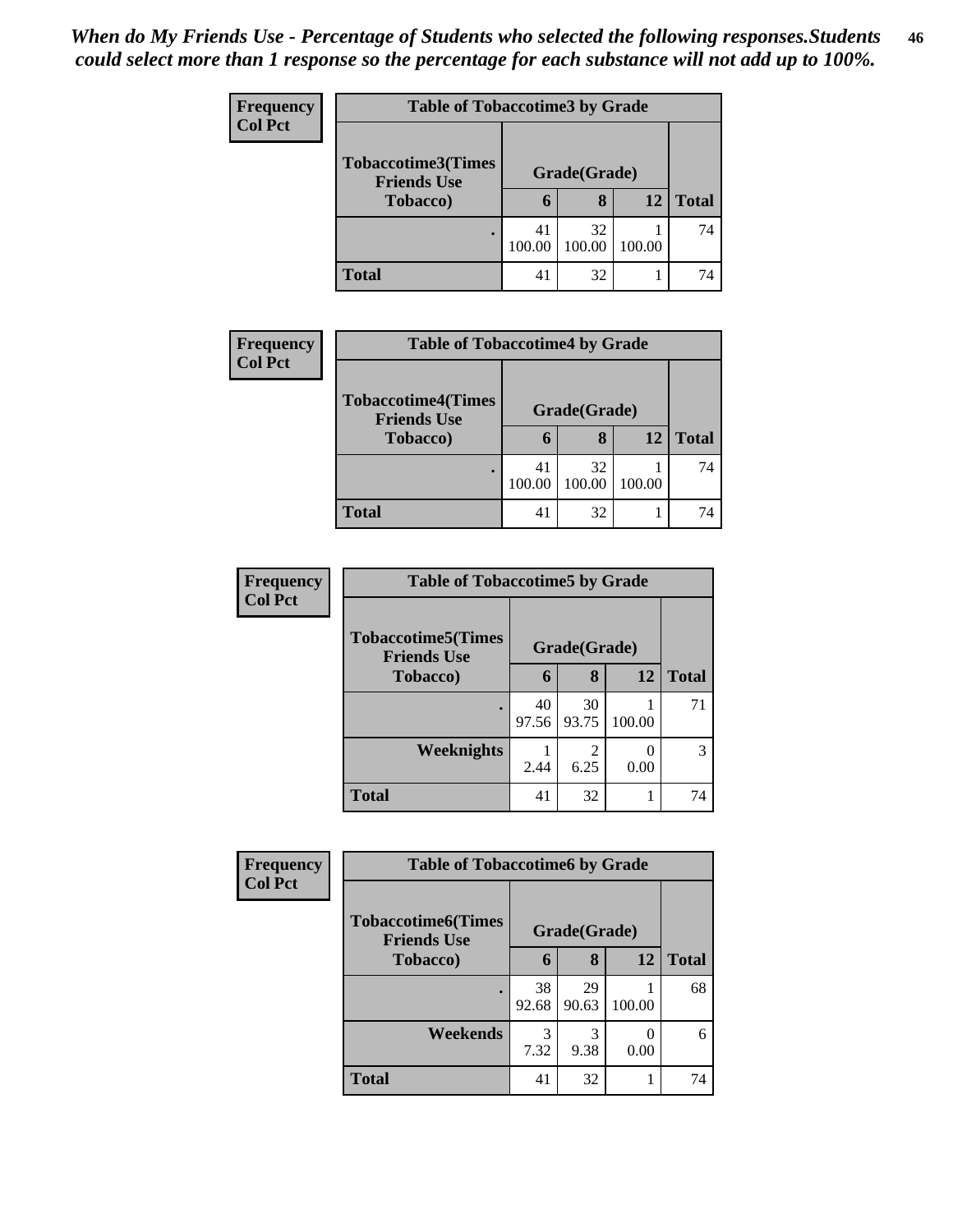*When do My Friends Use - Percentage of Students who selected the following responses.Students could select more than 1 response so the percentage for each substance will not add up to 100%.*

**Frequency**
**Col Pct**

| Table of Tobaccotime3 by Grade | | | | |
|---|---|---|---|---|
| Tobaccotime3(Times Friends Use Tobacco) | Grade(Grade) | | | |
| | 6 | 8 | 12 | Total |
| . | 41<br>100.00 | 32<br>100.00 | 1<br>100.00 | 74 |
| Total | 41 | 32 | 1 | 74 |

**Frequency**
**Col Pct**

| Table of Tobaccotime4 by Grade | | | | |
|---|---|---|---|---|
| Tobaccotime4(Times Friends Use Tobacco) | Grade(Grade) | | | |
| | 6 | 8 | 12 | Total |
| . | 41<br>100.00 | 32<br>100.00 | 1<br>100.00 | 74 |
| Total | 41 | 32 | 1 | 74 |

**Frequency**
**Col Pct**

| Table of Tobaccotime5 by Grade | | | | |
|---|---|---|---|---|
| Tobaccotime5(Times Friends Use Tobacco) | Grade(Grade) | | | |
| | 6 | 8 | 12 | Total |
| . | 40<br>97.56 | 30<br>93.75 | 1<br>100.00 | 71 |
| Weeknights | 1<br>2.44 | 2<br>6.25 | 0<br>0.00 | 3 |
| Total | 41 | 32 | 1 | 74 |

**Frequency**
**Col Pct**

| Table of Tobaccotime6 by Grade | | | | |
|---|---|---|---|---|
| Tobaccotime6(Times Friends Use Tobacco) | Grade(Grade) | | | |
| | 6 | 8 | 12 | Total |
| . | 38<br>92.68 | 29<br>90.63 | 1<br>100.00 | 68 |
| Weekends | 3<br>7.32 | 3<br>9.38 | 0<br>0.00 | 6 |
| Total | 41 | 32 | 1 | 74 |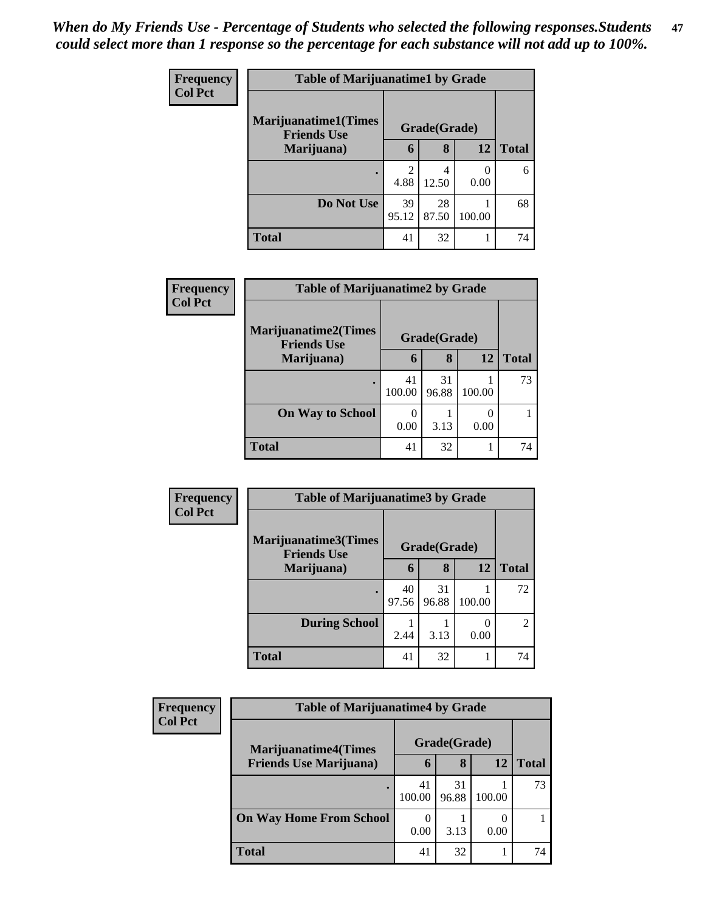*When do My Friends Use - Percentage of Students who selected the following responses.Students could select more than 1 response so the percentage for each substance will not add up to 100%.*

**Frequency**
**Col Pct**

| Table of Marijuanatime1 by Grade | | | | |
|---|---|---|---|---|
| **Marijuanatime1(Times Friends Use Marijuana)** | **Grade(Grade)** | | | |
| | **6** | **8** | **12** | **Total** |
| **.** | 2<br>4.88 | 4<br>12.50 | 0<br>0.00 | 6 |
| **Do Not Use** | 39<br>95.12 | 28<br>87.50 | 1<br>100.00 | 68 |
| **Total** | 41 | 32 | 1 | 74 |

**Frequency**
**Col Pct**

| Table of Marijuanatime2 by Grade | | | | |
|---|---|---|---|---|
| **Marijuanatime2(Times Friends Use Marijuana)** | **Grade(Grade)** | | | |
| | **6** | **8** | **12** | **Total** |
| **.** | 41<br>100.00 | 31<br>96.88 | 1<br>100.00 | 73 |
| **On Way to School** | 0<br>0.00 | 1<br>3.13 | 0<br>0.00 | 1 |
| **Total** | 41 | 32 | 1 | 74 |

**Frequency**
**Col Pct**

| Table of Marijuanatime3 by Grade | | | | |
|---|---|---|---|---|
| **Marijuanatime3(Times Friends Use Marijuana)** | **Grade(Grade)** | | | |
| | **6** | **8** | **12** | **Total** |
| **.** | 40<br>97.56 | 31<br>96.88 | 1<br>100.00 | 72 |
| **During School** | 1<br>2.44 | 1<br>3.13 | 0<br>0.00 | 2 |
| **Total** | 41 | 32 | 1 | 74 |

**Frequency**
**Col Pct**

| Table of Marijuanatime4 by Grade | | | | |
|---|---|---|---|---|
| **Marijuanatime4(Times Friends Use Marijuana)** | **Grade(Grade)** | | | |
| | **6** | **8** | **12** | **Total** |
| **.** | 41<br>100.00 | 31<br>96.88 | 1<br>100.00 | 73 |
| **On Way Home From School** | 0<br>0.00 | 1<br>3.13 | 0<br>0.00 | 1 |
| **Total** | 41 | 32 | 1 | 74 |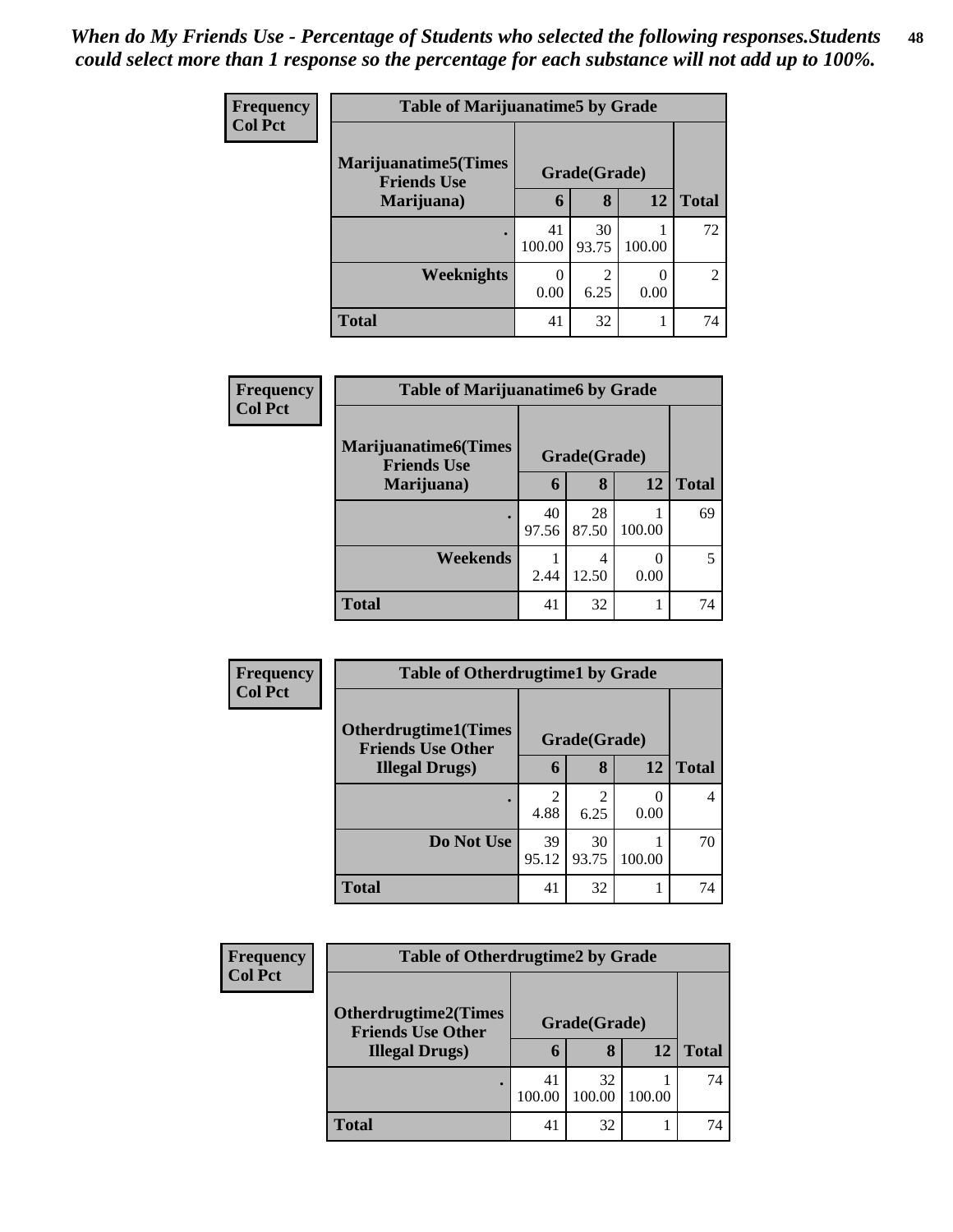*When do My Friends Use - Percentage of Students who selected the following responses.Students could select more than 1 response so the percentage for each substance will not add up to 100%.*

**Frequency**
**Col Pct**

| Table of Marijuanatime5 by Grade | | | | |
|---|---|---|---|---|
| **Marijuanatime5(Times Friends Use Marijuana)** | **Grade(Grade)** | | | **Total** |
| | **6** | **8** | **12** | |
| **.** | 41<br>100.00 | 30<br>93.75 | 1<br>100.00 | 72 |
| **Weeknights** | 0<br>0.00 | 2<br>6.25 | 0<br>0.00 | 2 |
| **Total** | 41 | 32 | 1 | 74 |

**Frequency**
**Col Pct**

| Table of Marijuanatime6 by Grade | | | | |
|---|---|---|---|---|
| **Marijuanatime6(Times Friends Use Marijuana)** | **Grade(Grade)** | | | **Total** |
| | **6** | **8** | **12** | |
| **.** | 40<br>97.56 | 28<br>87.50 | 1<br>100.00 | 69 |
| **Weekends** | 1<br>2.44 | 4<br>12.50 | 0<br>0.00 | 5 |
| **Total** | 41 | 32 | 1 | 74 |

**Frequency**
**Col Pct**

| Table of Otherdrugtime1 by Grade | | | | |
|---|---|---|---|---|
| **Otherdrugtime1(Times Friends Use Other Illegal Drugs)** | **Grade(Grade)** | | | **Total** |
| | **6** | **8** | **12** | |
| **.** | 2<br>4.88 | 2<br>6.25 | 0<br>0.00 | 4 |
| **Do Not Use** | 39<br>95.12 | 30<br>93.75 | 1<br>100.00 | 70 |
| **Total** | 41 | 32 | 1 | 74 |

**Frequency**
**Col Pct**

| Table of Otherdrugtime2 by Grade | | | | |
|---|---|---|---|---|
| **Otherdrugtime2(Times Friends Use Other Illegal Drugs)** | **Grade(Grade)** | | | **Total** |
| | **6** | **8** | **12** | |
| **.** | 41<br>100.00 | 32<br>100.00 | 1<br>100.00 | 74 |
| **Total** | 41 | 32 | 1 | 74 |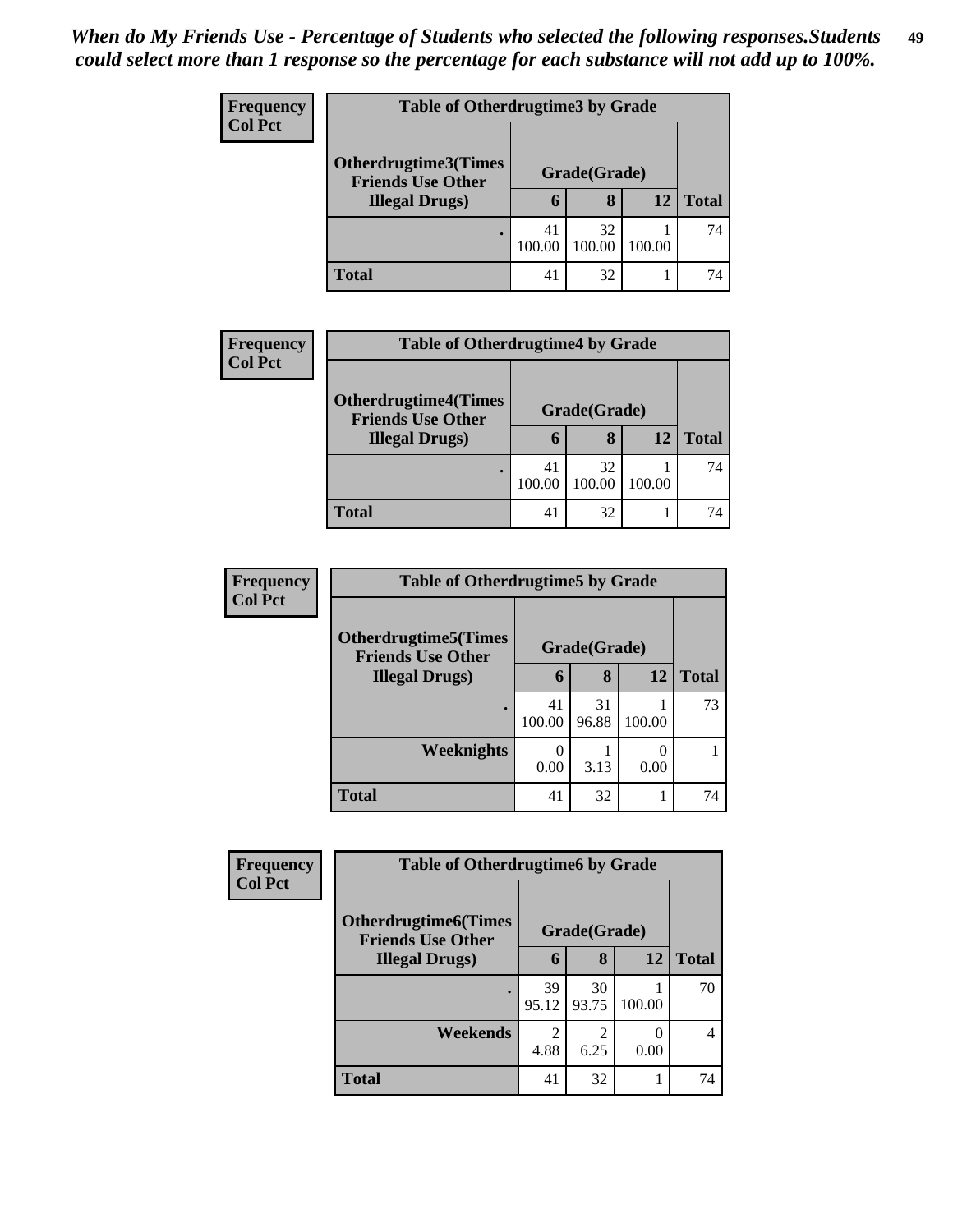*When do My Friends Use - Percentage of Students who selected the following responses.Students could select more than 1 response so the percentage for each substance will not add up to 100%.*

**Frequency**
**Col Pct**

| Table of Otherdrugtime3 by Grade | | | | |
|---|---|---|---|---|
| **Otherdrugtime3(Times Friends Use Other Illegal Drugs)** | **Grade(Grade)** | | | **Total** |
| | **6** | **8** | **12** | |
| **.** | 41<br>100.00 | 32<br>100.00 | 1<br>100.00 | 74 |
| **Total** | 41 | 32 | 1 | 74 |

**Frequency**
**Col Pct**

| Table of Otherdrugtime4 by Grade | | | | |
|---|---|---|---|---|
| **Otherdrugtime4(Times Friends Use Other Illegal Drugs)** | **Grade(Grade)** | | | **Total** |
| | **6** | **8** | **12** | |
| **.** | 41<br>100.00 | 32<br>100.00 | 1<br>100.00 | 74 |
| **Total** | 41 | 32 | 1 | 74 |

**Frequency**
**Col Pct**

| Table of Otherdrugtime5 by Grade | | | | |
|---|---|---|---|---|
| **Otherdrugtime5(Times Friends Use Other Illegal Drugs)** | **Grade(Grade)** | | | **Total** |
| | **6** | **8** | **12** | |
| **.** | 41<br>100.00 | 31<br>96.88 | 1<br>100.00 | 73 |
| **Weeknights** | 0<br>0.00 | 1<br>3.13 | 0<br>0.00 | 1 |
| **Total** | 41 | 32 | 1 | 74 |

**Frequency**
**Col Pct**

| Table of Otherdrugtime6 by Grade | | | | |
|---|---|---|---|---|
| **Otherdrugtime6(Times Friends Use Other Illegal Drugs)** | **Grade(Grade)** | | | **Total** |
| | **6** | **8** | **12** | |
| **.** | 39<br>95.12 | 30<br>93.75 | 1<br>100.00 | 70 |
| **Weekends** | 2<br>4.88 | 2<br>6.25 | 0<br>0.00 | 4 |
| **Total** | 41 | 32 | 1 | 74 |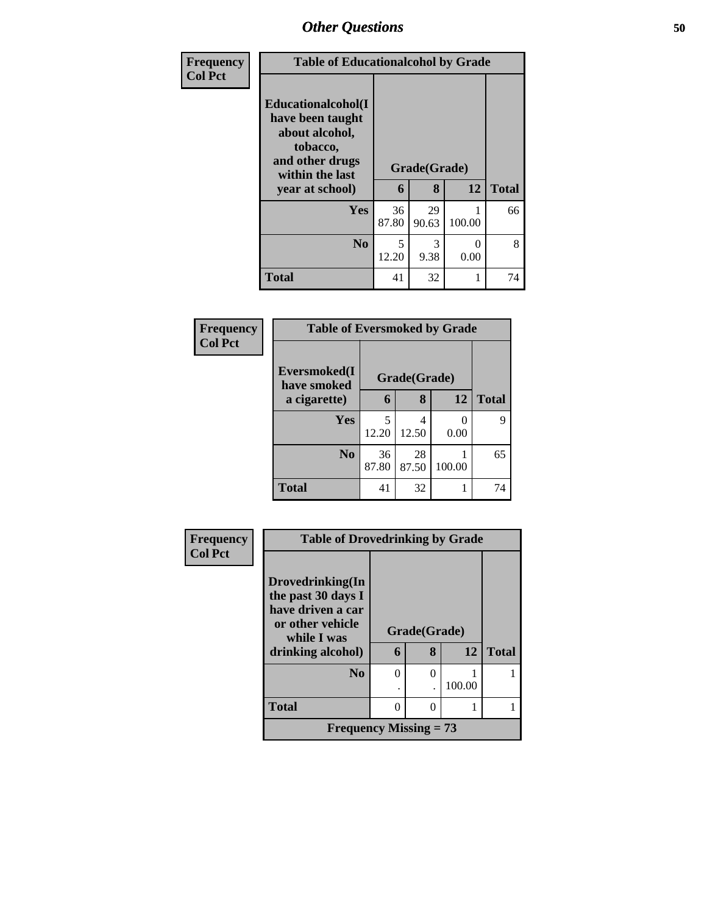## Other Questions

**Frequency**
**Col Pct**

| Table of Educationalcohol by Grade | | | | |
|---|---|---|---|---|
| **Educationalcohol(I have been taught about alcohol, tobacco, and other drugs within the last year at school)** | **Grade(Grade)** | | | |
| | **6** | **8** | **12** | **Total** |
| **Yes** | 36<br>87.80 | 29<br>90.63 | 1<br>100.00 | 66 |
| **No** | 5<br>12.20 | 3<br>9.38 | 0<br>0.00 | 8 |
| **Total** | 41 | 32 | 1 | 74 |

**Frequency**
**Col Pct**

| Table of Eversmoked by Grade | | | | |
|---|---|---|---|---|
| **Eversmoked(I have smoked a cigarette)** | **Grade(Grade)** | | | |
| | **6** | **8** | **12** | **Total** |
| **Yes** | 5<br>12.20 | 4<br>12.50 | 0<br>0.00 | 9 |
| **No** | 36<br>87.80 | 28<br>87.50 | 1<br>100.00 | 65 |
| **Total** | 41 | 32 | 1 | 74 |

**Frequency**
**Col Pct**

| Table of Drovedrinking by Grade | | | | |
|---|---|---|---|---|
| **Drovedrinking(In the past 30 days I have driven a car or other vehicle while I was drinking alcohol)** | **Grade(Grade)** | | | |
| | **6** | **8** | **12** | **Total** |
| **No** | 0<br>. | 0<br>. | 1<br>100.00 | 1 |
| **Total** | 0 | 0 | 1 | 1 |
| **Frequency Missing = 73** | | | | |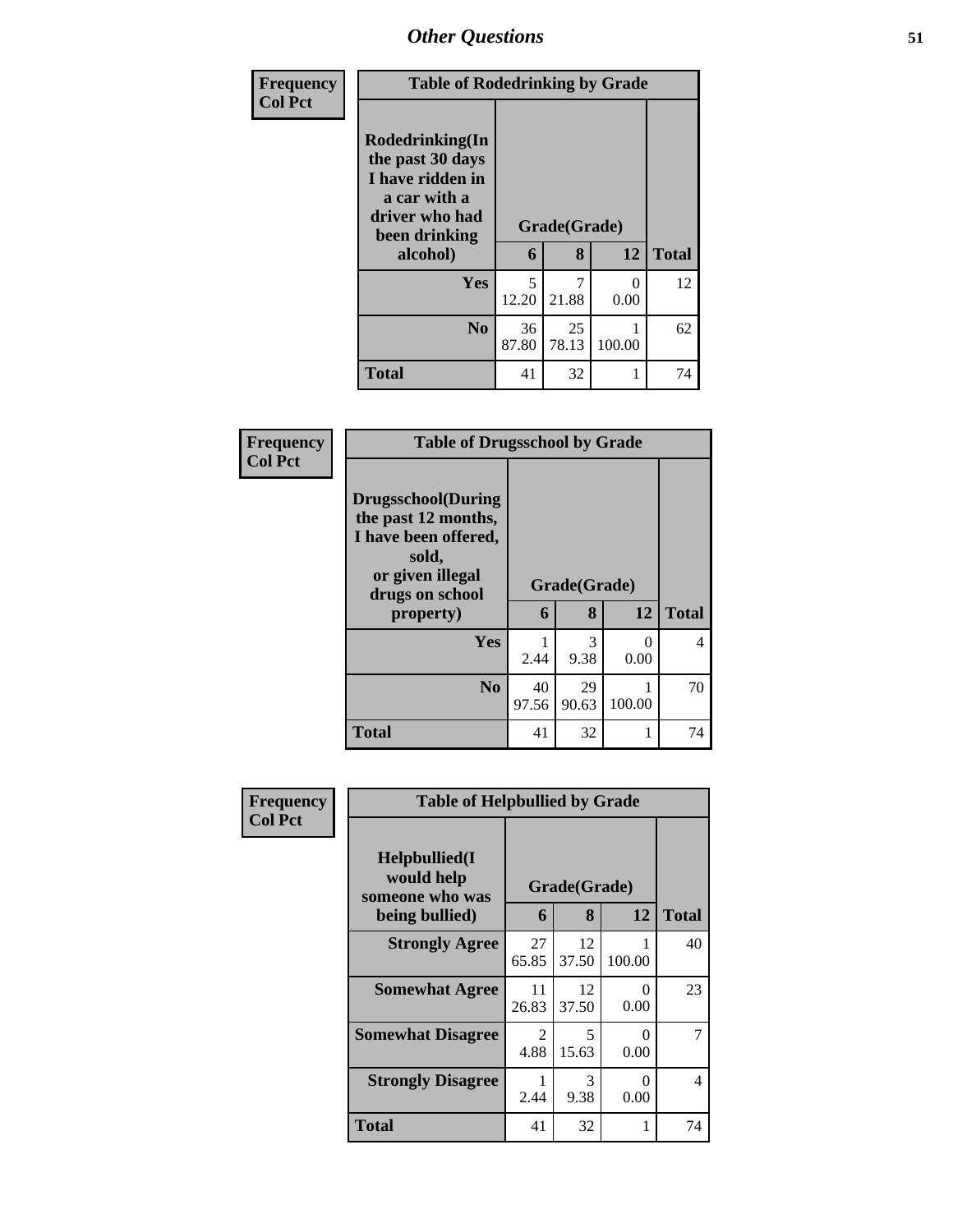| Frequency<br>Col Pct | Table of Rodedrinking by Grade | | | |
|---|---|---|---|---|
| **Rodedrinking(In the past 30 days I have ridden in a car with a driver who had been drinking alcohol)** | **Grade(Grade)** | | | |
| | **6** | **8** | **12** | **Total** |
| **Yes** | 5<br>12.20 | 7<br>21.88 | 0<br>0.00 | 12 |
| **No** | 36<br>87.80 | 25<br>78.13 | 1<br>100.00 | 62 |
| **Total** | 41 | 32 | 1 | 74 |

| Frequency<br>Col Pct | Table of Drugsschool by Grade | | | |
|---|---|---|---|---|
| **Drugsschool(During the past 12 months, I have been offered, sold, or given illegal drugs on school property)** | **Grade(Grade)** | | | |
| | **6** | **8** | **12** | **Total** |
| **Yes** | 1<br>2.44 | 3<br>9.38 | 0<br>0.00 | 4 |
| **No** | 40<br>97.56 | 29<br>90.63 | 1<br>100.00 | 70 |
| **Total** | 41 | 32 | 1 | 74 |

| Frequency<br>Col Pct | Table of Helpbullied by Grade | | | |
|---|---|---|---|---|
| **Helpbullied(I would help someone who was being bullied)** | **Grade(Grade)** | | | |
| | **6** | **8** | **12** | **Total** |
| **Strongly Agree** | 27<br>65.85 | 12<br>37.50 | 1<br>100.00 | 40 |
| **Somewhat Agree** | 11<br>26.83 | 12<br>37.50 | 0<br>0.00 | 23 |
| **Somewhat Disagree** | 2<br>4.88 | 5<br>15.63 | 0<br>0.00 | 7 |
| **Strongly Disagree** | 1<br>2.44 | 3<br>9.38 | 0<br>0.00 | 4 |
| **Total** | 41 | 32 | 1 | 74 |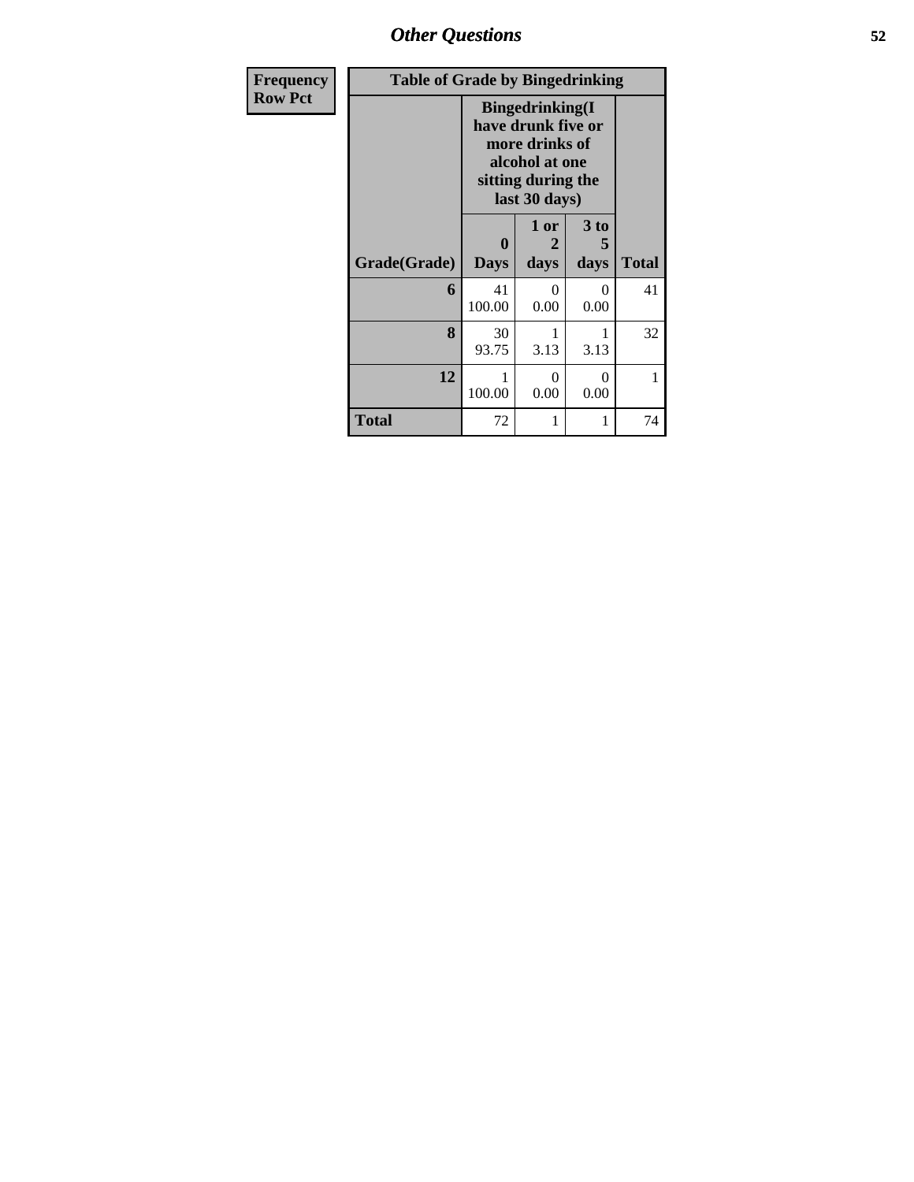## Other Questions

| Frequency<br>Row Pct |
|---|

**Table of Grade by Bingedrinking**

| Grade(Grade) | Bingedrinking(I have drunk five or more drinks of alcohol at one sitting during the last 30 days) 0 Days | 1 or 2 days | 3 to 5 days | Total |
|---|---|---|---|---|
| 6 | 41<br>100.00 | 0<br>0.00 | 0<br>0.00 | 41 |
| 8 | 30<br>93.75 | 1<br>3.13 | 1<br>3.13 | 32 |
| 12 | 1<br>100.00 | 0<br>0.00 | 0<br>0.00 | 1 |
| Total | 72 | 1 | 1 | 74 |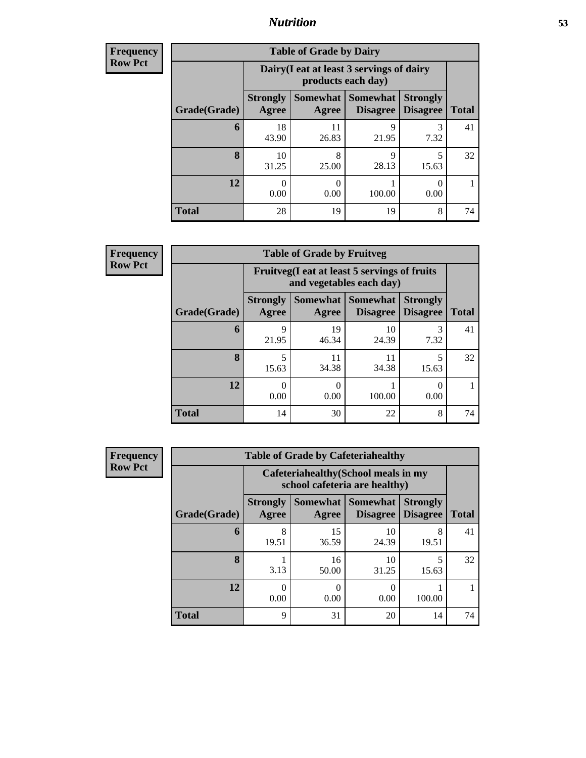**Frequency**
**Row Pct**

| Table of Grade by Dairy | | | | | |
|---|---|---|---|---|---|
| | Dairy(I eat at least 3 servings of dairy products each day) | | | | |
| Grade(Grade) | Strongly Agree | Somewhat Agree | Somewhat Disagree | Strongly Disagree | Total |
| 6 | 18<br>43.90 | 11<br>26.83 | 9<br>21.95 | 3<br>7.32 | 41 |
| 8 | 10<br>31.25 | 8<br>25.00 | 9<br>28.13 | 5<br>15.63 | 32 |
| 12 | 0<br>0.00 | 0<br>0.00 | 1<br>100.00 | 0<br>0.00 | 1 |
| Total | 28 | 19 | 19 | 8 | 74 |

**Frequency**
**Row Pct**

| Table of Grade by Fruitveg | | | | | |
|---|---|---|---|---|---|
| | Fruitveg(I eat at least 5 servings of fruits and vegetables each day) | | | | |
| Grade(Grade) | Strongly Agree | Somewhat Agree | Somewhat Disagree | Strongly Disagree | Total |
| 6 | 9<br>21.95 | 19<br>46.34 | 10<br>24.39 | 3<br>7.32 | 41 |
| 8 | 5<br>15.63 | 11<br>34.38 | 11<br>34.38 | 5<br>15.63 | 32 |
| 12 | 0<br>0.00 | 0<br>0.00 | 1<br>100.00 | 0<br>0.00 | 1 |
| Total | 14 | 30 | 22 | 8 | 74 |

**Frequency**
**Row Pct**

| Table of Grade by Cafeteriahealthy | | | | | |
|---|---|---|---|---|---|
| | Cafeteriahealthy(School meals in my school cafeteria are healthy) | | | | |
| Grade(Grade) | Strongly Agree | Somewhat Agree | Somewhat Disagree | Strongly Disagree | Total |
| 6 | 8<br>19.51 | 15<br>36.59 | 10<br>24.39 | 8<br>19.51 | 41 |
| 8 | 1<br>3.13 | 16<br>50.00 | 10<br>31.25 | 5<br>15.63 | 32 |
| 12 | 0<br>0.00 | 0<br>0.00 | 0<br>0.00 | 1<br>100.00 | 1 |
| Total | 9 | 31 | 20 | 14 | 74 |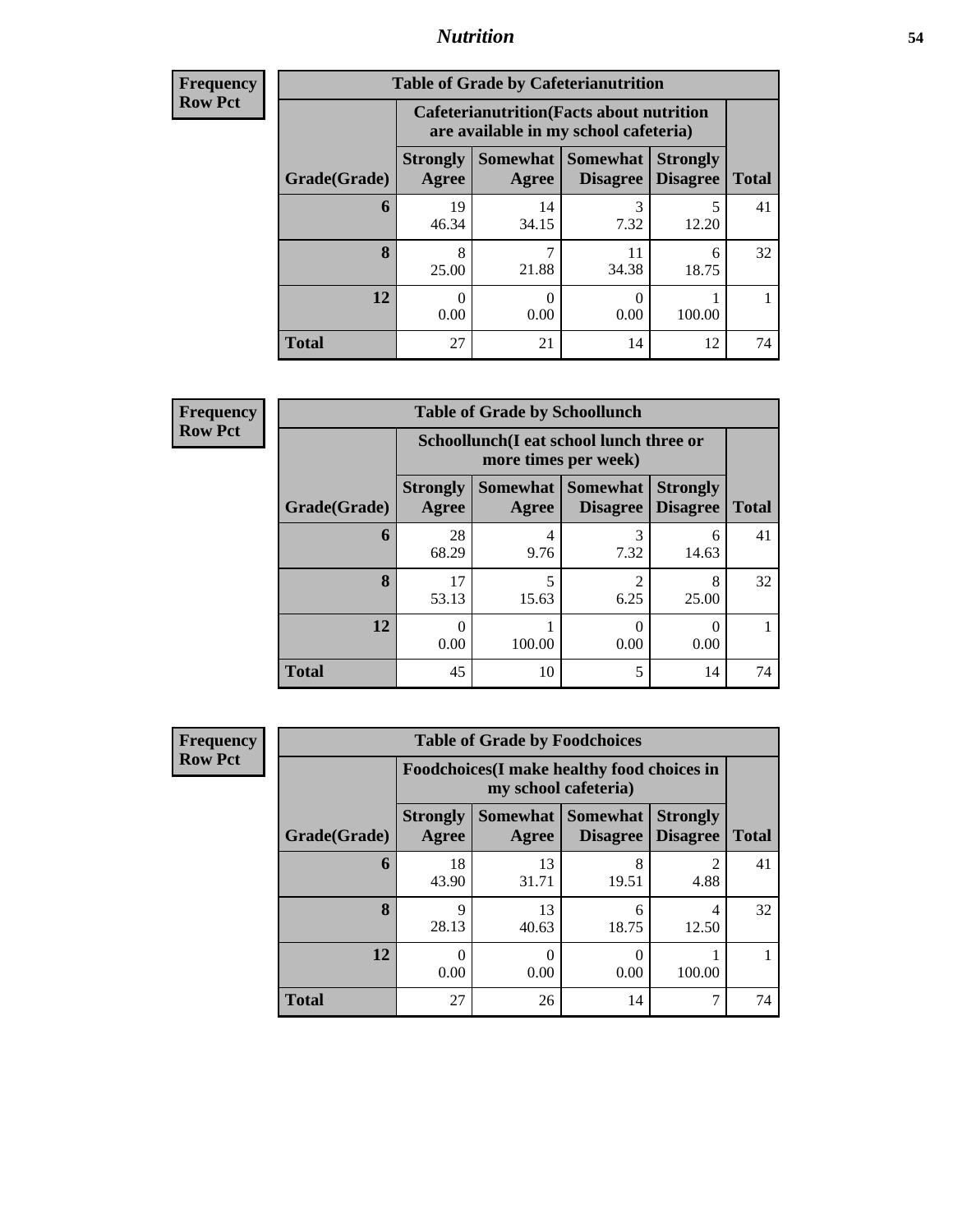| Frequency |
|---|
| Row Pct |

| Table of Grade by Cafeterianutrition | | | | | |
|---|---|---|---|---|---|
| | Cafeterianutrition(Facts about nutrition are available in my school cafeteria) | | | | |
| Grade(Grade) | Strongly Agree | Somewhat Agree | Somewhat Disagree | Strongly Disagree | Total |
| 6 | 19<br>46.34 | 14<br>34.15 | 3<br>7.32 | 5<br>12.20 | 41 |
| 8 | 8<br>25.00 | 7<br>21.88 | 11<br>34.38 | 6<br>18.75 | 32 |
| 12 | 0<br>0.00 | 0<br>0.00 | 0<br>0.00 | 1<br>100.00 | 1 |
| Total | 27 | 21 | 14 | 12 | 74 |

| Frequency |
|---|
| Row Pct |

| Table of Grade by Schoollunch | | | | | |
|---|---|---|---|---|---|
| | Schoollunch(I eat school lunch three or more times per week) | | | | |
| Grade(Grade) | Strongly Agree | Somewhat Agree | Somewhat Disagree | Strongly Disagree | Total |
| 6 | 28<br>68.29 | 4<br>9.76 | 3<br>7.32 | 6<br>14.63 | 41 |
| 8 | 17<br>53.13 | 5<br>15.63 | 2<br>6.25 | 8<br>25.00 | 32 |
| 12 | 0<br>0.00 | 1<br>100.00 | 0<br>0.00 | 0<br>0.00 | 1 |
| Total | 45 | 10 | 5 | 14 | 74 |

| Frequency |
|---|
| Row Pct |

| Table of Grade by Foodchoices | | | | | |
|---|---|---|---|---|---|
| | Foodchoices(I make healthy food choices in my school cafeteria) | | | | |
| Grade(Grade) | Strongly Agree | Somewhat Agree | Somewhat Disagree | Strongly Disagree | Total |
| 6 | 18<br>43.90 | 13<br>31.71 | 8<br>19.51 | 2<br>4.88 | 41 |
| 8 | 9<br>28.13 | 13<br>40.63 | 6<br>18.75 | 4<br>12.50 | 32 |
| 12 | 0<br>0.00 | 0<br>0.00 | 0<br>0.00 | 1<br>100.00 | 1 |
| Total | 27 | 26 | 14 | 7 | 74 |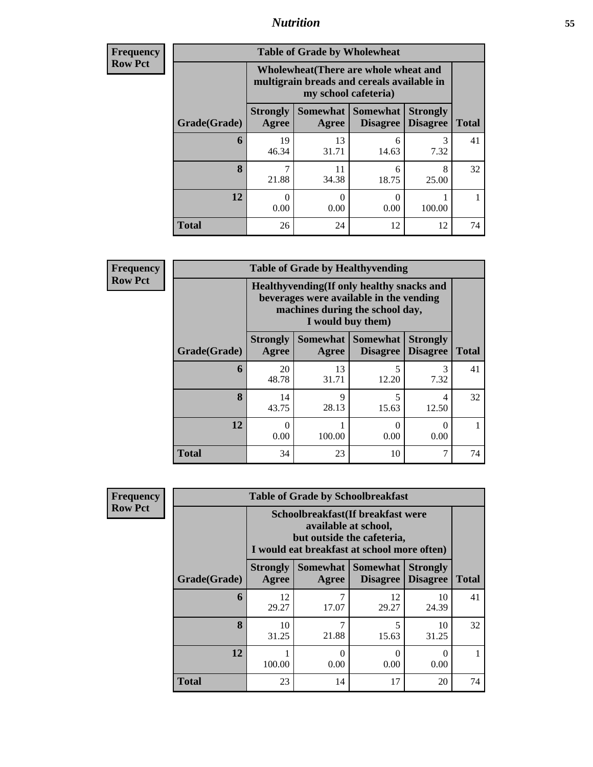## Nutrition

**Frequency**
**Row Pct**

| Table of Grade by Wholewheat | | | | | |
|---|---|---|---|---|---|
| | Wholewheat(There are whole wheat and multigrain breads and cereals available in my school cafeteria) | | | | |
| Grade(Grade) | Strongly Agree | Somewhat Agree | Somewhat Disagree | Strongly Disagree | Total |
| 6 | 19<br>46.34 | 13<br>31.71 | 6<br>14.63 | 3<br>7.32 | 41 |
| 8 | 7<br>21.88 | 11<br>34.38 | 6<br>18.75 | 8<br>25.00 | 32 |
| 12 | 0<br>0.00 | 0<br>0.00 | 0<br>0.00 | 1<br>100.00 | 1 |
| Total | 26 | 24 | 12 | 12 | 74 |

**Frequency**
**Row Pct**

| Table of Grade by Healthyvending | | | | | |
|---|---|---|---|---|---|
| | Healthyvending(If only healthy snacks and beverages were available in the vending machines during the school day, I would buy them) | | | | |
| Grade(Grade) | Strongly Agree | Somewhat Agree | Somewhat Disagree | Strongly Disagree | Total |
| 6 | 20<br>48.78 | 13<br>31.71 | 5<br>12.20 | 3<br>7.32 | 41 |
| 8 | 14<br>43.75 | 9<br>28.13 | 5<br>15.63 | 4<br>12.50 | 32 |
| 12 | 0<br>0.00 | 1<br>100.00 | 0<br>0.00 | 0<br>0.00 | 1 |
| Total | 34 | 23 | 10 | 7 | 74 |

**Frequency**
**Row Pct**

| Table of Grade by Schoolbreakfast | | | | | |
|---|---|---|---|---|---|
| | Schoolbreakfast(If breakfast were available at school, but outside the cafeteria, I would eat breakfast at school more often) | | | | |
| Grade(Grade) | Strongly Agree | Somewhat Agree | Somewhat Disagree | Strongly Disagree | Total |
| 6 | 12<br>29.27 | 7<br>17.07 | 12<br>29.27 | 10<br>24.39 | 41 |
| 8 | 10<br>31.25 | 7<br>21.88 | 5<br>15.63 | 10<br>31.25 | 32 |
| 12 | 1<br>100.00 | 0<br>0.00 | 0<br>0.00 | 0<br>0.00 | 1 |
| Total | 23 | 14 | 17 | 20 | 74 |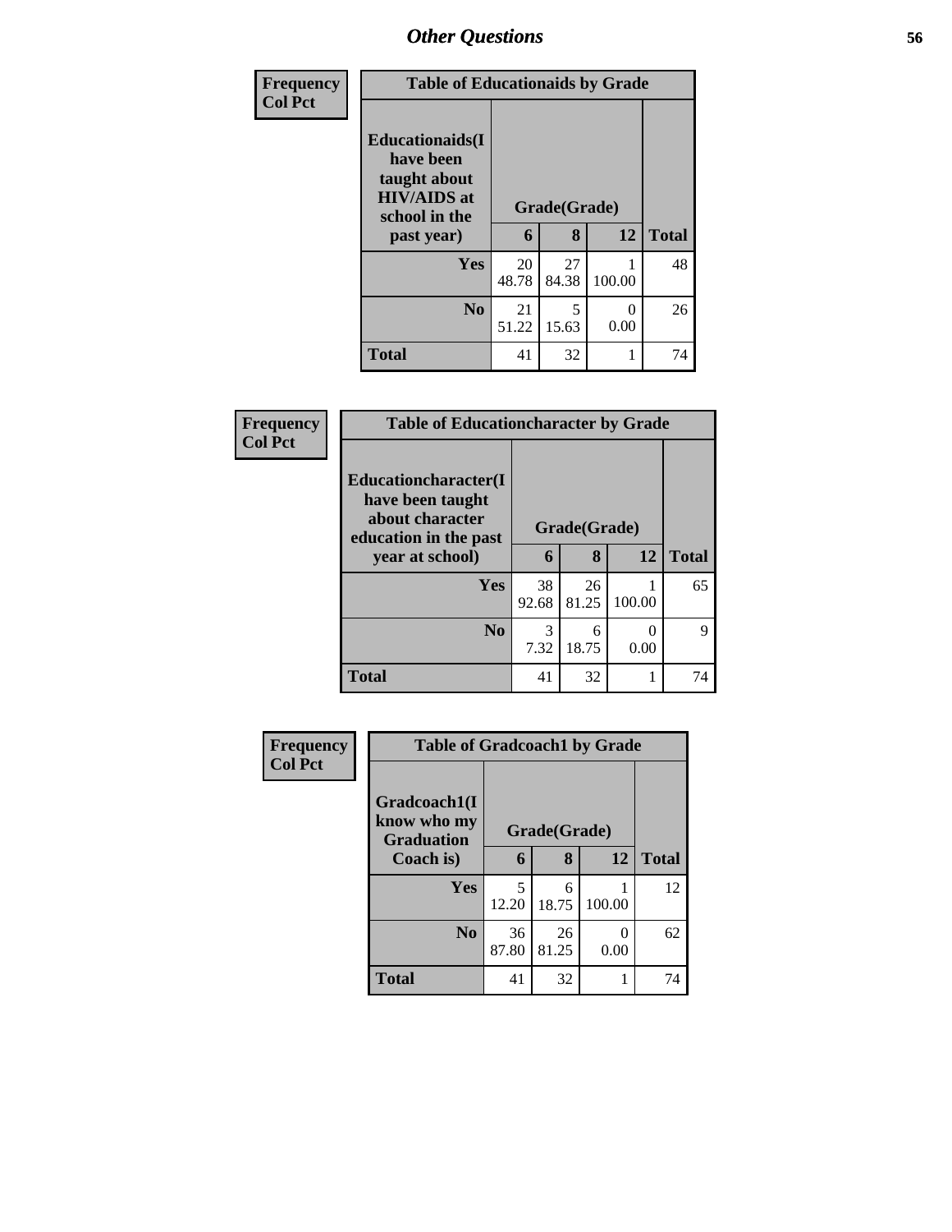## Other Questions

Frequency
Col Pct

| Table of Educationaids by Grade | | | | |
|---|---|---|---|---|
| Educationaids(I have been taught about HIV/AIDS at school in the past year) | Grade(Grade) | | | |
| | 6 | 8 | 12 | Total |
| Yes | 20<br>48.78 | 27<br>84.38 | 1<br>100.00 | 48 |
| No | 21<br>51.22 | 5<br>15.63 | 0<br>0.00 | 26 |
| Total | 41 | 32 | 1 | 74 |

Frequency
Col Pct

| Table of Educationcharacter by Grade | | | | |
|---|---|---|---|---|
| Educationcharacter(I have been taught about character education in the past year at school) | Grade(Grade) | | | |
| | 6 | 8 | 12 | Total |
| Yes | 38<br>92.68 | 26<br>81.25 | 1<br>100.00 | 65 |
| No | 3<br>7.32 | 6<br>18.75 | 0<br>0.00 | 9 |
| Total | 41 | 32 | 1 | 74 |

Frequency
Col Pct

| Table of Gradcoach1 by Grade | | | | |
|---|---|---|---|---|
| Gradcoach1(I know who my Graduation Coach is) | Grade(Grade) | | | |
| | 6 | 8 | 12 | Total |
| Yes | 5<br>12.20 | 6<br>18.75 | 1<br>100.00 | 12 |
| No | 36<br>87.80 | 26<br>81.25 | 0<br>0.00 | 62 |
| Total | 41 | 32 | 1 | 74 |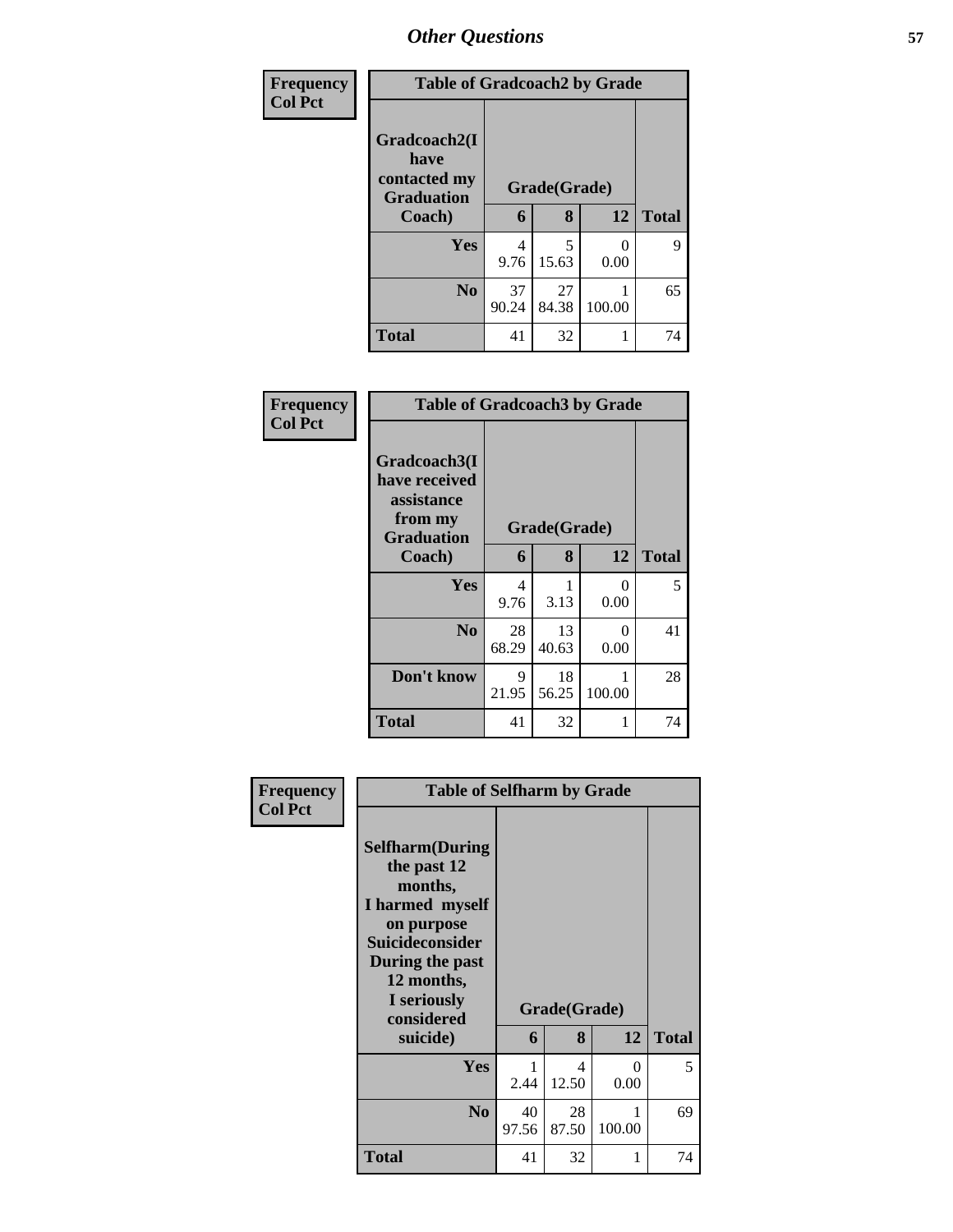| Frequency Col Pct |
|---|

| Table of Gradcoach2 by Grade | | | | |
|---|---|---|---|---|
| Gradcoach2(I have contacted my Graduation Coach) | Grade(Grade) | | | |
| | 6 | 8 | 12 | Total |
| Yes | 4<br>9.76 | 5<br>15.63 | 0<br>0.00 | 9 |
| No | 37<br>90.24 | 27<br>84.38 | 1<br>100.00 | 65 |
| Total | 41 | 32 | 1 | 74 |

| Frequency Col Pct |
|---|

| Table of Gradcoach3 by Grade | | | | |
|---|---|---|---|---|
| Gradcoach3(I have received assistance from my Graduation Coach) | Grade(Grade) | | | |
| | 6 | 8 | 12 | Total |
| Yes | 4<br>9.76 | 1<br>3.13 | 0<br>0.00 | 5 |
| No | 28<br>68.29 | 13<br>40.63 | 0<br>0.00 | 41 |
| Don't know | 9<br>21.95 | 18<br>56.25 | 1<br>100.00 | 28 |
| Total | 41 | 32 | 1 | 74 |

| Frequency Col Pct |
|---|

| Table of Selfharm by Grade | | | | |
|---|---|---|---|---|
| Selfharm(During the past 12 months, I harmed myself on purpose Suicideconsider During the past 12 months, I seriously considered suicide) | Grade(Grade) | | | |
| | 6 | 8 | 12 | Total |
| Yes | 1<br>2.44 | 4<br>12.50 | 0<br>0.00 | 5 |
| No | 40<br>97.56 | 28<br>87.50 | 1<br>100.00 | 69 |
| Total | 41 | 32 | 1 | 74 |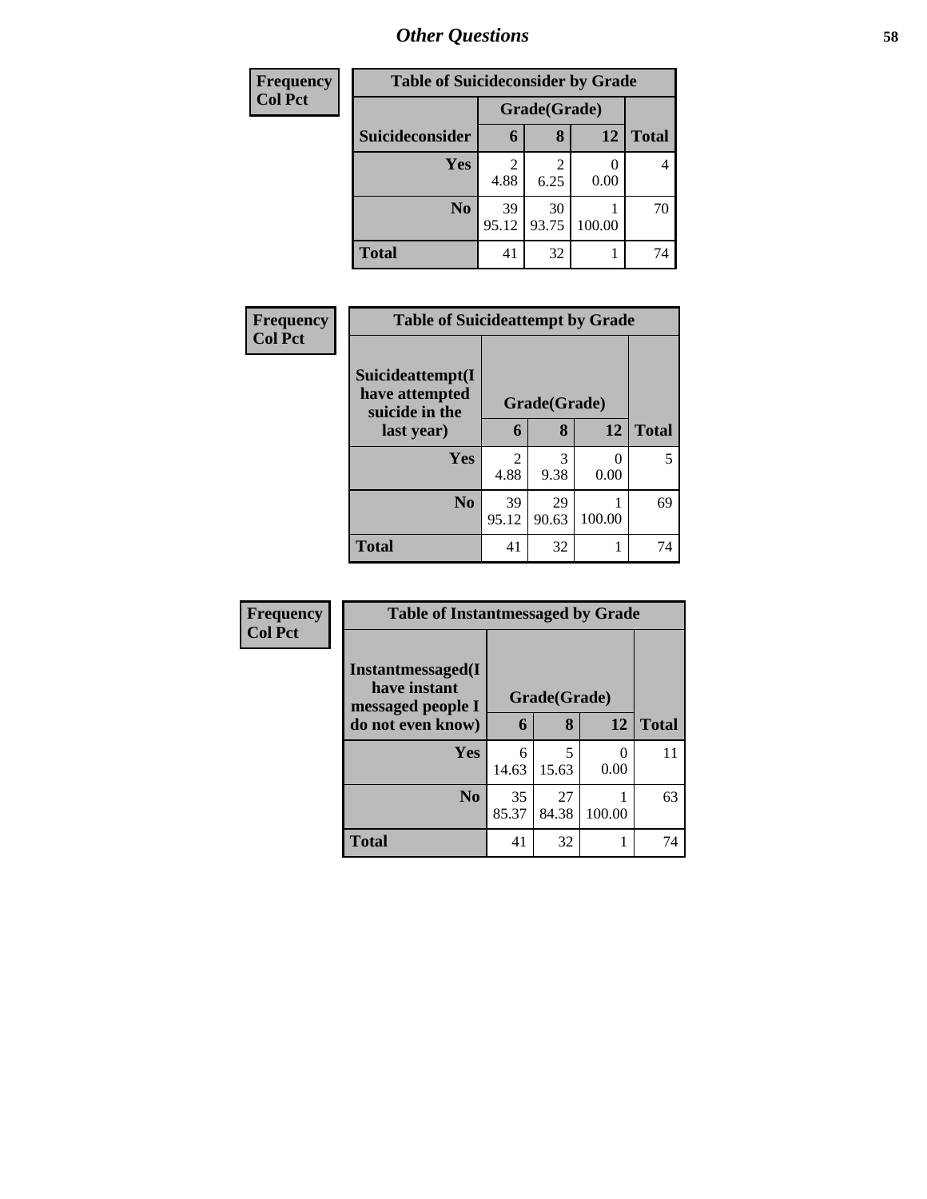# Other Questions

**Frequency**
**Col Pct**

| Table of Suicideconsider by Grade | | | | |
|---|---|---|---|---|
| | Grade(Grade) | | | |
| **Suicideconsider** | **6** | **8** | **12** | **Total** |
| **Yes** | 2<br>4.88 | 2<br>6.25 | 0<br>0.00 | 4 |
| **No** | 39<br>95.12 | 30<br>93.75 | 1<br>100.00 | 70 |
| **Total** | 41 | 32 | 1 | 74 |

**Frequency**
**Col Pct**

| Table of Suicideattempt by Grade | | | | |
|---|---|---|---|---|
| | Grade(Grade) | | | |
| **Suicideattempt(I have attempted suicide in the last year)** | **6** | **8** | **12** | **Total** |
| **Yes** | 2<br>4.88 | 3<br>9.38 | 0<br>0.00 | 5 |
| **No** | 39<br>95.12 | 29<br>90.63 | 1<br>100.00 | 69 |
| **Total** | 41 | 32 | 1 | 74 |

**Frequency**
**Col Pct**

| Table of Instantmessaged by Grade | | | | |
|---|---|---|---|---|
| | Grade(Grade) | | | |
| **Instantmessaged(I have instant messaged people I do not even know)** | **6** | **8** | **12** | **Total** |
| **Yes** | 6<br>14.63 | 5<br>15.63 | 0<br>0.00 | 11 |
| **No** | 35<br>85.37 | 27<br>84.38 | 1<br>100.00 | 63 |
| **Total** | 41 | 32 | 1 | 74 |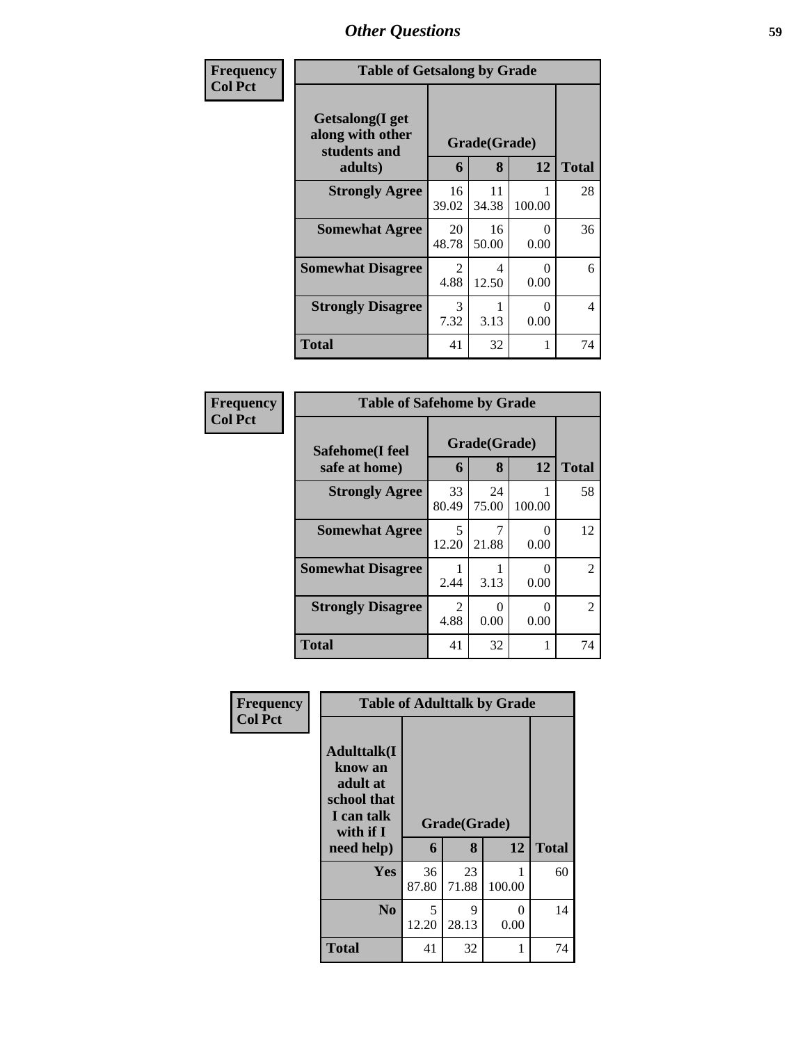| Frequency Col Pct | Table of Getsalong by Grade | | | |
|---|---|---|---|---|
| Getsalong(I get along with other students and adults) | Grade(Grade) | | | Total |
| | 6 | 8 | 12 | |
| Strongly Agree | 16<br>39.02 | 11<br>34.38 | 1<br>100.00 | 28 |
| Somewhat Agree | 20<br>48.78 | 16<br>50.00 | 0<br>0.00 | 36 |
| Somewhat Disagree | 2<br>4.88 | 4<br>12.50 | 0<br>0.00 | 6 |
| Strongly Disagree | 3<br>7.32 | 1<br>3.13 | 0<br>0.00 | 4 |
| Total | 41 | 32 | 1 | 74 |

| Frequency Col Pct | Table of Safehome by Grade | | | |
|---|---|---|---|---|
| Safehome(I feel safe at home) | Grade(Grade) | | | Total |
| | 6 | 8 | 12 | |
| Strongly Agree | 33<br>80.49 | 24<br>75.00 | 1<br>100.00 | 58 |
| Somewhat Agree | 5<br>12.20 | 7<br>21.88 | 0<br>0.00 | 12 |
| Somewhat Disagree | 1<br>2.44 | 1<br>3.13 | 0<br>0.00 | 2 |
| Strongly Disagree | 2<br>4.88 | 0<br>0.00 | 0<br>0.00 | 2 |
| Total | 41 | 32 | 1 | 74 |

| Frequency Col Pct | Table of Adulttalk by Grade | | | |
|---|---|---|---|---|
| Adulttalk(I know an adult at school that I can talk with if I need help) | Grade(Grade) | | | Total |
| | 6 | 8 | 12 | |
| Yes | 36<br>87.80 | 23<br>71.88 | 1<br>100.00 | 60 |
| No | 5<br>12.20 | 9<br>28.13 | 0<br>0.00 | 14 |
| Total | 41 | 32 | 1 | 74 |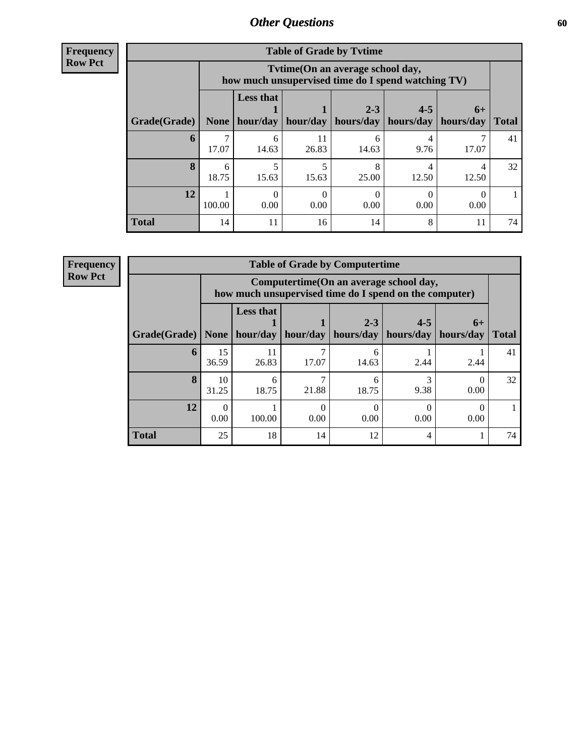## Other Questions

**Frequency**
**Row Pct**

| Table of Grade by Tvtime | | | | | | | |
|---|---|---|---|---|---|---|---|
| | Tvtime(On an average school day, how much unsupervised time do I spend watching TV) | | | | | | |
| Grade(Grade) | None | Less that 1 hour/day | 1 hour/day | 2-3 hours/day | 4-5 hours/day | 6+ hours/day | Total |
| **6** | 7<br>17.07 | 6<br>14.63 | 11<br>26.83 | 6<br>14.63 | 4<br>9.76 | 7<br>17.07 | 41 |
| **8** | 6<br>18.75 | 5<br>15.63 | 5<br>15.63 | 8<br>25.00 | 4<br>12.50 | 4<br>12.50 | 32 |
| **12** | 1<br>100.00 | 0<br>0.00 | 0<br>0.00 | 0<br>0.00 | 0<br>0.00 | 0<br>0.00 | 1 |
| **Total** | 14 | 11 | 16 | 14 | 8 | 11 | 74 |

**Frequency**
**Row Pct**

| Table of Grade by Computertime | | | | | | | |
|---|---|---|---|---|---|---|---|
| | Computertime(On an average school day, how much unsupervised time do I spend on the computer) | | | | | | |
| Grade(Grade) | None | Less that 1 hour/day | 1 hour/day | 2-3 hours/day | 4-5 hours/day | 6+ hours/day | Total |
| **6** | 15<br>36.59 | 11<br>26.83 | 7<br>17.07 | 6<br>14.63 | 1<br>2.44 | 1<br>2.44 | 41 |
| **8** | 10<br>31.25 | 6<br>18.75 | 7<br>21.88 | 6<br>18.75 | 3<br>9.38 | 0<br>0.00 | 32 |
| **12** | 0<br>0.00 | 1<br>100.00 | 0<br>0.00 | 0<br>0.00 | 0<br>0.00 | 0<br>0.00 | 1 |
| **Total** | 25 | 18 | 14 | 12 | 4 | 1 | 74 |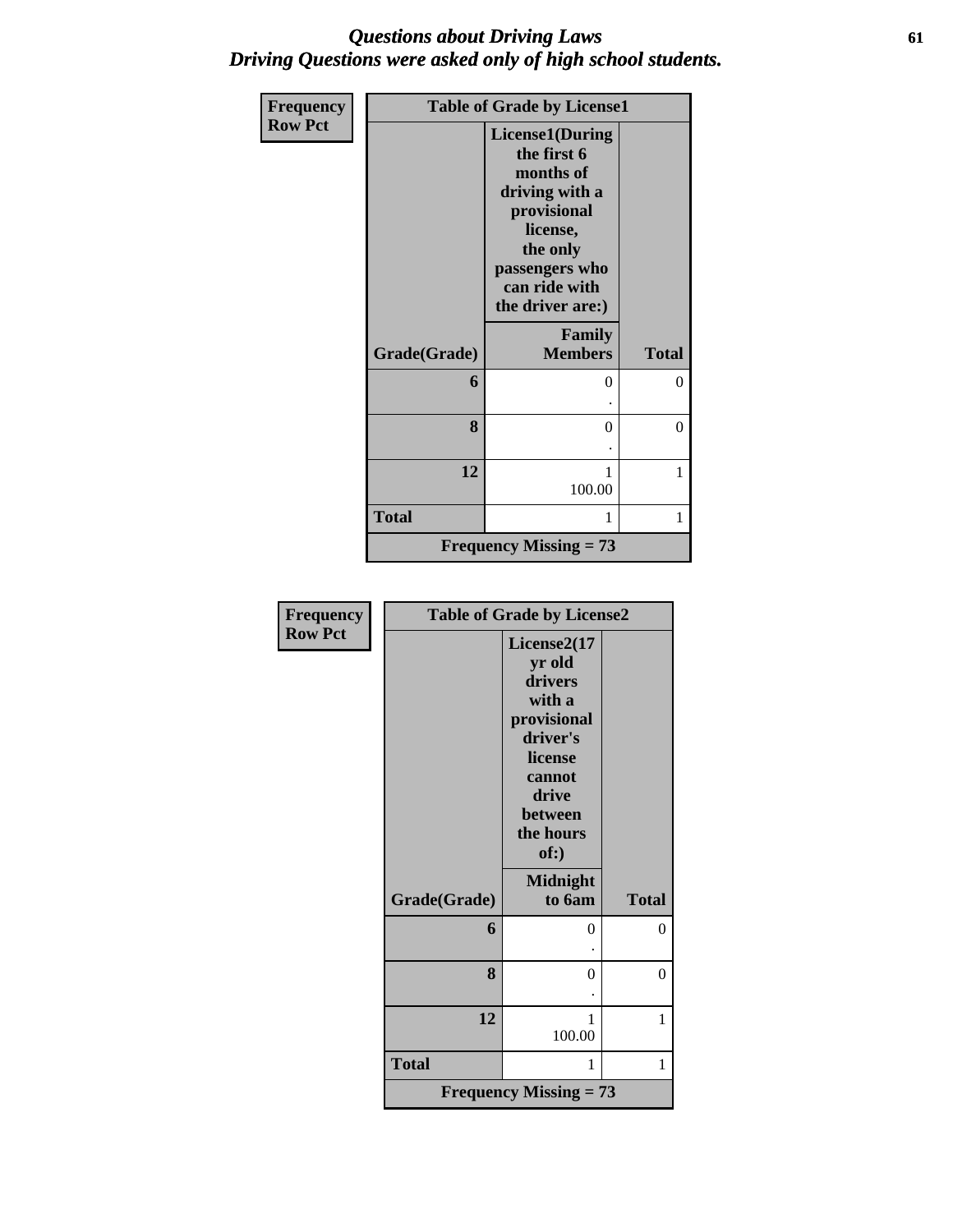# *Questions about Driving Laws*
# *Driving Questions were asked only of high school students.*

| Frequency<br>Row Pct | Table of Grade by License1 | |
|---|---|---|
| | License1(During the first 6 months of driving with a provisional license, the only passengers who can ride with the driver are:) | |
| Grade(Grade) | Family Members | Total |
| 6 | 0<br>. | 0 |
| 8 | 0<br>. | 0 |
| 12 | 1<br>100.00 | 1 |
| Total | 1 | 1 |
| Frequency Missing = 73 | | |

| Frequency<br>Row Pct | Table of Grade by License2 | |
|---|---|---|
| | License2(17 yr old drivers with a provisional driver's license cannot drive between the hours of:) | |
| Grade(Grade) | Midnight to 6am | Total |
| 6 | 0<br>. | 0 |
| 8 | 0<br>. | 0 |
| 12 | 1<br>100.00 | 1 |
| Total | 1 | 1 |
| Frequency Missing = 73 | | |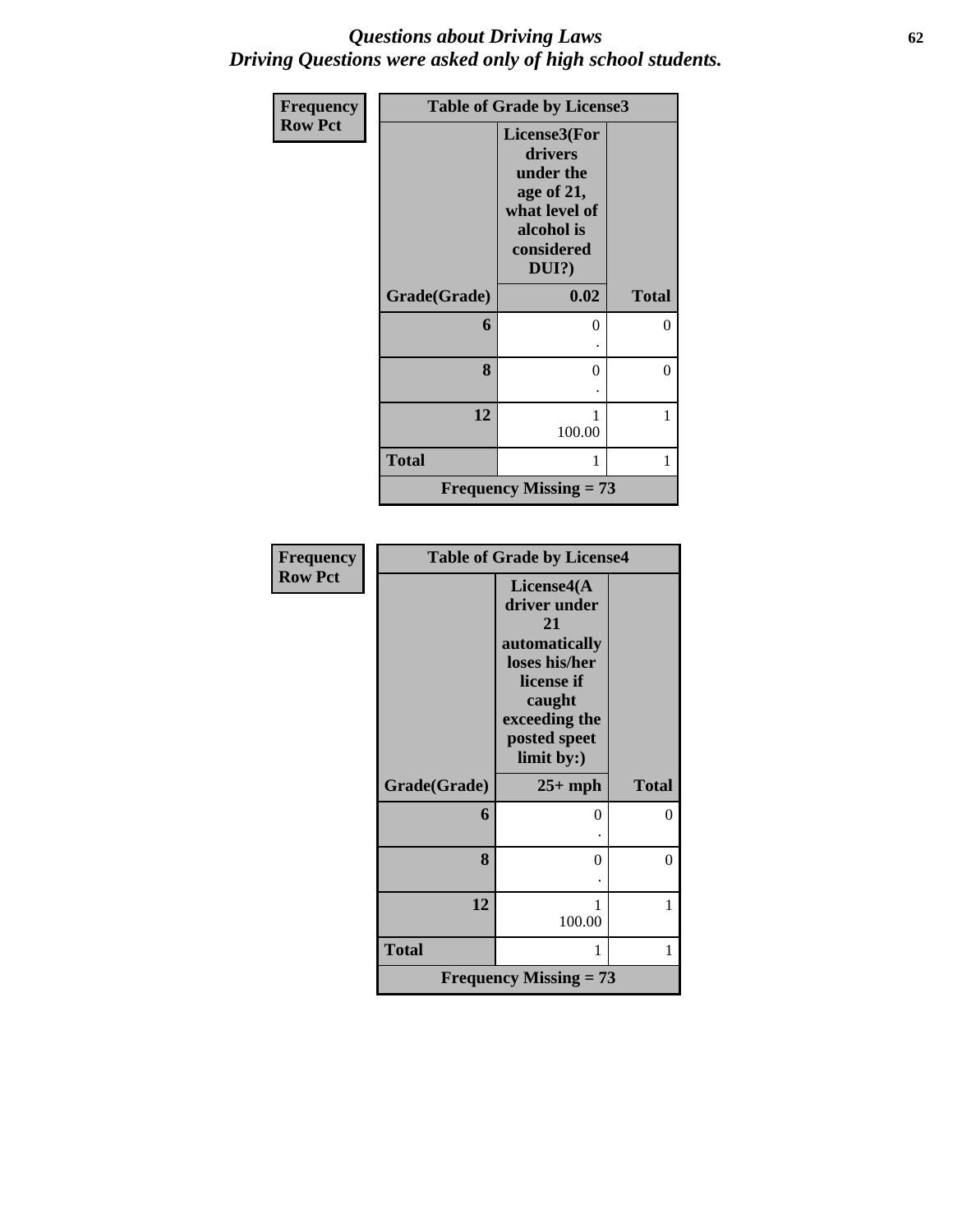# *Questions about Driving Laws*
## *Driving Questions were asked only of high school students.*

| Frequency Row Pct | Table of Grade by License3 | |
|---|---|---|
| | License3(For drivers under the age of 21, what level of alcohol is considered DUI?) | |
| Grade(Grade) | 0.02 | Total |
| 6 | 0<br>. | 0 |
| 8 | 0<br>. | 0 |
| 12 | 1<br>100.00 | 1 |
| Total | 1 | 1 |
| Frequency Missing = 73 | | |

| Frequency Row Pct | Table of Grade by License4 | |
|---|---|---|
| | License4(A driver under 21 automatically loses his/her license if caught exceeding the posted speet limit by:) | |
| Grade(Grade) | 25+ mph | Total |
| 6 | 0<br>. | 0 |
| 8 | 0<br>. | 0 |
| 12 | 1<br>100.00 | 1 |
| Total | 1 | 1 |
| Frequency Missing = 73 | | |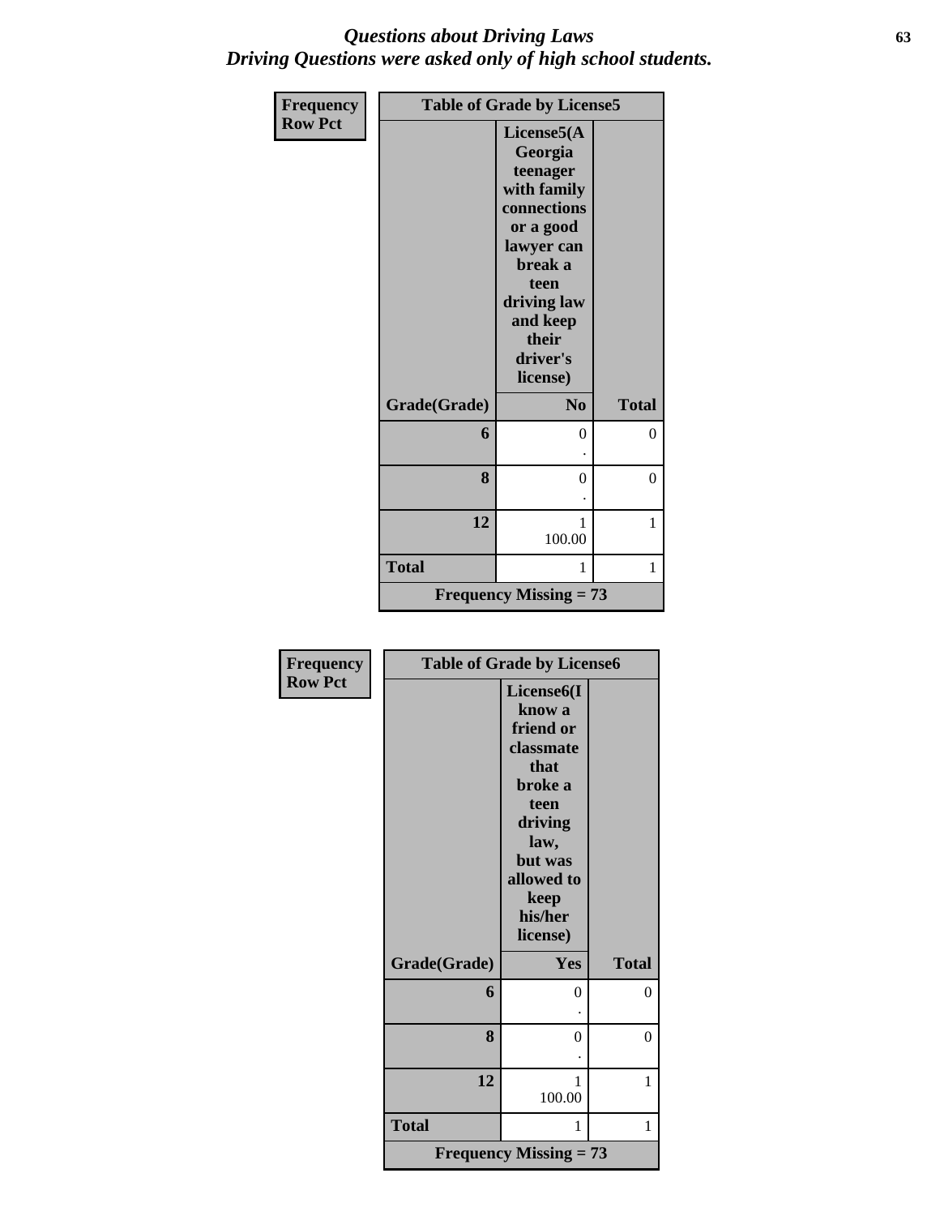# *Questions about Driving Laws*
## *Driving Questions were asked only of high school students.*

| Frequency<br>Row Pct | Table of Grade by License5 | |
|---|---|---|
| | License5(A Georgia teenager with family connections or a good lawyer can break a teen driving law and keep their driver's license) | |
| Grade(Grade) | No | Total |
| 6 | 0<br>. | 0 |
| 8 | 0<br>. | 0 |
| 12 | 1<br>100.00 | 1 |
| Total | 1 | 1 |
| Frequency Missing = 73 | | |

| Frequency<br>Row Pct | Table of Grade by License6 | |
|---|---|---|
| | License6(I know a friend or classmate that broke a teen driving law, but was allowed to keep his/her license) | |
| Grade(Grade) | Yes | Total |
| 6 | 0<br>. | 0 |
| 8 | 0<br>. | 0 |
| 12 | 1<br>100.00 | 1 |
| Total | 1 | 1 |
| Frequency Missing = 73 | | |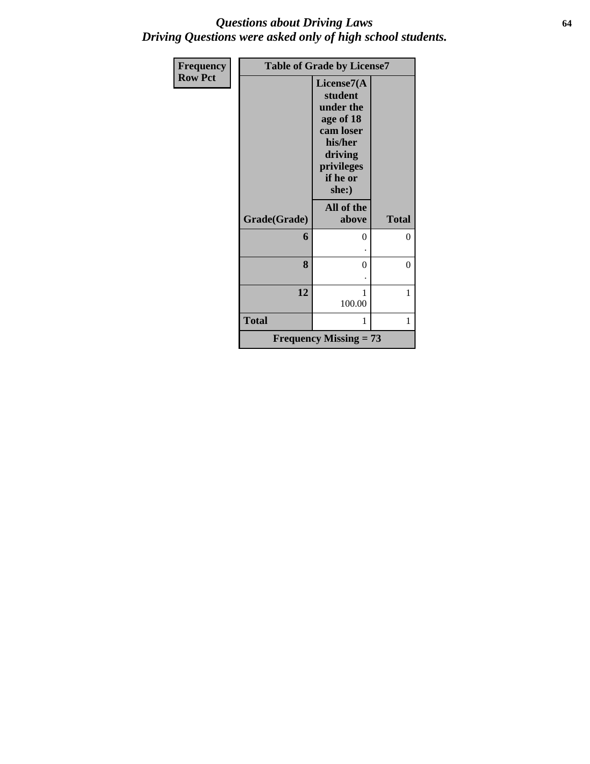*Questions about Driving Laws*
*Driving Questions were asked only of high school students.*

| Frequency<br>Row Pct | Table of Grade by License7 | |
|---|---|---|
| | License7(A student under the age of 18 cam loser his/her driving privileges if he or she:) | |
| Grade(Grade) | All of the above | Total |
| 6 | 0<br>. | 0 |
| 8 | 0<br>. | 0 |
| 12 | 1<br>100.00 | 1 |
| Total | 1 | 1 |
| Frequency Missing = 73 | | |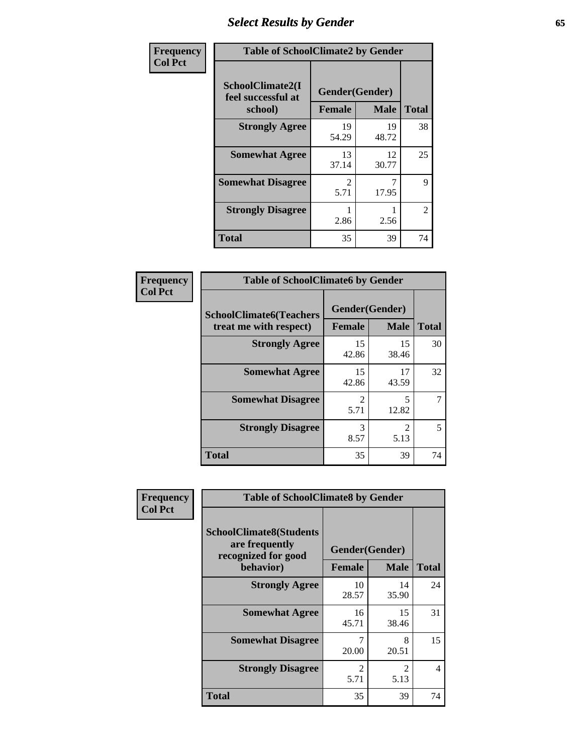# Select Results by Gender

**Frequency / Col Pct**

**Table of SchoolClimate2 by Gender**

| SchoolClimate2(I feel successful at school) | Gender(Gender) | | Total |
|---|---|---|---|
| | Female | Male | |
| Strongly Agree | 19<br>54.29 | 19<br>48.72 | 38 |
| Somewhat Agree | 13<br>37.14 | 12<br>30.77 | 25 |
| Somewhat Disagree | 2<br>5.71 | 7<br>17.95 | 9 |
| Strongly Disagree | 1<br>2.86 | 1<br>2.56 | 2 |
| Total | 35 | 39 | 74 |

**Frequency / Col Pct**

**Table of SchoolClimate6 by Gender**

| SchoolClimate6(Teachers treat me with respect) | Gender(Gender) | | Total |
|---|---|---|---|
| | Female | Male | |
| Strongly Agree | 15<br>42.86 | 15<br>38.46 | 30 |
| Somewhat Agree | 15<br>42.86 | 17<br>43.59 | 32 |
| Somewhat Disagree | 2<br>5.71 | 5<br>12.82 | 7 |
| Strongly Disagree | 3<br>8.57 | 2<br>5.13 | 5 |
| Total | 35 | 39 | 74 |

**Frequency / Col Pct**

**Table of SchoolClimate8 by Gender**

| SchoolClimate8(Students are frequently recognized for good behavior) | Gender(Gender) | | Total |
|---|---|---|---|
| | Female | Male | |
| Strongly Agree | 10<br>28.57 | 14<br>35.90 | 24 |
| Somewhat Agree | 16<br>45.71 | 15<br>38.46 | 31 |
| Somewhat Disagree | 7<br>20.00 | 8<br>20.51 | 15 |
| Strongly Disagree | 2<br>5.71 | 2<br>5.13 | 4 |
| Total | 35 | 39 | 74 |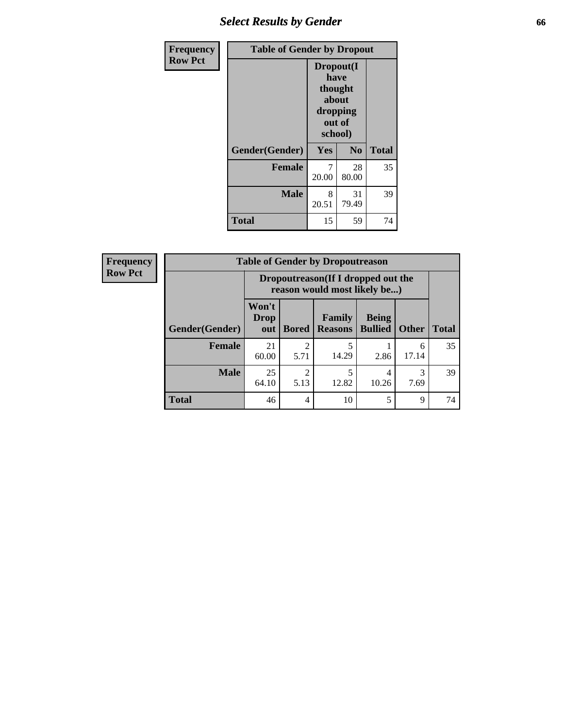## Select Results by Gender

Frequency
Row Pct

| Table of Gender by Dropout | | | |
|---|---|---|---|
| | Dropout(I have thought about dropping out of school) | | |
| Gender(Gender) | Yes | No | Total |
| **Female** | 7<br>20.00 | 28<br>80.00 | 35 |
| **Male** | 8<br>20.51 | 31<br>79.49 | 39 |
| **Total** | 15 | 59 | 74 |

Frequency
Row Pct

| Table of Gender by Dropoutreason | | | | | | |
|---|---|---|---|---|---|---|
| | Dropoutreason(If I dropped out the reason would most likely be...) | | | | | |
| Gender(Gender) | Won't Drop out | Bored | Family Reasons | Being Bullied | Other | Total |
| **Female** | 21<br>60.00 | 2<br>5.71 | 5<br>14.29 | 1<br>2.86 | 6<br>17.14 | 35 |
| **Male** | 25<br>64.10 | 2<br>5.13 | 5<br>12.82 | 4<br>10.26 | 3<br>7.69 | 39 |
| **Total** | 46 | 4 | 10 | 5 | 9 | 74 |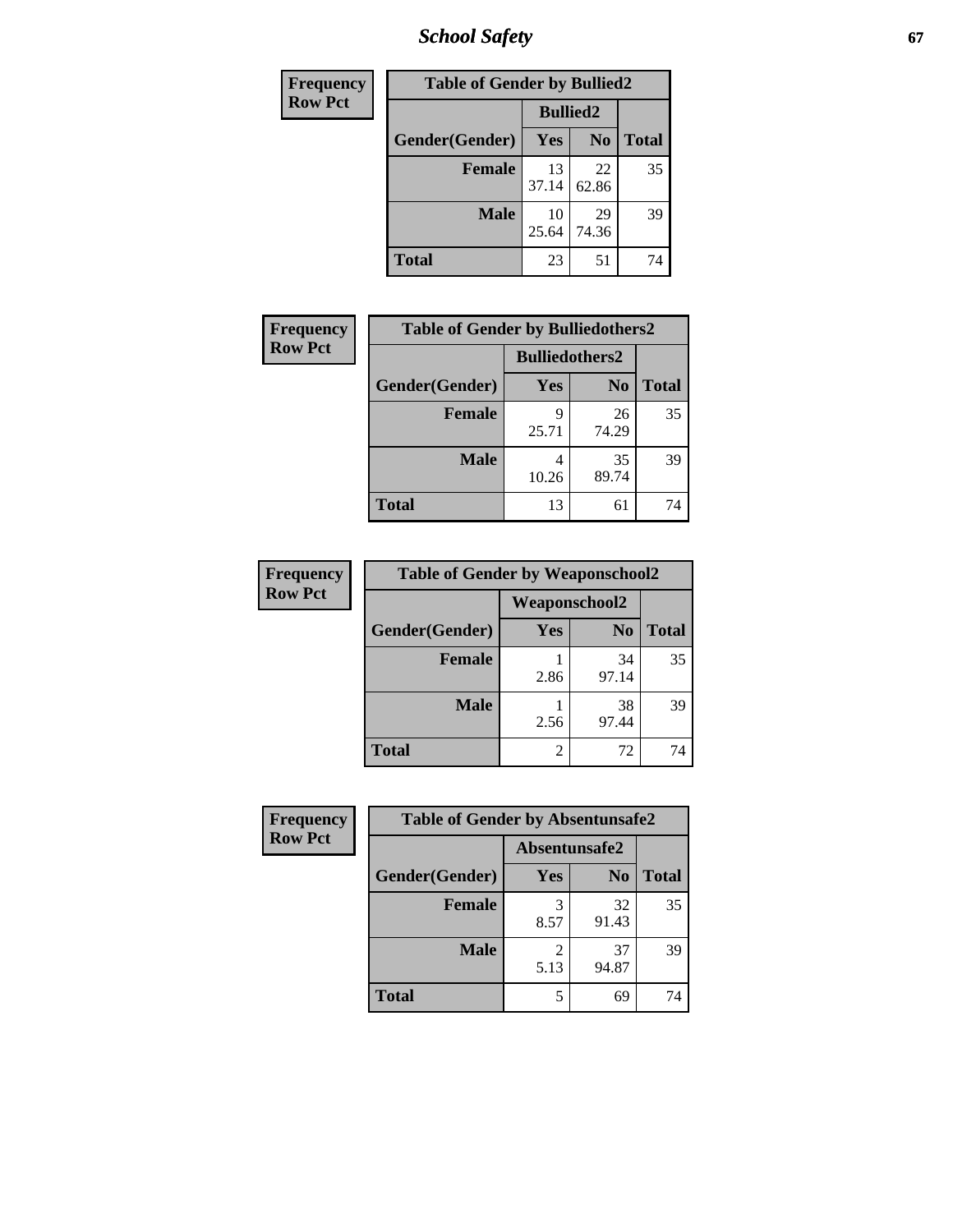| Frequency Row Pct | Table of Gender by Bullied2 | | |
|---|---|---|---|
| | Bullied2 | | |
| Gender(Gender) | Yes | No | Total |
| Female | 13<br>37.14 | 22<br>62.86 | 35 |
| Male | 10<br>25.64 | 29<br>74.36 | 39 |
| Total | 23 | 51 | 74 |

| Frequency Row Pct | Table of Gender by Bulliedothers2 | | |
|---|---|---|---|
| | Bulliedothers2 | | |
| Gender(Gender) | Yes | No | Total |
| Female | 9<br>25.71 | 26<br>74.29 | 35 |
| Male | 4<br>10.26 | 35<br>89.74 | 39 |
| Total | 13 | 61 | 74 |

| Frequency Row Pct | Table of Gender by Weaponschool2 | | |
|---|---|---|---|
| | Weaponschool2 | | |
| Gender(Gender) | Yes | No | Total |
| Female | 1<br>2.86 | 34<br>97.14 | 35 |
| Male | 1<br>2.56 | 38<br>97.44 | 39 |
| Total | 2 | 72 | 74 |

| Frequency Row Pct | Table of Gender by Absentunsafe2 | | |
|---|---|---|---|
| | Absentunsafe2 | | |
| Gender(Gender) | Yes | No | Total |
| Female | 3<br>8.57 | 32<br>91.43 | 35 |
| Male | 2<br>5.13 | 37<br>94.87 | 39 |
| Total | 5 | 69 | 74 |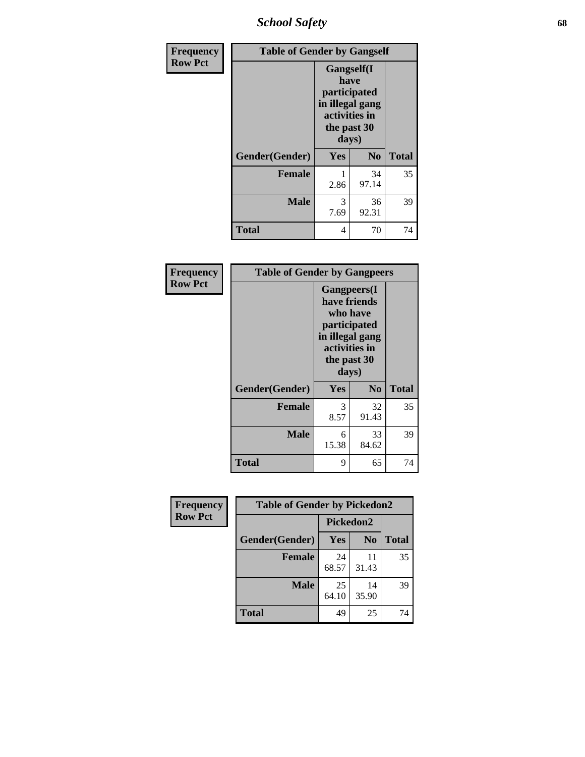| Frequency<br>Row Pct |
|---|

**Table of Gender by Gangself**

| | Gangself(I have participated in illegal gang activities in the past 30 days) | | |
|---|---|---|---|
| Gender(Gender) | Yes | No | Total |
| Female | 1<br>2.86 | 34<br>97.14 | 35 |
| Male | 3<br>7.69 | 36<br>92.31 | 39 |
| Total | 4 | 70 | 74 |

| Frequency<br>Row Pct |
|---|

**Table of Gender by Gangpeers**

| | Gangpeers(I have friends who have participated in illegal gang activities in the past 30 days) | | |
|---|---|---|---|
| Gender(Gender) | Yes | No | Total |
| Female | 3<br>8.57 | 32<br>91.43 | 35 |
| Male | 6<br>15.38 | 33<br>84.62 | 39 |
| Total | 9 | 65 | 74 |

| Frequency<br>Row Pct |
|---|

**Table of Gender by Pickedon2**

| | Pickedon2 | | |
|---|---|---|---|
| Gender(Gender) | Yes | No | Total |
| Female | 24<br>68.57 | 11<br>31.43 | 35 |
| Male | 25<br>64.10 | 14<br>35.90 | 39 |
| Total | 49 | 25 | 74 |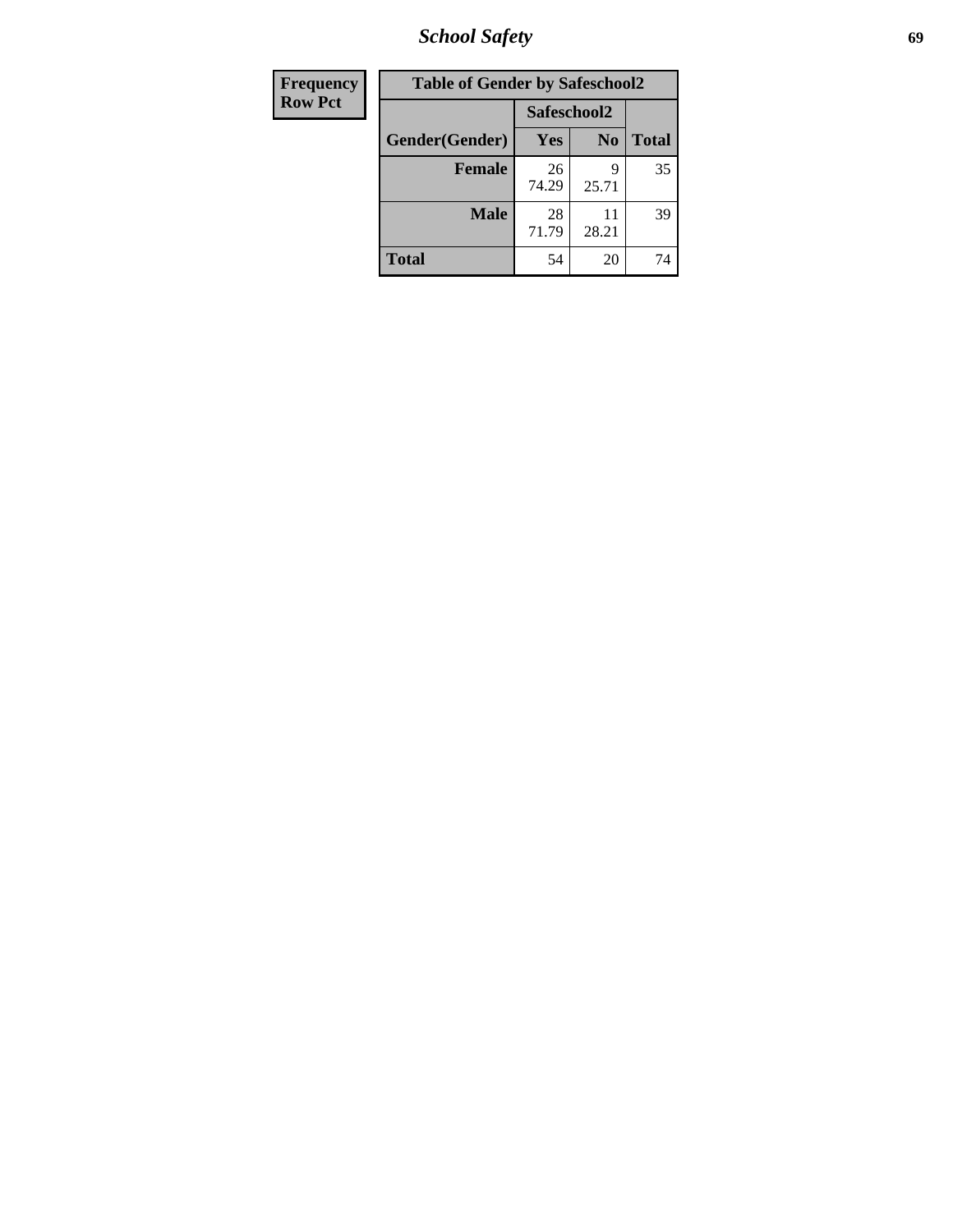| Frequency Row Pct |
|---|

| Table of Gender by Safeschool2 | | | |
|---|---|---|---|
| | Safeschool2 | | |
| Gender(Gender) | Yes | No | Total |
| Female | 26<br>74.29 | 9<br>25.71 | 35 |
| Male | 28<br>71.79 | 11<br>28.21 | 39 |
| Total | 54 | 20 | 74 |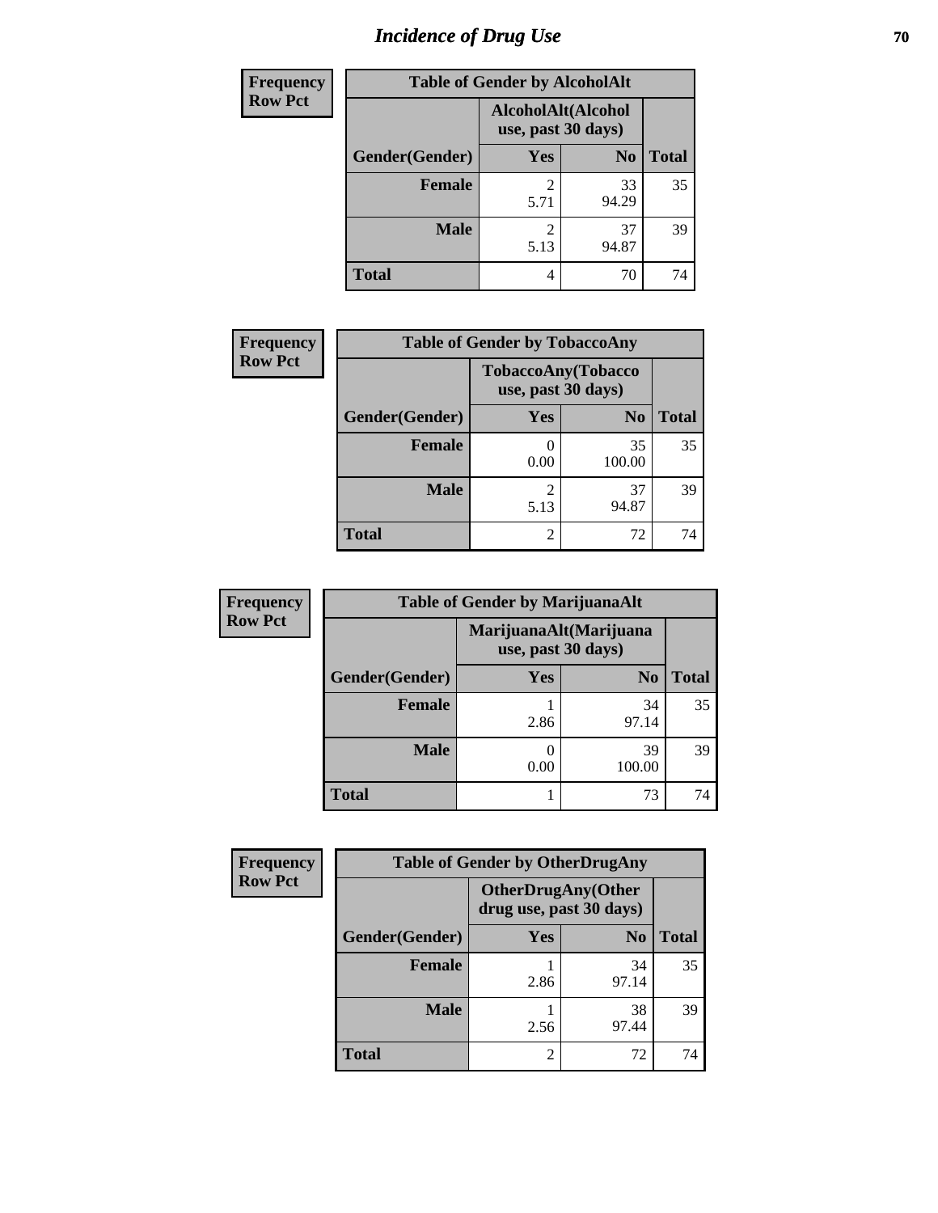# Incidence of Drug Use

**Frequency**
**Row Pct**

| Table of Gender by AlcoholAlt | | | |
|---|---|---|---|
| | AlcoholAlt(Alcohol use, past 30 days) | | |
| Gender(Gender) | Yes | No | Total |
| Female | 2<br>5.71 | 33<br>94.29 | 35 |
| Male | 2<br>5.13 | 37<br>94.87 | 39 |
| Total | 4 | 70 | 74 |

**Frequency**
**Row Pct**

| Table of Gender by TobaccoAny | | | |
|---|---|---|---|
| | TobaccoAny(Tobacco use, past 30 days) | | |
| Gender(Gender) | Yes | No | Total |
| Female | 0<br>0.00 | 35<br>100.00 | 35 |
| Male | 2<br>5.13 | 37<br>94.87 | 39 |
| Total | 2 | 72 | 74 |

**Frequency**
**Row Pct**

| Table of Gender by MarijuanaAlt | | | |
|---|---|---|---|
| | MarijuanaAlt(Marijuana use, past 30 days) | | |
| Gender(Gender) | Yes | No | Total |
| Female | 1<br>2.86 | 34<br>97.14 | 35 |
| Male | 0<br>0.00 | 39<br>100.00 | 39 |
| Total | 1 | 73 | 74 |

**Frequency**
**Row Pct**

| Table of Gender by OtherDrugAny | | | |
|---|---|---|---|
| | OtherDrugAny(Other drug use, past 30 days) | | |
| Gender(Gender) | Yes | No | Total |
| Female | 1<br>2.86 | 34<br>97.14 | 35 |
| Male | 1<br>2.56 | 38<br>97.44 | 39 |
| Total | 2 | 72 | 74 |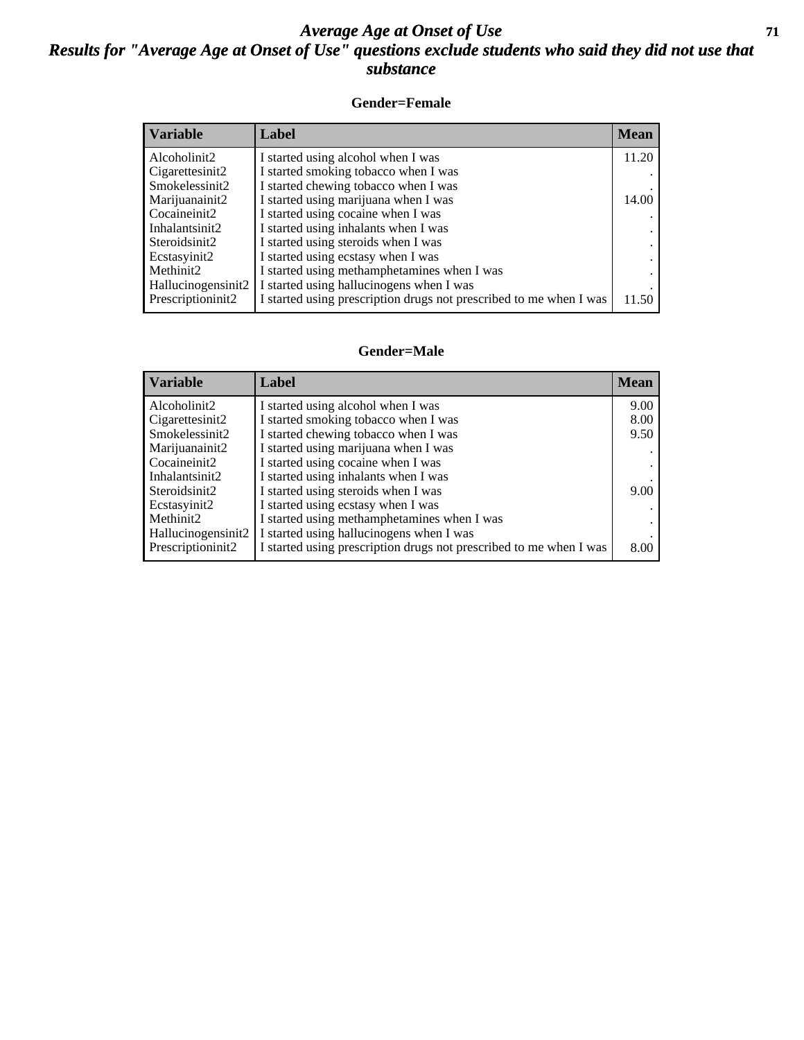# *Average Age at Onset of Use*

## *Results for "Average Age at Onset of Use" questions exclude students who said they did not use that substance*

### Gender=Female

| Variable | Label | Mean |
|---|---|---|
| Alcoholinit2 | I started using alcohol when I was | 11.20 |
| Cigarettesinit2 | I started smoking tobacco when I was | . |
| Smokelessinit2 | I started chewing tobacco when I was | . |
| Marijuanainit2 | I started using marijuana when I was | 14.00 |
| Cocaineinit2 | I started using cocaine when I was | . |
| Inhalantsinit2 | I started using inhalants when I was | . |
| Steroidsinit2 | I started using steroids when I was | . |
| Ecstasyinit2 | I started using ecstasy when I was | . |
| Methinit2 | I started using methamphetamines when I was | . |
| Hallucinogensinit2 | I started using hallucinogens when I was | . |
| Prescriptioninit2 | I started using prescription drugs not prescribed to me when I was | 11.50 |

### Gender=Male

| Variable | Label | Mean |
|---|---|---|
| Alcoholinit2 | I started using alcohol when I was | 9.00 |
| Cigarettesinit2 | I started smoking tobacco when I was | 8.00 |
| Smokelessinit2 | I started chewing tobacco when I was | 9.50 |
| Marijuanainit2 | I started using marijuana when I was | . |
| Cocaineinit2 | I started using cocaine when I was | . |
| Inhalantsinit2 | I started using inhalants when I was | . |
| Steroidsinit2 | I started using steroids when I was | 9.00 |
| Ecstasyinit2 | I started using ecstasy when I was | . |
| Methinit2 | I started using methamphetamines when I was | . |
| Hallucinogensinit2 | I started using hallucinogens when I was | . |
| Prescriptioninit2 | I started using prescription drugs not prescribed to me when I was | 8.00 |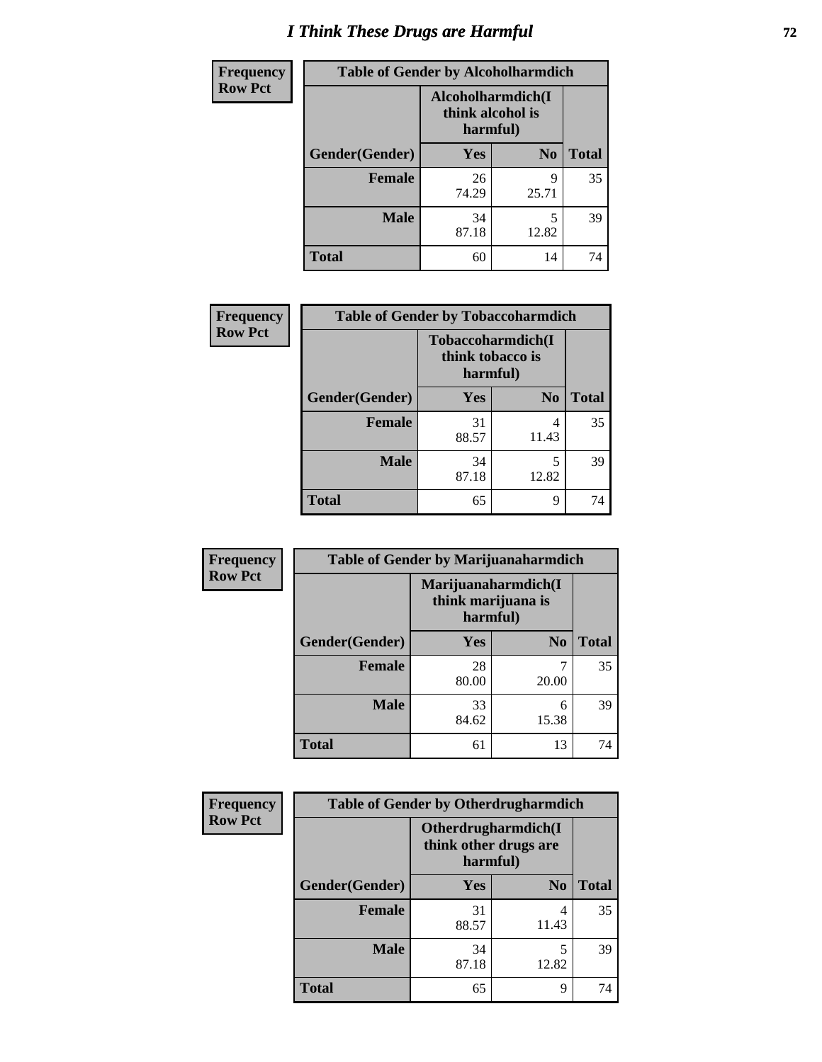# I Think These Drugs are Harmful

| Frequency<br>Row Pct | Table of Gender by Alcoholharmdich | | |
|---|---|---|---|
| | Alcoholharmdich(I think alcohol is harmful) | | |
| Gender(Gender) | Yes | No | Total |
| Female | 26<br>74.29 | 9<br>25.71 | 35 |
| Male | 34<br>87.18 | 5<br>12.82 | 39 |
| Total | 60 | 14 | 74 |

| Frequency<br>Row Pct | Table of Gender by Tobaccoharmdich | | |
|---|---|---|---|
| | Tobaccoharmdich(I think tobacco is harmful) | | |
| Gender(Gender) | Yes | No | Total |
| Female | 31<br>88.57 | 4<br>11.43 | 35 |
| Male | 34<br>87.18 | 5<br>12.82 | 39 |
| Total | 65 | 9 | 74 |

| Frequency<br>Row Pct | Table of Gender by Marijuanaharmdich | | |
|---|---|---|---|
| | Marijuanaharmdich(I think marijuana is harmful) | | |
| Gender(Gender) | Yes | No | Total |
| Female | 28<br>80.00 | 7<br>20.00 | 35 |
| Male | 33<br>84.62 | 6<br>15.38 | 39 |
| Total | 61 | 13 | 74 |

| Frequency<br>Row Pct | Table of Gender by Otherdrugharmdich | | |
|---|---|---|---|
| | Otherdrugharmdich(I think other drugs are harmful) | | |
| Gender(Gender) | Yes | No | Total |
| Female | 31<br>88.57 | 4<br>11.43 | 35 |
| Male | 34<br>87.18 | 5<br>12.82 | 39 |
| Total | 65 | 9 | 74 |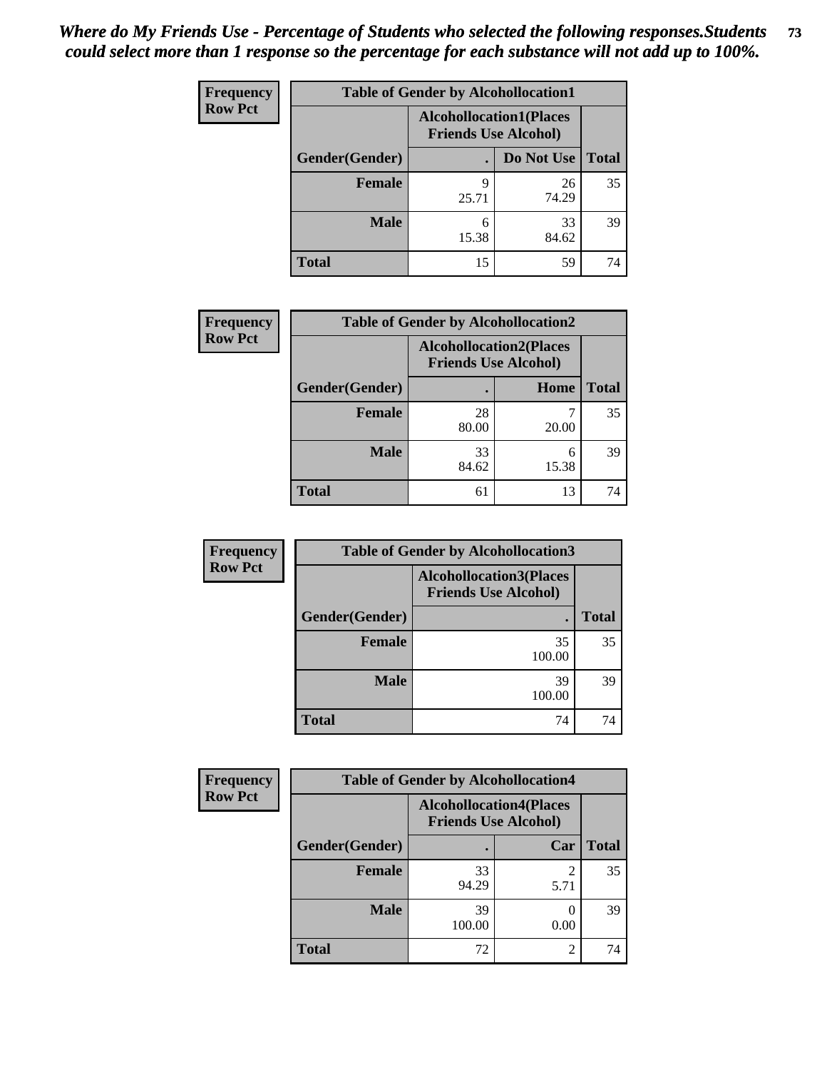*Where do My Friends Use - Percentage of Students who selected the following responses.Students could select more than 1 response so the percentage for each substance will not add up to 100%.*

**Frequency**
**Row Pct**

| Table of Gender by Alcohollocation1 | | | |
|---|---|---|---|
| | Alcohollocation1(Places Friends Use Alcohol) | | |
| Gender(Gender) | . | Do Not Use | Total |
| **Female** | 9<br>25.71 | 26<br>74.29 | 35 |
| **Male** | 6<br>15.38 | 33<br>84.62 | 39 |
| **Total** | 15 | 59 | 74 |

**Frequency**
**Row Pct**

| Table of Gender by Alcohollocation2 | | | |
|---|---|---|---|
| | Alcohollocation2(Places Friends Use Alcohol) | | |
| Gender(Gender) | . | Home | Total |
| **Female** | 28<br>80.00 | 7<br>20.00 | 35 |
| **Male** | 33<br>84.62 | 6<br>15.38 | 39 |
| **Total** | 61 | 13 | 74 |

**Frequency**
**Row Pct**

| Table of Gender by Alcohollocation3 | | |
|---|---|---|
| | Alcohollocation3(Places Friends Use Alcohol) | |
| Gender(Gender) | . | Total |
| **Female** | 35<br>100.00 | 35 |
| **Male** | 39<br>100.00 | 39 |
| **Total** | 74 | 74 |

**Frequency**
**Row Pct**

| Table of Gender by Alcohollocation4 | | | |
|---|---|---|---|
| | Alcohollocation4(Places Friends Use Alcohol) | | |
| Gender(Gender) | . | Car | Total |
| **Female** | 33<br>94.29 | 2<br>5.71 | 35 |
| **Male** | 39<br>100.00 | 0<br>0.00 | 39 |
| **Total** | 72 | 2 | 74 |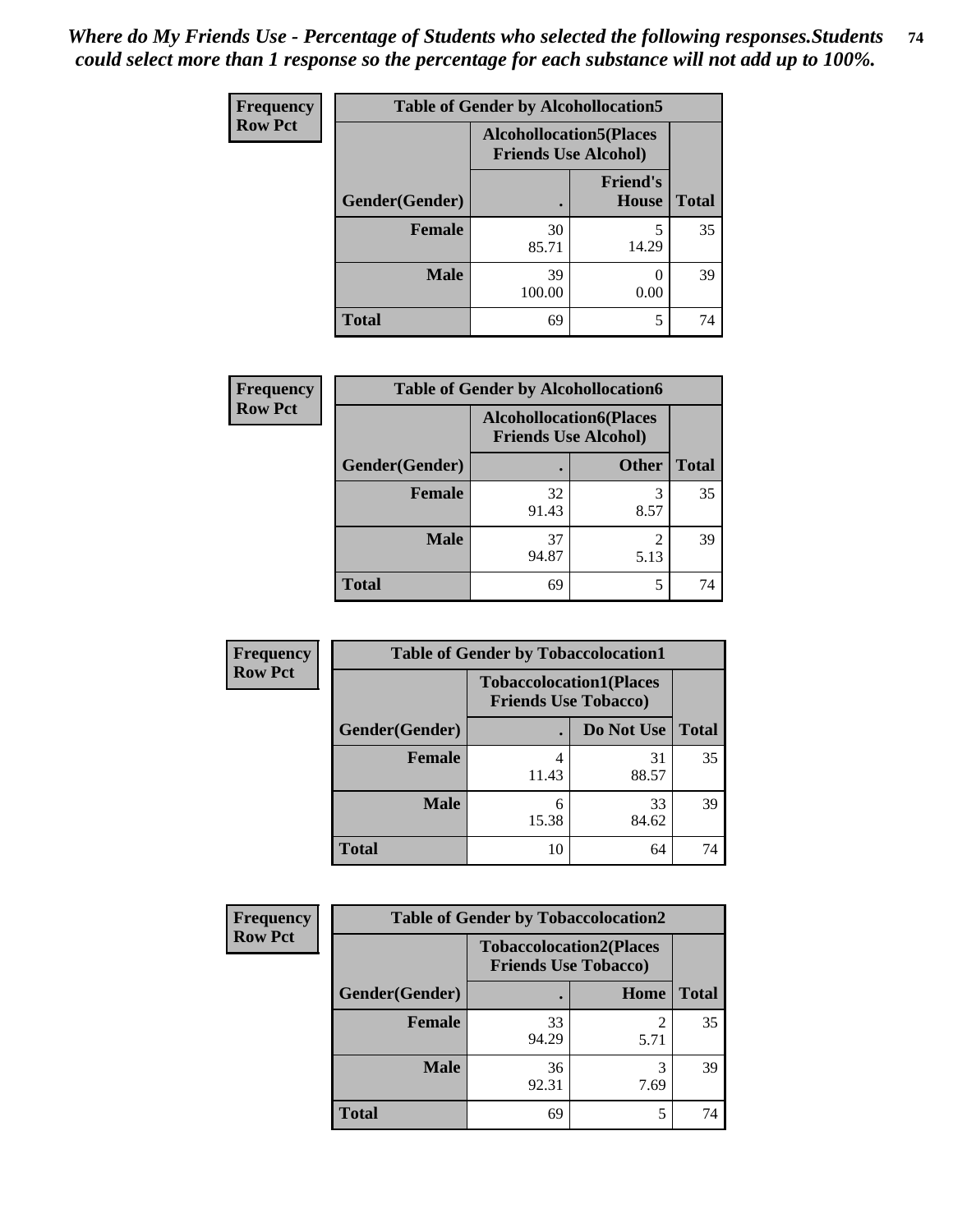*Where do My Friends Use - Percentage of Students who selected the following responses.Students could select more than 1 response so the percentage for each substance will not add up to 100%.*

| Frequency Row Pct | Table of Gender by Alcohollocation5 | | |
|---|---|---|---|
| | Alcohollocation5(Places Friends Use Alcohol) | | |
| Gender(Gender) | . | Friend's House | Total |
| Female | 30<br>85.71 | 5<br>14.29 | 35 |
| Male | 39<br>100.00 | 0<br>0.00 | 39 |
| Total | 69 | 5 | 74 |

| Frequency Row Pct | Table of Gender by Alcohollocation6 | | |
|---|---|---|---|
| | Alcohollocation6(Places Friends Use Alcohol) | | |
| Gender(Gender) | . | Other | Total |
| Female | 32<br>91.43 | 3<br>8.57 | 35 |
| Male | 37<br>94.87 | 2<br>5.13 | 39 |
| Total | 69 | 5 | 74 |

| Frequency Row Pct | Table of Gender by Tobaccolocation1 | | |
|---|---|---|---|
| | Tobaccolocation1(Places Friends Use Tobacco) | | |
| Gender(Gender) | . | Do Not Use | Total |
| Female | 4<br>11.43 | 31<br>88.57 | 35 |
| Male | 6<br>15.38 | 33<br>84.62 | 39 |
| Total | 10 | 64 | 74 |

| Frequency Row Pct | Table of Gender by Tobaccolocation2 | | |
|---|---|---|---|
| | Tobaccolocation2(Places Friends Use Tobacco) | | |
| Gender(Gender) | . | Home | Total |
| Female | 33<br>94.29 | 2<br>5.71 | 35 |
| Male | 36<br>92.31 | 3<br>7.69 | 39 |
| Total | 69 | 5 | 74 |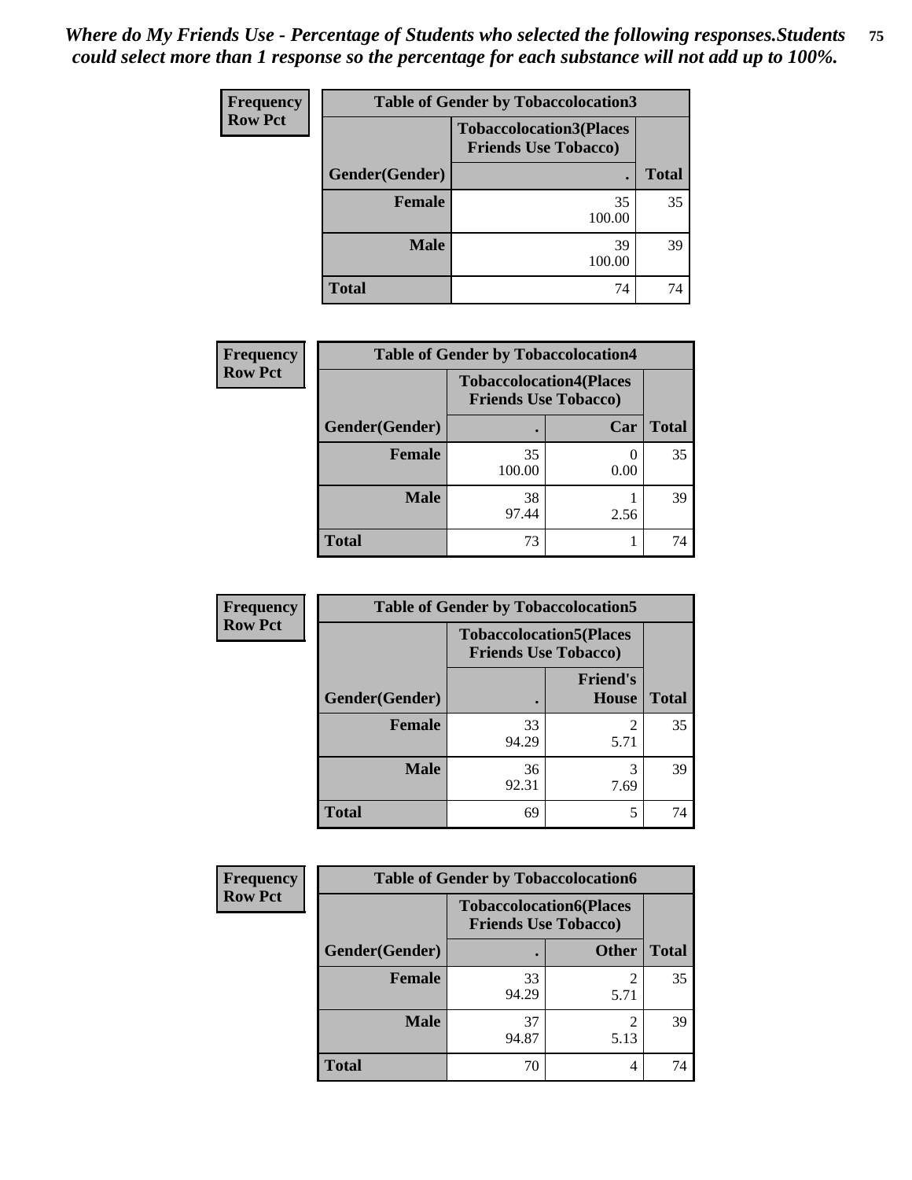*Where do My Friends Use - Percentage of Students who selected the following responses.Students could select more than 1 response so the percentage for each substance will not add up to 100%.*

**Frequency**
**Row Pct**

| Table of Gender by Tobaccolocation3 | | |
|---|---|---|
| | Tobaccolocation3(Places Friends Use Tobacco) | |
| Gender(Gender) | . | Total |
| Female | 35<br>100.00 | 35 |
| Male | 39<br>100.00 | 39 |
| Total | 74 | 74 |

**Frequency**
**Row Pct**

| Table of Gender by Tobaccolocation4 | | | |
|---|---|---|---|
| | Tobaccolocation4(Places Friends Use Tobacco) | | |
| Gender(Gender) | . | Car | Total |
| Female | 35<br>100.00 | 0<br>0.00 | 35 |
| Male | 38<br>97.44 | 1<br>2.56 | 39 |
| Total | 73 | 1 | 74 |

**Frequency**
**Row Pct**

| Table of Gender by Tobaccolocation5 | | | |
|---|---|---|---|
| | Tobaccolocation5(Places Friends Use Tobacco) | | |
| Gender(Gender) | . | Friend's House | Total |
| Female | 33<br>94.29 | 2<br>5.71 | 35 |
| Male | 36<br>92.31 | 3<br>7.69 | 39 |
| Total | 69 | 5 | 74 |

**Frequency**
**Row Pct**

| Table of Gender by Tobaccolocation6 | | | |
|---|---|---|---|
| | Tobaccolocation6(Places Friends Use Tobacco) | | |
| Gender(Gender) | . | Other | Total |
| Female | 33<br>94.29 | 2<br>5.71 | 35 |
| Male | 37<br>94.87 | 2<br>5.13 | 39 |
| Total | 70 | 4 | 74 |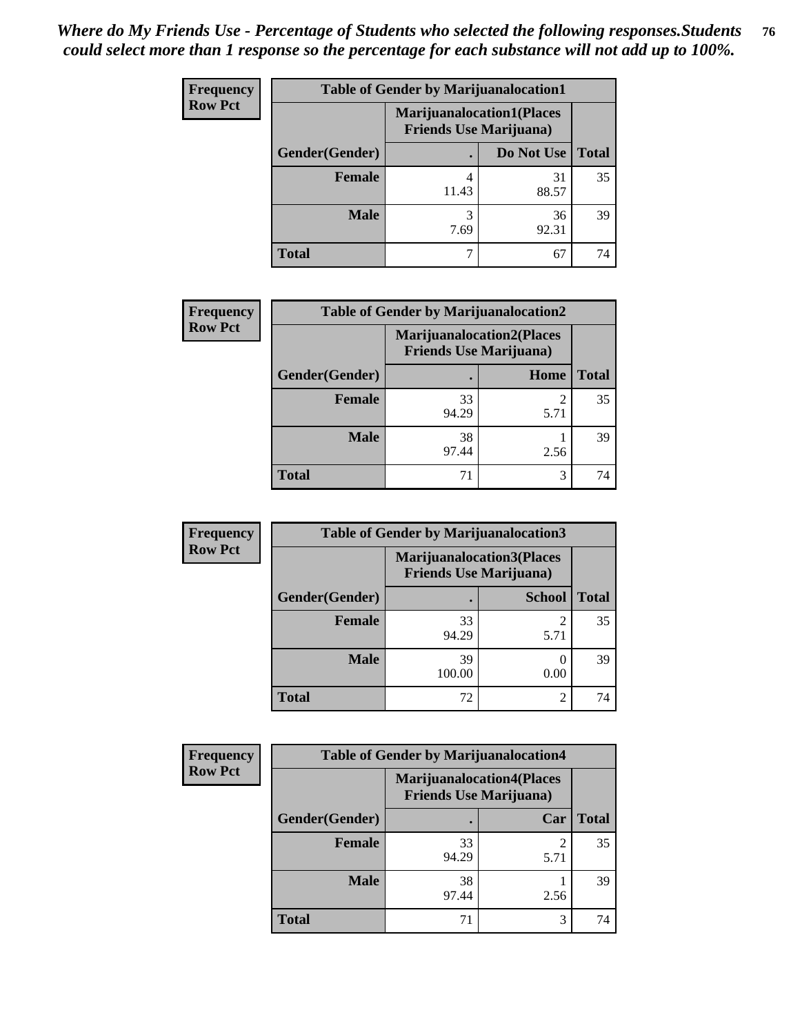*Where do My Friends Use - Percentage of Students who selected the following responses.Students could select more than 1 response so the percentage for each substance will not add up to 100%.*

**Frequency**
**Row Pct**

| Table of Gender by Marijuanalocation1 | | | |
|---|---|---|---|
| | Marijuanalocation1(Places Friends Use Marijuana) | | |
| Gender(Gender) | . | Do Not Use | Total |
| Female | 4<br>11.43 | 31<br>88.57 | 35 |
| Male | 3<br>7.69 | 36<br>92.31 | 39 |
| Total | 7 | 67 | 74 |

**Frequency**
**Row Pct**

| Table of Gender by Marijuanalocation2 | | | |
|---|---|---|---|
| | Marijuanalocation2(Places Friends Use Marijuana) | | |
| Gender(Gender) | . | Home | Total |
| Female | 33<br>94.29 | 2<br>5.71 | 35 |
| Male | 38<br>97.44 | 1<br>2.56 | 39 |
| Total | 71 | 3 | 74 |

**Frequency**
**Row Pct**

| Table of Gender by Marijuanalocation3 | | | |
|---|---|---|---|
| | Marijuanalocation3(Places Friends Use Marijuana) | | |
| Gender(Gender) | . | School | Total |
| Female | 33<br>94.29 | 2<br>5.71 | 35 |
| Male | 39<br>100.00 | 0<br>0.00 | 39 |
| Total | 72 | 2 | 74 |

**Frequency**
**Row Pct**

| Table of Gender by Marijuanalocation4 | | | |
|---|---|---|---|
| | Marijuanalocation4(Places Friends Use Marijuana) | | |
| Gender(Gender) | . | Car | Total |
| Female | 33<br>94.29 | 2<br>5.71 | 35 |
| Male | 38<br>97.44 | 1<br>2.56 | 39 |
| Total | 71 | 3 | 74 |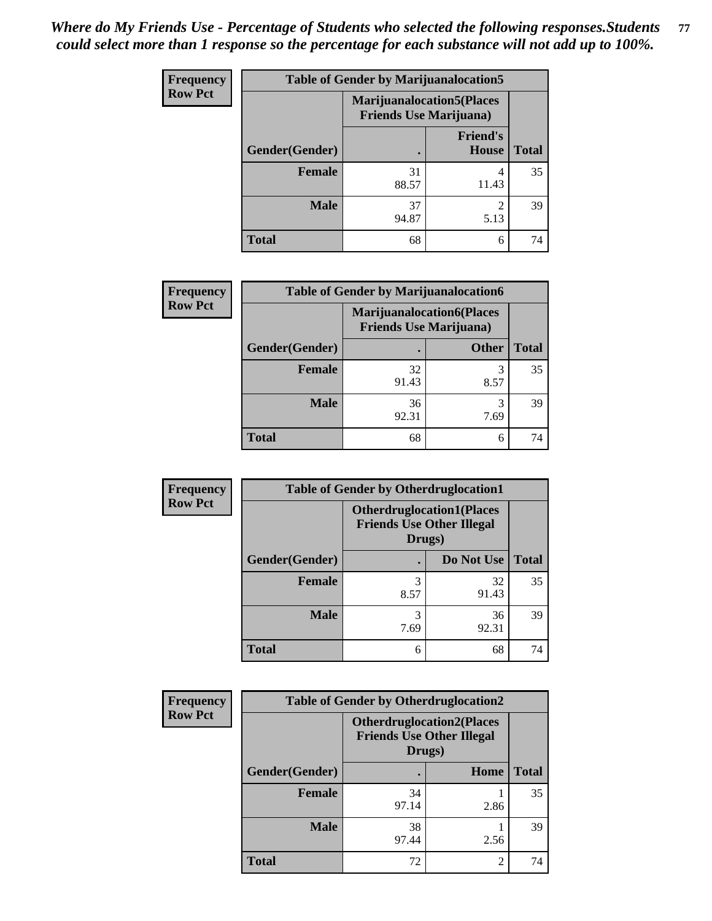*Where do My Friends Use - Percentage of Students who selected the following responses.Students could select more than 1 response so the percentage for each substance will not add up to 100%.*

**Frequency**
**Row Pct**

| Table of Gender by Marijuanalocation5 | | | |
|---|---|---|---|
| | Marijuanalocation5(Places Friends Use Marijuana) | | |
| Gender(Gender) | . | Friend's House | Total |
| **Female** | 31<br>88.57 | 4<br>11.43 | 35 |
| **Male** | 37<br>94.87 | 2<br>5.13 | 39 |
| **Total** | 68 | 6 | 74 |

**Frequency**
**Row Pct**

| Table of Gender by Marijuanalocation6 | | | |
|---|---|---|---|
| | Marijuanalocation6(Places Friends Use Marijuana) | | |
| Gender(Gender) | . | Other | Total |
| **Female** | 32<br>91.43 | 3<br>8.57 | 35 |
| **Male** | 36<br>92.31 | 3<br>7.69 | 39 |
| **Total** | 68 | 6 | 74 |

**Frequency**
**Row Pct**

| Table of Gender by Otherdruglocation1 | | | |
|---|---|---|---|
| | Otherdruglocation1(Places Friends Use Other Illegal Drugs) | | |
| Gender(Gender) | . | Do Not Use | Total |
| **Female** | 3<br>8.57 | 32<br>91.43 | 35 |
| **Male** | 3<br>7.69 | 36<br>92.31 | 39 |
| **Total** | 6 | 68 | 74 |

**Frequency**
**Row Pct**

| Table of Gender by Otherdruglocation2 | | | |
|---|---|---|---|
| | Otherdruglocation2(Places Friends Use Other Illegal Drugs) | | |
| Gender(Gender) | . | Home | Total |
| **Female** | 34<br>97.14 | 1<br>2.86 | 35 |
| **Male** | 38<br>97.44 | 1<br>2.56 | 39 |
| **Total** | 72 | 2 | 74 |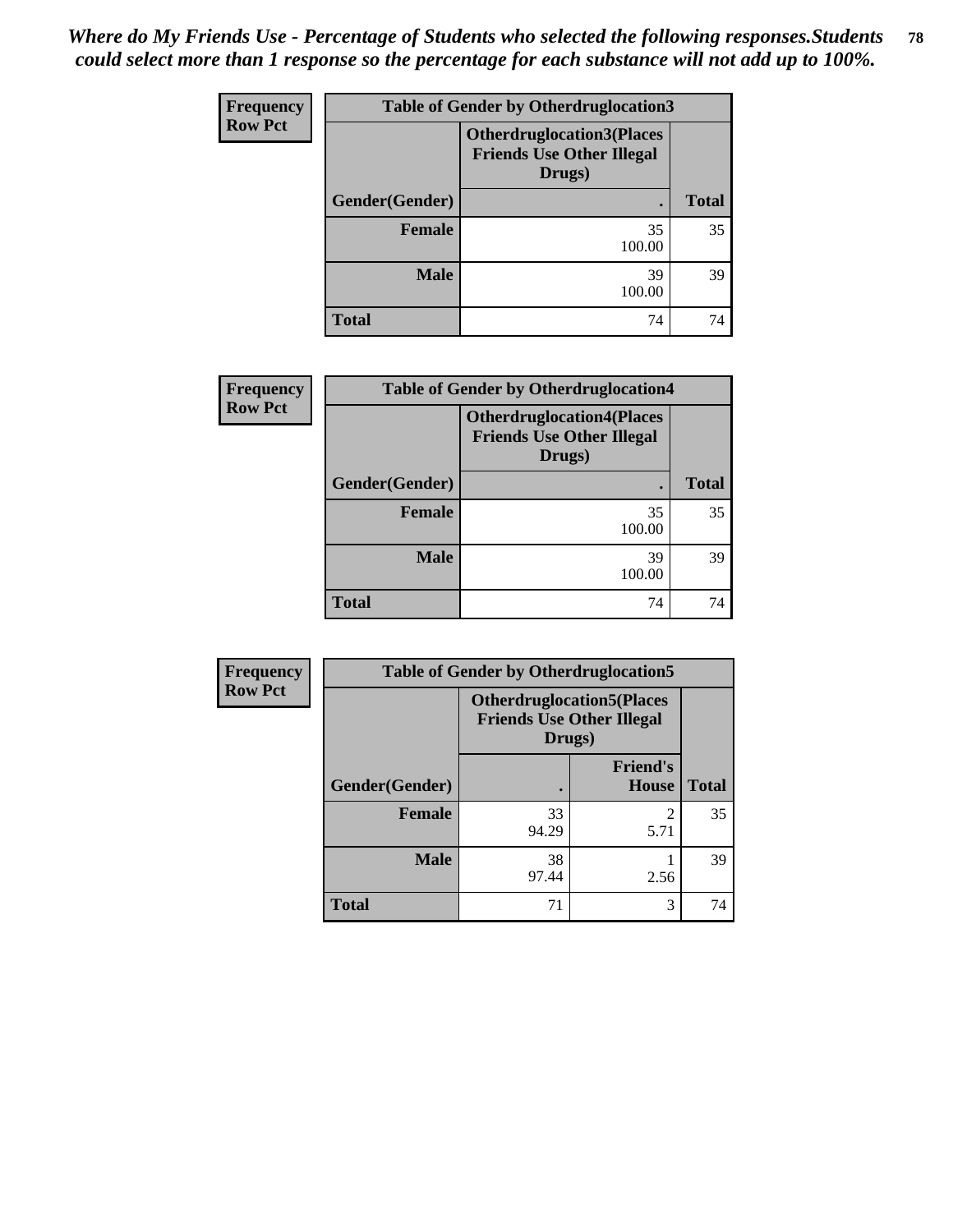*Where do My Friends Use - Percentage of Students who selected the following responses.Students could select more than 1 response so the percentage for each substance will not add up to 100%.*

**Frequency**
**Row Pct**

| Table of Gender by Otherdruglocation3 | | |
|---|---|---|
| | Otherdruglocation3(Places Friends Use Other Illegal Drugs) | |
| Gender(Gender) | . | Total |
| Female | 35<br>100.00 | 35 |
| Male | 39<br>100.00 | 39 |
| Total | 74 | 74 |

**Frequency**
**Row Pct**

| Table of Gender by Otherdruglocation4 | | |
|---|---|---|
| | Otherdruglocation4(Places Friends Use Other Illegal Drugs) | |
| Gender(Gender) | . | Total |
| Female | 35<br>100.00 | 35 |
| Male | 39<br>100.00 | 39 |
| Total | 74 | 74 |

**Frequency**
**Row Pct**

| Table of Gender by Otherdruglocation5 | | | |
|---|---|---|---|
| | Otherdruglocation5(Places Friends Use Other Illegal Drugs) | | |
| Gender(Gender) | . | Friend's House | Total |
| Female | 33<br>94.29 | 2<br>5.71 | 35 |
| Male | 38<br>97.44 | 1<br>2.56 | 39 |
| Total | 71 | 3 | 74 |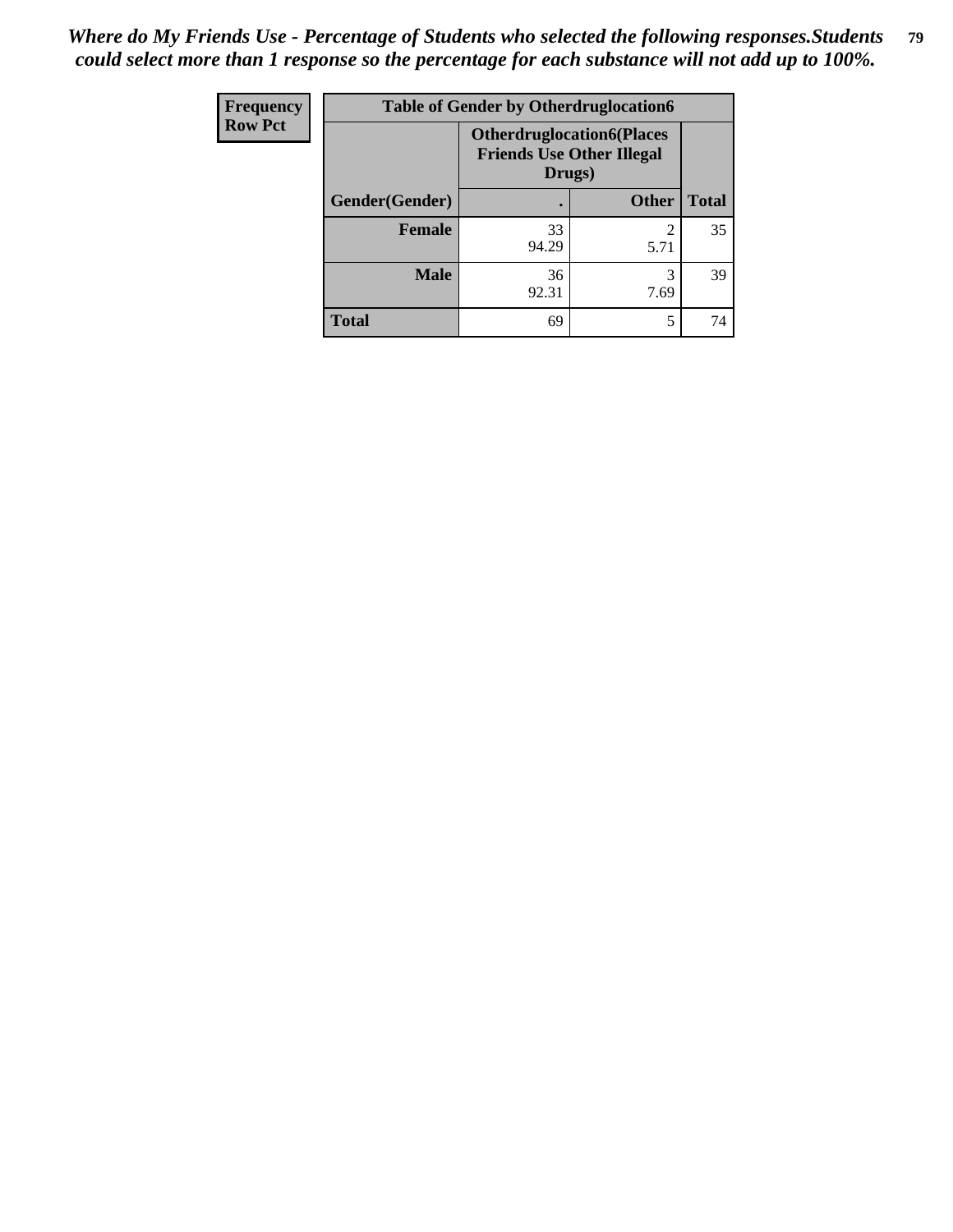*Where do My Friends Use - Percentage of Students who selected the following responses.Students could select more than 1 response so the percentage for each substance will not add up to 100%.*

| Frequency<br>Row Pct | Table of Gender by Otherdruglocation6 | | |
|---|---|---|---|
| | Otherdruglocation6(Places Friends Use Other Illegal Drugs) | | |
| Gender(Gender) | . | Other | Total |
| Female | 33<br>94.29 | 2<br>5.71 | 35 |
| Male | 36<br>92.31 | 3<br>7.69 | 39 |
| Total | 69 | 5 | 74 |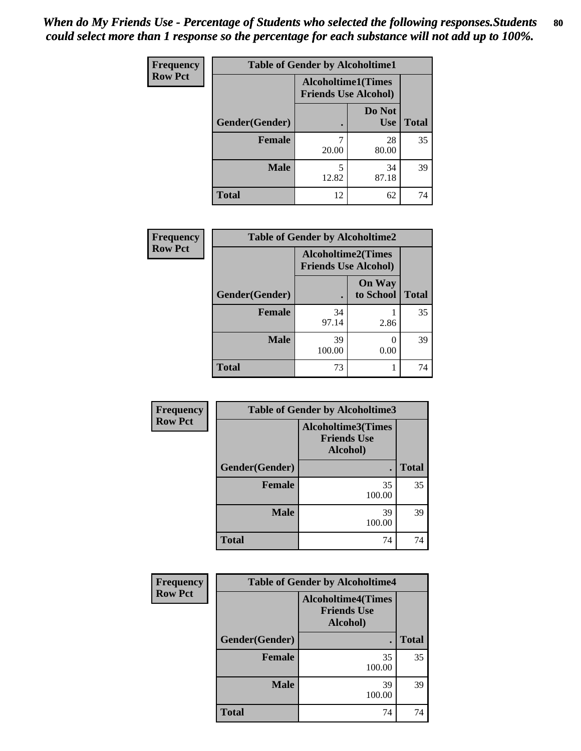*When do My Friends Use - Percentage of Students who selected the following responses.Students could select more than 1 response so the percentage for each substance will not add up to 100%.*

**Frequency**
**Row Pct**

**Table of Gender by Alcoholtime1**

| Gender(Gender) | Alcoholtime1(Times Friends Use Alcohol) . | Do Not Use | Total |
|---|---|---|---|
| **Female** | 7<br>20.00 | 28<br>80.00 | 35 |
| **Male** | 5<br>12.82 | 34<br>87.18 | 39 |
| **Total** | 12 | 62 | 74 |

**Frequency**
**Row Pct**

**Table of Gender by Alcoholtime2**

| Gender(Gender) | Alcoholtime2(Times Friends Use Alcohol) . | On Way to School | Total |
|---|---|---|---|
| **Female** | 34<br>97.14 | 1<br>2.86 | 35 |
| **Male** | 39<br>100.00 | 0<br>0.00 | 39 |
| **Total** | 73 | 1 | 74 |

**Frequency**
**Row Pct**

**Table of Gender by Alcoholtime3**

| Gender(Gender) | Alcoholtime3(Times Friends Use Alcohol) . | Total |
|---|---|---|
| **Female** | 35<br>100.00 | 35 |
| **Male** | 39<br>100.00 | 39 |
| **Total** | 74 | 74 |

**Frequency**
**Row Pct**

**Table of Gender by Alcoholtime4**

| Gender(Gender) | Alcoholtime4(Times Friends Use Alcohol) . | Total |
|---|---|---|
| **Female** | 35<br>100.00 | 35 |
| **Male** | 39<br>100.00 | 39 |
| **Total** | 74 | 74 |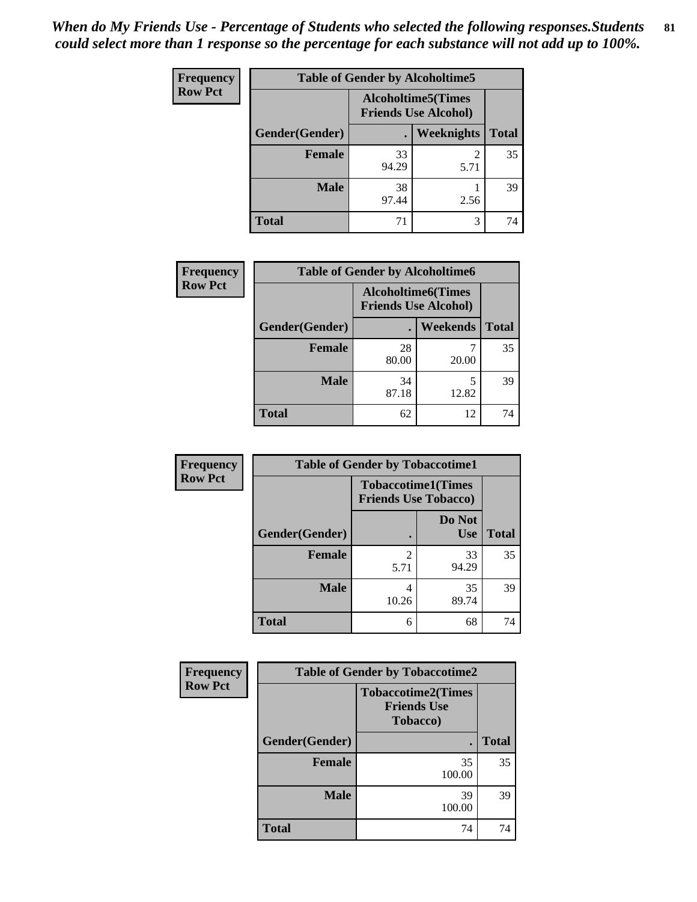*When do My Friends Use - Percentage of Students who selected the following responses.Students could select more than 1 response so the percentage for each substance will not add up to 100%.*

**Frequency**
**Row Pct**

| Table of Gender by Alcoholtime5 | | | |
|---|---|---|---|
| | Alcoholtime5(Times Friends Use Alcohol) | | |
| Gender(Gender) | . | Weeknights | Total |
| Female | 33<br>94.29 | 2<br>5.71 | 35 |
| Male | 38<br>97.44 | 1<br>2.56 | 39 |
| Total | 71 | 3 | 74 |

**Frequency**
**Row Pct**

| Table of Gender by Alcoholtime6 | | | |
|---|---|---|---|
| | Alcoholtime6(Times Friends Use Alcohol) | | |
| Gender(Gender) | . | Weekends | Total |
| Female | 28<br>80.00 | 7<br>20.00 | 35 |
| Male | 34<br>87.18 | 5<br>12.82 | 39 |
| Total | 62 | 12 | 74 |

**Frequency**
**Row Pct**

| Table of Gender by Tobaccotime1 | | | |
|---|---|---|---|
| | Tobaccotime1(Times Friends Use Tobacco) | | |
| Gender(Gender) | . | Do Not Use | Total |
| Female | 2<br>5.71 | 33<br>94.29 | 35 |
| Male | 4<br>10.26 | 35<br>89.74 | 39 |
| Total | 6 | 68 | 74 |

**Frequency**
**Row Pct**

| Table of Gender by Tobaccotime2 | | |
|---|---|---|
| | Tobaccotime2(Times Friends Use Tobacco) | |
| Gender(Gender) | . | Total |
| Female | 35<br>100.00 | 35 |
| Male | 39<br>100.00 | 39 |
| Total | 74 | 74 |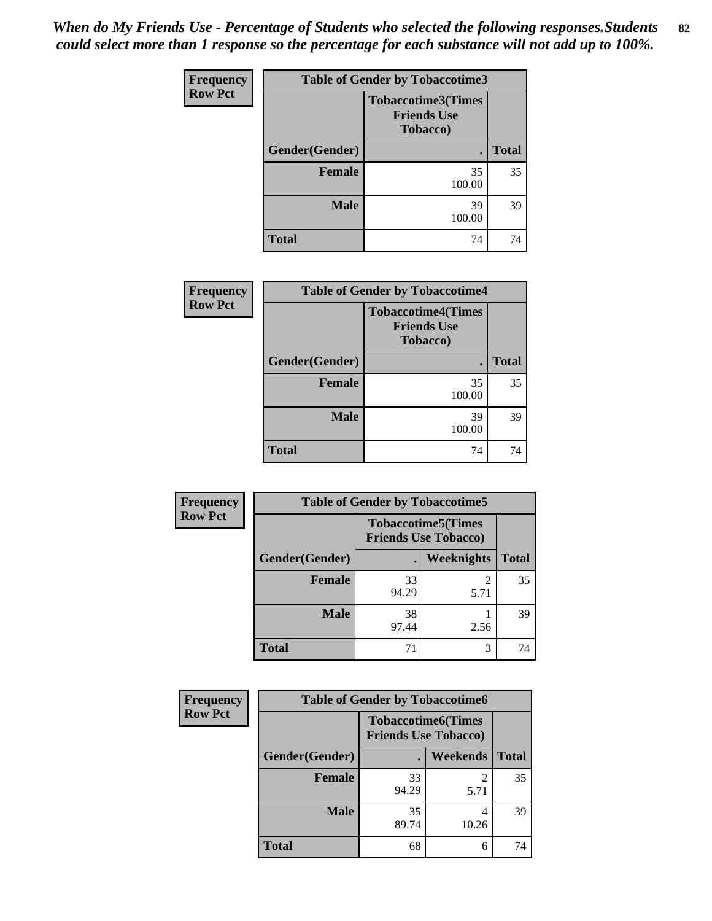*When do My Friends Use - Percentage of Students who selected the following responses.Students could select more than 1 response so the percentage for each substance will not add up to 100%.*

**Frequency**
**Row Pct**

| Table of Gender by Tobaccotime3 | | |
|---|---|---|
| | Tobaccotime3(Times Friends Use Tobacco) | |
| Gender(Gender) | . | Total |
| Female | 35<br>100.00 | 35 |
| Male | 39<br>100.00 | 39 |
| Total | 74 | 74 |

**Frequency**
**Row Pct**

| Table of Gender by Tobaccotime4 | | |
|---|---|---|
| | Tobaccotime4(Times Friends Use Tobacco) | |
| Gender(Gender) | . | Total |
| Female | 35<br>100.00 | 35 |
| Male | 39<br>100.00 | 39 |
| Total | 74 | 74 |

**Frequency**
**Row Pct**

| Table of Gender by Tobaccotime5 | | | |
|---|---|---|---|
| | Tobaccotime5(Times Friends Use Tobacco) | | |
| Gender(Gender) | . | Weeknights | Total |
| Female | 33<br>94.29 | 2<br>5.71 | 35 |
| Male | 38<br>97.44 | 1<br>2.56 | 39 |
| Total | 71 | 3 | 74 |

**Frequency**
**Row Pct**

| Table of Gender by Tobaccotime6 | | | |
|---|---|---|---|
| | Tobaccotime6(Times Friends Use Tobacco) | | |
| Gender(Gender) | . | Weekends | Total |
| Female | 33<br>94.29 | 2<br>5.71 | 35 |
| Male | 35<br>89.74 | 4<br>10.26 | 39 |
| Total | 68 | 6 | 74 |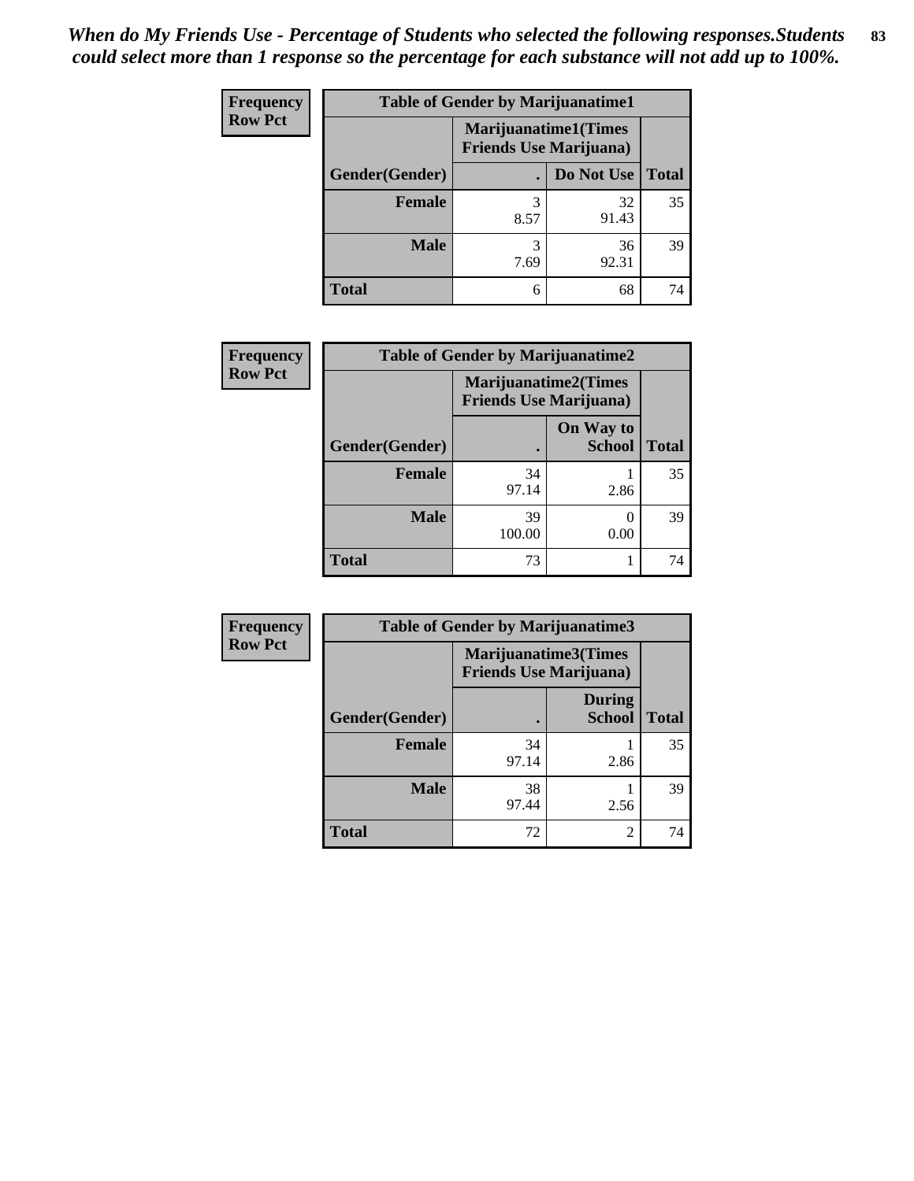*When do My Friends Use - Percentage of Students who selected the following responses.Students could select more than 1 response so the percentage for each substance will not add up to 100%.*

**Frequency**
**Row Pct**

| Table of Gender by Marijuanatime1 | | | |
|---|---|---|---|
| | Marijuanatime1(Times Friends Use Marijuana) | | |
| Gender(Gender) | . | Do Not Use | Total |
| **Female** | 3<br>8.57 | 32<br>91.43 | 35 |
| **Male** | 3<br>7.69 | 36<br>92.31 | 39 |
| **Total** | 6 | 68 | 74 |

**Frequency**
**Row Pct**

| Table of Gender by Marijuanatime2 | | | |
|---|---|---|---|
| | Marijuanatime2(Times Friends Use Marijuana) | | |
| Gender(Gender) | . | On Way to School | Total |
| **Female** | 34<br>97.14 | 1<br>2.86 | 35 |
| **Male** | 39<br>100.00 | 0<br>0.00 | 39 |
| **Total** | 73 | 1 | 74 |

**Frequency**
**Row Pct**

| Table of Gender by Marijuanatime3 | | | |
|---|---|---|---|
| | Marijuanatime3(Times Friends Use Marijuana) | | |
| Gender(Gender) | . | During School | Total |
| **Female** | 34<br>97.14 | 1<br>2.86 | 35 |
| **Male** | 38<br>97.44 | 1<br>2.56 | 39 |
| **Total** | 72 | 2 | 74 |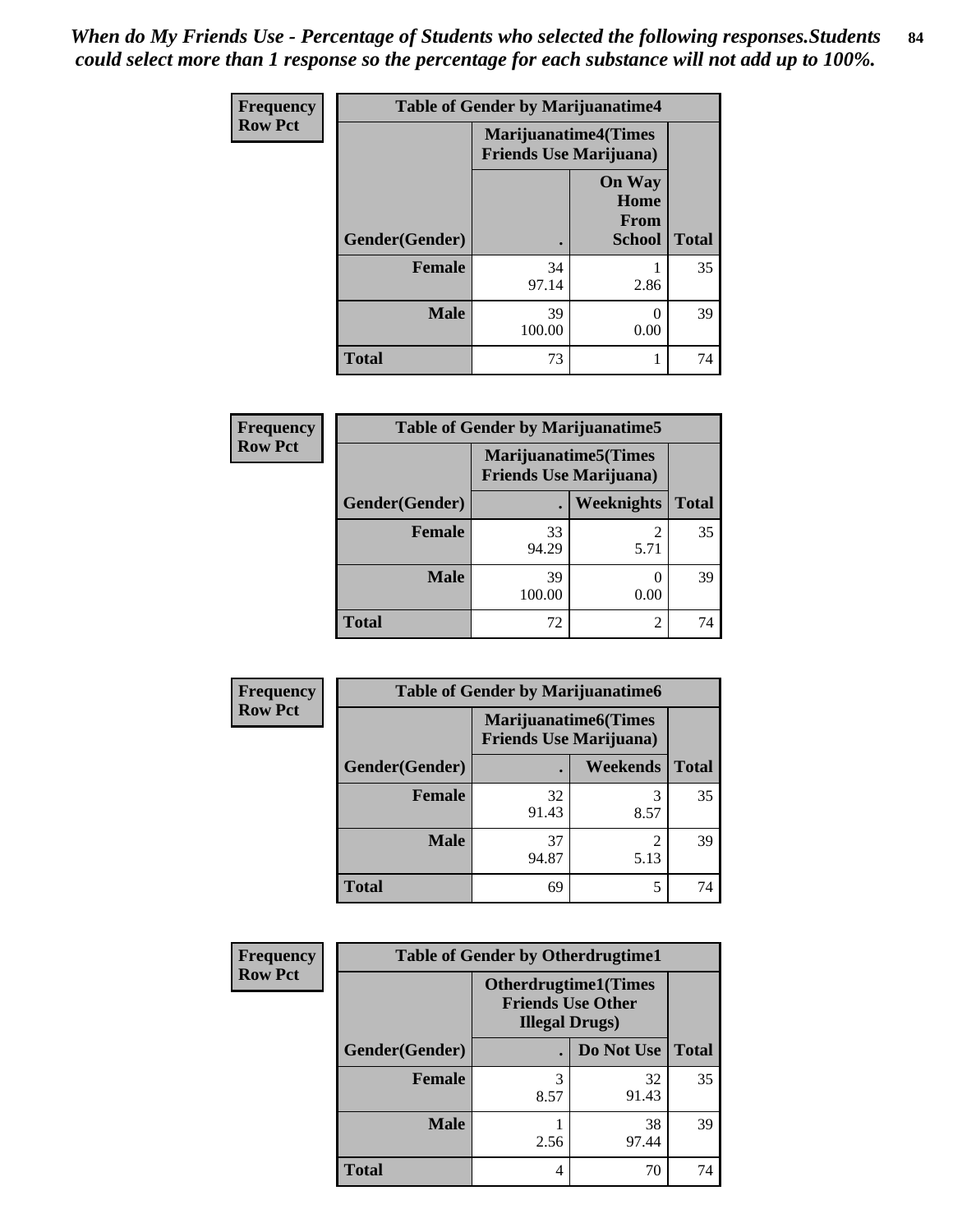*When do My Friends Use - Percentage of Students who selected the following responses.Students could select more than 1 response so the percentage for each substance will not add up to 100%.*

**Frequency**
**Row Pct**

| Table of Gender by Marijuanatime4 | | | |
|---|---|---|---|
| | Marijuanatime4(Times Friends Use Marijuana) | | |
| Gender(Gender) | . | On Way Home From School | Total |
| **Female** | 34<br>97.14 | 1<br>2.86 | 35 |
| **Male** | 39<br>100.00 | 0<br>0.00 | 39 |
| **Total** | 73 | 1 | 74 |

**Frequency**
**Row Pct**

| Table of Gender by Marijuanatime5 | | | |
|---|---|---|---|
| | Marijuanatime5(Times Friends Use Marijuana) | | |
| Gender(Gender) | . | Weeknights | Total |
| **Female** | 33<br>94.29 | 2<br>5.71 | 35 |
| **Male** | 39<br>100.00 | 0<br>0.00 | 39 |
| **Total** | 72 | 2 | 74 |

**Frequency**
**Row Pct**

| Table of Gender by Marijuanatime6 | | | |
|---|---|---|---|
| | Marijuanatime6(Times Friends Use Marijuana) | | |
| Gender(Gender) | . | Weekends | Total |
| **Female** | 32<br>91.43 | 3<br>8.57 | 35 |
| **Male** | 37<br>94.87 | 2<br>5.13 | 39 |
| **Total** | 69 | 5 | 74 |

**Frequency**
**Row Pct**

| Table of Gender by Otherdrugtime1 | | | |
|---|---|---|---|
| | Otherdrugtime1(Times Friends Use Other Illegal Drugs) | | |
| Gender(Gender) | . | Do Not Use | Total |
| **Female** | 3<br>8.57 | 32<br>91.43 | 35 |
| **Male** | 1<br>2.56 | 38<br>97.44 | 39 |
| **Total** | 4 | 70 | 74 |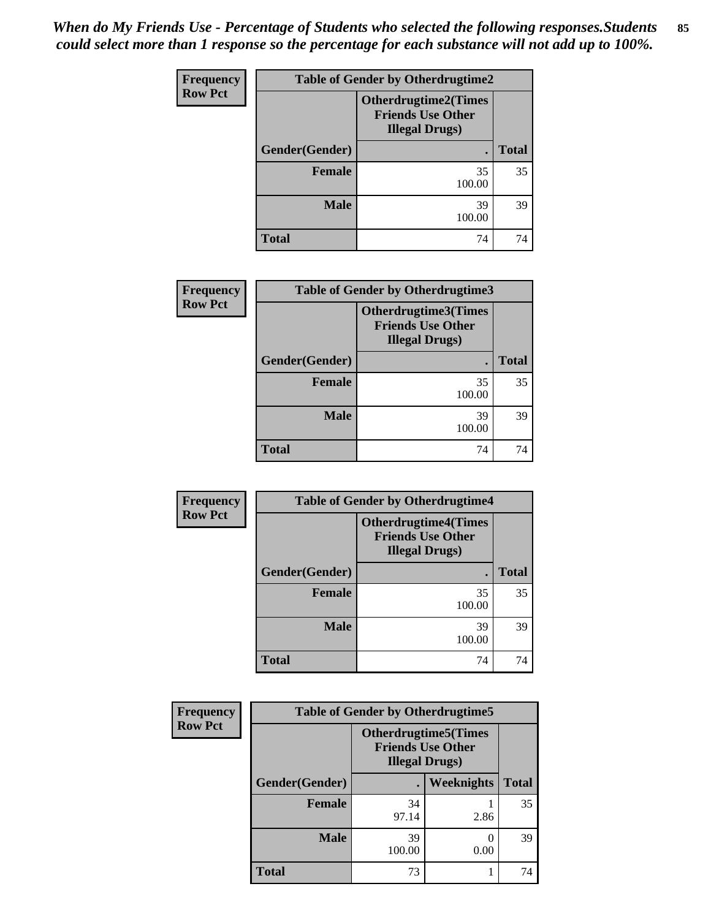*When do My Friends Use - Percentage of Students who selected the following responses.Students could select more than 1 response so the percentage for each substance will not add up to 100%.*

**Frequency**
**Row Pct**

| Table of Gender by Otherdrugtime2 | | |
|---|---|---|
| | Otherdrugtime2(Times Friends Use Other Illegal Drugs) | |
| Gender(Gender) | . | Total |
| Female | 35<br>100.00 | 35 |
| Male | 39<br>100.00 | 39 |
| Total | 74 | 74 |

**Frequency**
**Row Pct**

| Table of Gender by Otherdrugtime3 | | |
|---|---|---|
| | Otherdrugtime3(Times Friends Use Other Illegal Drugs) | |
| Gender(Gender) | . | Total |
| Female | 35<br>100.00 | 35 |
| Male | 39<br>100.00 | 39 |
| Total | 74 | 74 |

**Frequency**
**Row Pct**

| Table of Gender by Otherdrugtime4 | | |
|---|---|---|
| | Otherdrugtime4(Times Friends Use Other Illegal Drugs) | |
| Gender(Gender) | . | Total |
| Female | 35<br>100.00 | 35 |
| Male | 39<br>100.00 | 39 |
| Total | 74 | 74 |

**Frequency**
**Row Pct**

| Table of Gender by Otherdrugtime5 | | | |
|---|---|---|---|
| | Otherdrugtime5(Times Friends Use Other Illegal Drugs) | | |
| Gender(Gender) | . | Weeknights | Total |
| Female | 34<br>97.14 | 1<br>2.86 | 35 |
| Male | 39<br>100.00 | 0<br>0.00 | 39 |
| Total | 73 | 1 | 74 |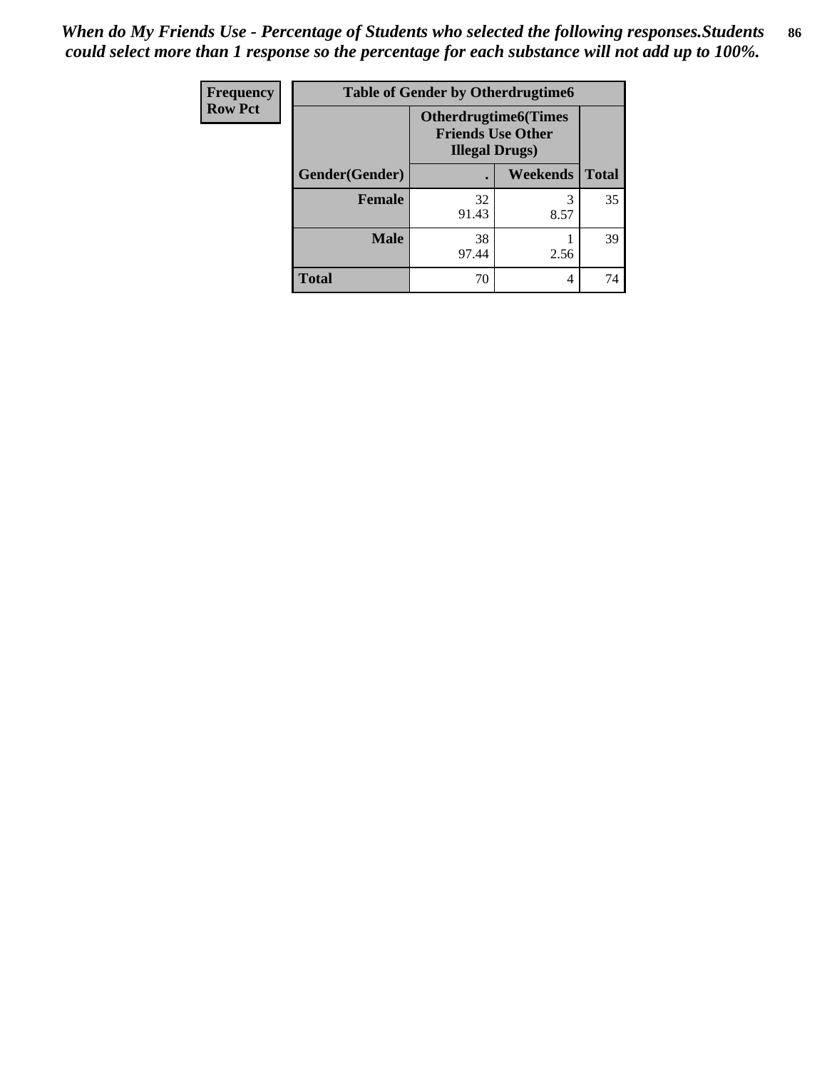*When do My Friends Use - Percentage of Students who selected the following responses.Students could select more than 1 response so the percentage for each substance will not add up to 100%.*

| Frequency Row Pct |
|---|

**Table of Gender by Otherdrugtime6**

| | Otherdrugtime6(Times Friends Use Other Illegal Drugs) | | |
|---|---|---|---|
| **Gender(Gender)** | **.** | **Weekends** | **Total** |
| **Female** | 32<br>91.43 | 3<br>8.57 | 35 |
| **Male** | 38<br>97.44 | 1<br>2.56 | 39 |
| **Total** | 70 | 4 | 74 |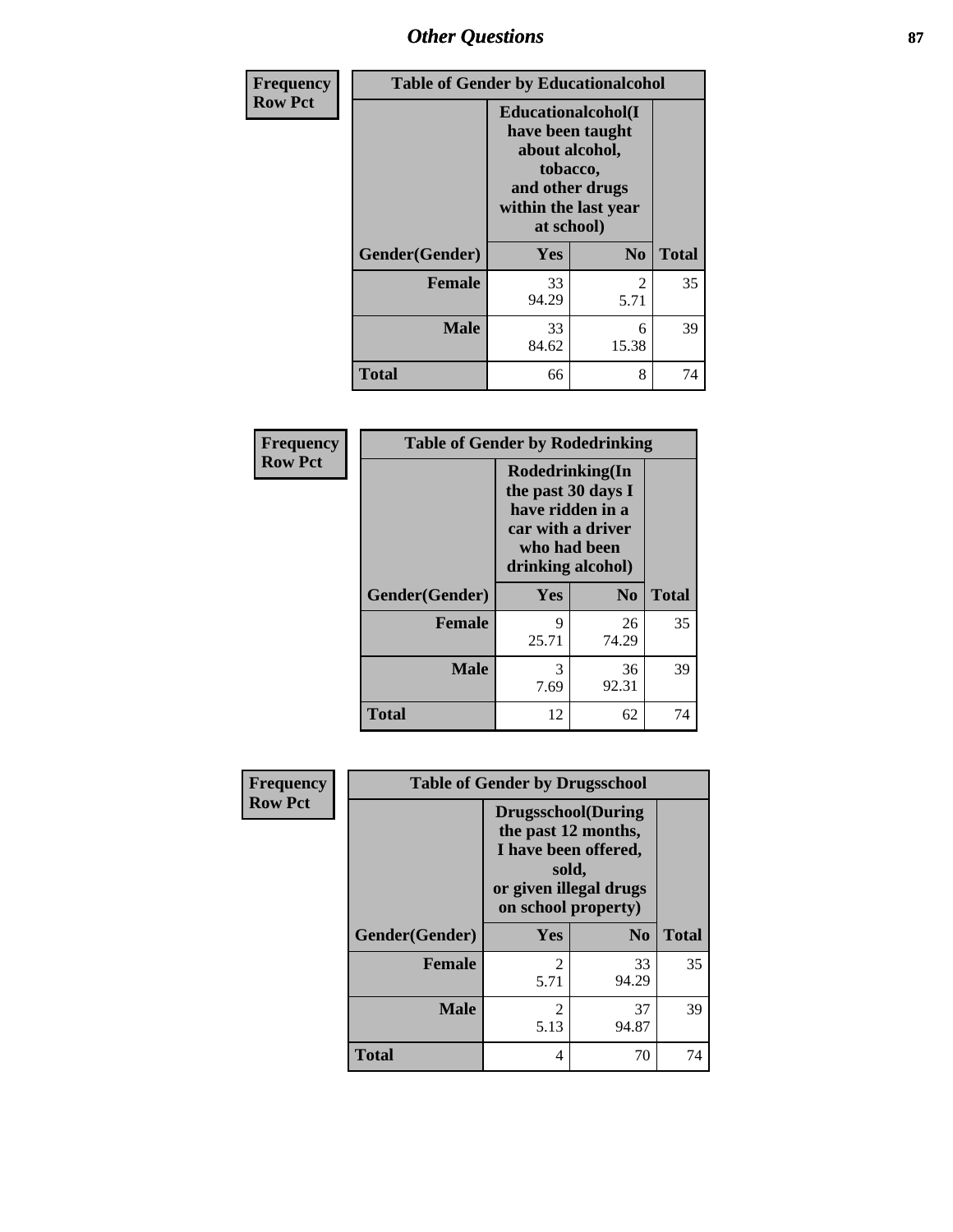# Other Questions

**Frequency**
**Row Pct**

| Table of Gender by Educationalcohol | | | |
|---|---|---|---|
| | Educationalcohol(I have been taught about alcohol, tobacco, and other drugs within the last year at school) | | |
| Gender(Gender) | Yes | No | Total |
| Female | 33<br>94.29 | 2<br>5.71 | 35 |
| Male | 33<br>84.62 | 6<br>15.38 | 39 |
| Total | 66 | 8 | 74 |

**Frequency**
**Row Pct**

| Table of Gender by Rodedrinking | | | |
|---|---|---|---|
| | Rodedrinking(In the past 30 days I have ridden in a car with a driver who had been drinking alcohol) | | |
| Gender(Gender) | Yes | No | Total |
| Female | 9<br>25.71 | 26<br>74.29 | 35 |
| Male | 3<br>7.69 | 36<br>92.31 | 39 |
| Total | 12 | 62 | 74 |

**Frequency**
**Row Pct**

| Table of Gender by Drugsschool | | | |
|---|---|---|---|
| | Drugsschool(During the past 12 months, I have been offered, sold, or given illegal drugs on school property) | | |
| Gender(Gender) | Yes | No | Total |
| Female | 2<br>5.71 | 33<br>94.29 | 35 |
| Male | 2<br>5.13 | 37<br>94.87 | 39 |
| Total | 4 | 70 | 74 |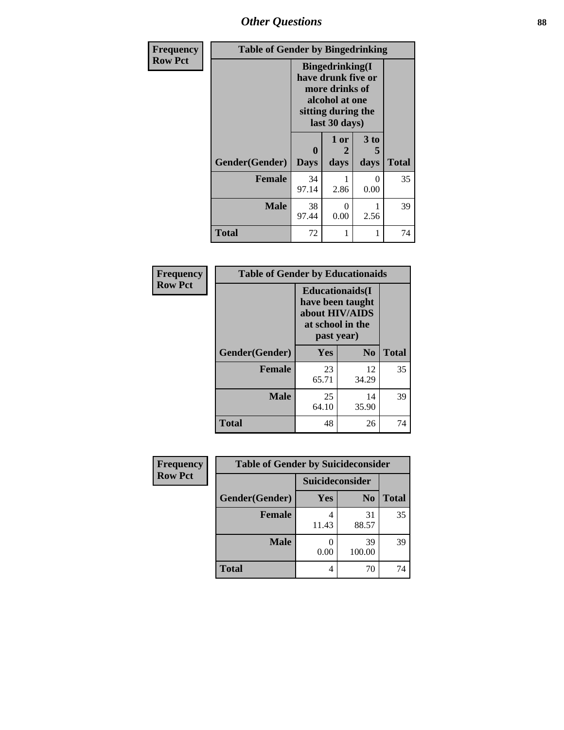## Other Questions

| Frequency Row Pct | Table of Gender by Bingedrinking | | | |
|---|---|---|---|---|
| | Bingedrinking(I have drunk five or more drinks of alcohol at one sitting during the last 30 days) | | | |
| Gender(Gender) | 0 Days | 1 or 2 days | 3 to 5 days | Total |
| Female | 34<br>97.14 | 1<br>2.86 | 0<br>0.00 | 35 |
| Male | 38<br>97.44 | 0<br>0.00 | 1<br>2.56 | 39 |
| Total | 72 | 1 | 1 | 74 |

| Frequency Row Pct | Table of Gender by Educationaids | | |
|---|---|---|---|
| | Educationaids(I have been taught about HIV/AIDS at school in the past year) | | |
| Gender(Gender) | Yes | No | Total |
| Female | 23<br>65.71 | 12<br>34.29 | 35 |
| Male | 25<br>64.10 | 14<br>35.90 | 39 |
| Total | 48 | 26 | 74 |

| Frequency Row Pct | Table of Gender by Suicideconsider | | |
|---|---|---|---|
| | Suicideconsider | | |
| Gender(Gender) | Yes | No | Total |
| Female | 4<br>11.43 | 31<br>88.57 | 35 |
| Male | 0<br>0.00 | 39<br>100.00 | 39 |
| Total | 4 | 70 | 74 |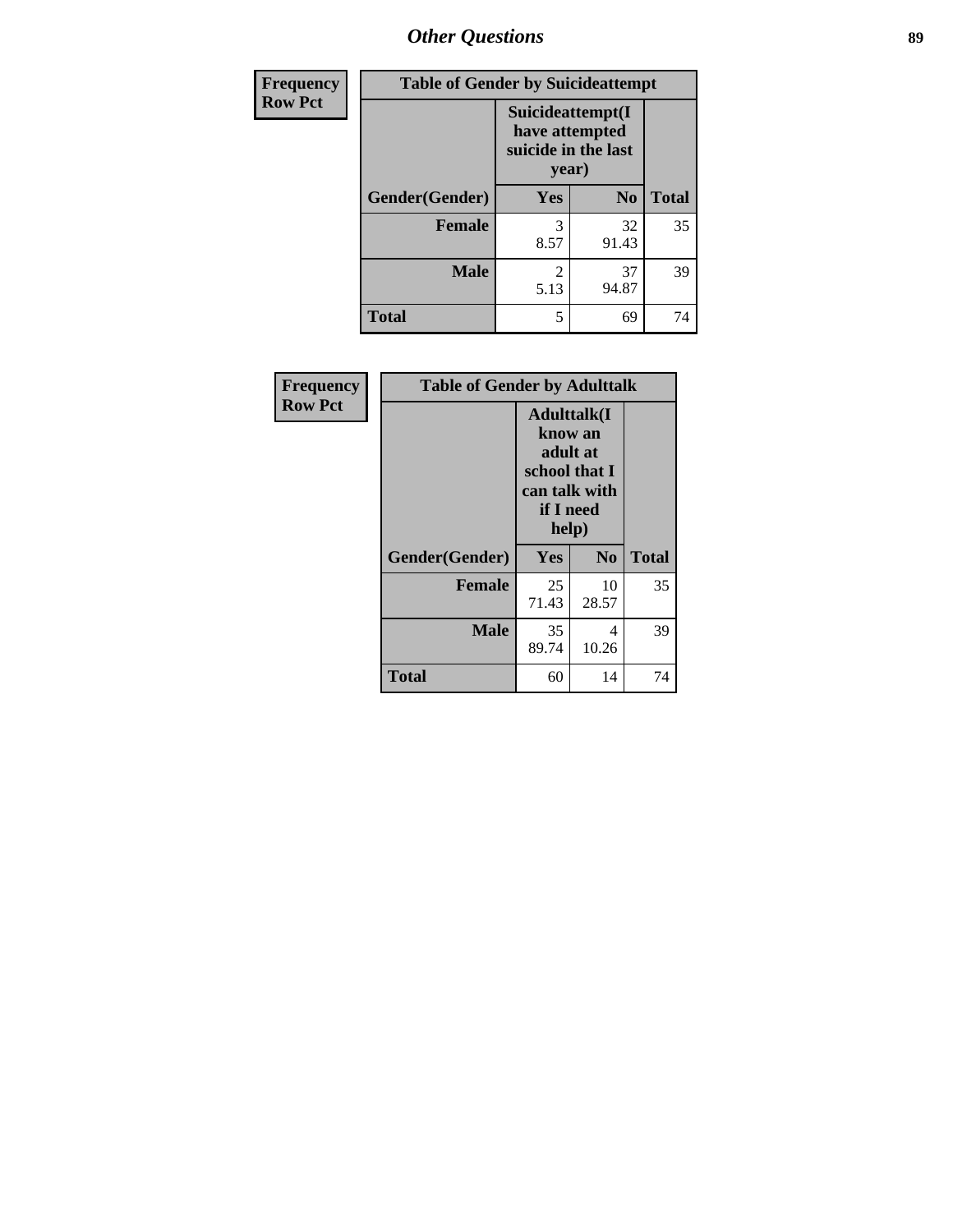## Other Questions

| Frequency<br>Row Pct | Table of Gender by Suicideattempt | | |
|---|---|---|---|
| | Suicideattempt(I have attempted suicide in the last year) | | |
| Gender(Gender) | Yes | No | Total |
| Female | 3<br>8.57 | 32<br>91.43 | 35 |
| Male | 2<br>5.13 | 37<br>94.87 | 39 |
| Total | 5 | 69 | 74 |

| Frequency<br>Row Pct | Table of Gender by Adulttalk | | |
|---|---|---|---|
| | Adulttalk(I know an adult at school that I can talk with if I need help) | | |
| Gender(Gender) | Yes | No | Total |
| Female | 25<br>71.43 | 10<br>28.57 | 35 |
| Male | 35<br>89.74 | 4<br>10.26 | 39 |
| Total | 60 | 14 | 74 |